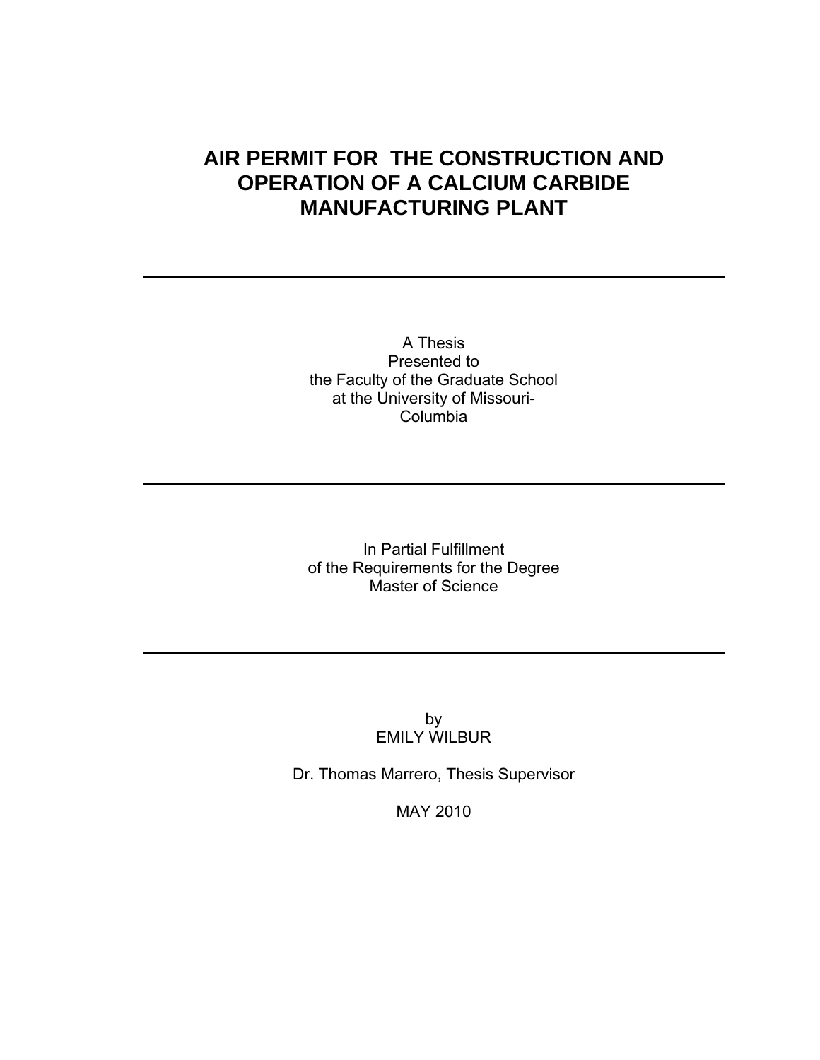# AIR PERMIT FOR THE CONSTRUCTION AND OPERATION OF A CALCIUM CARBIDE MANUFACTURING PLANT

---

A Thesis
Presented to
the Faculty of the Graduate School
at the University of Missouri-
Columbia

---

In Partial Fulfillment
of the Requirements for the Degree
Master of Science

---

by
EMILY WILBUR

Dr. Thomas Marrero, Thesis Supervisor

MAY 2010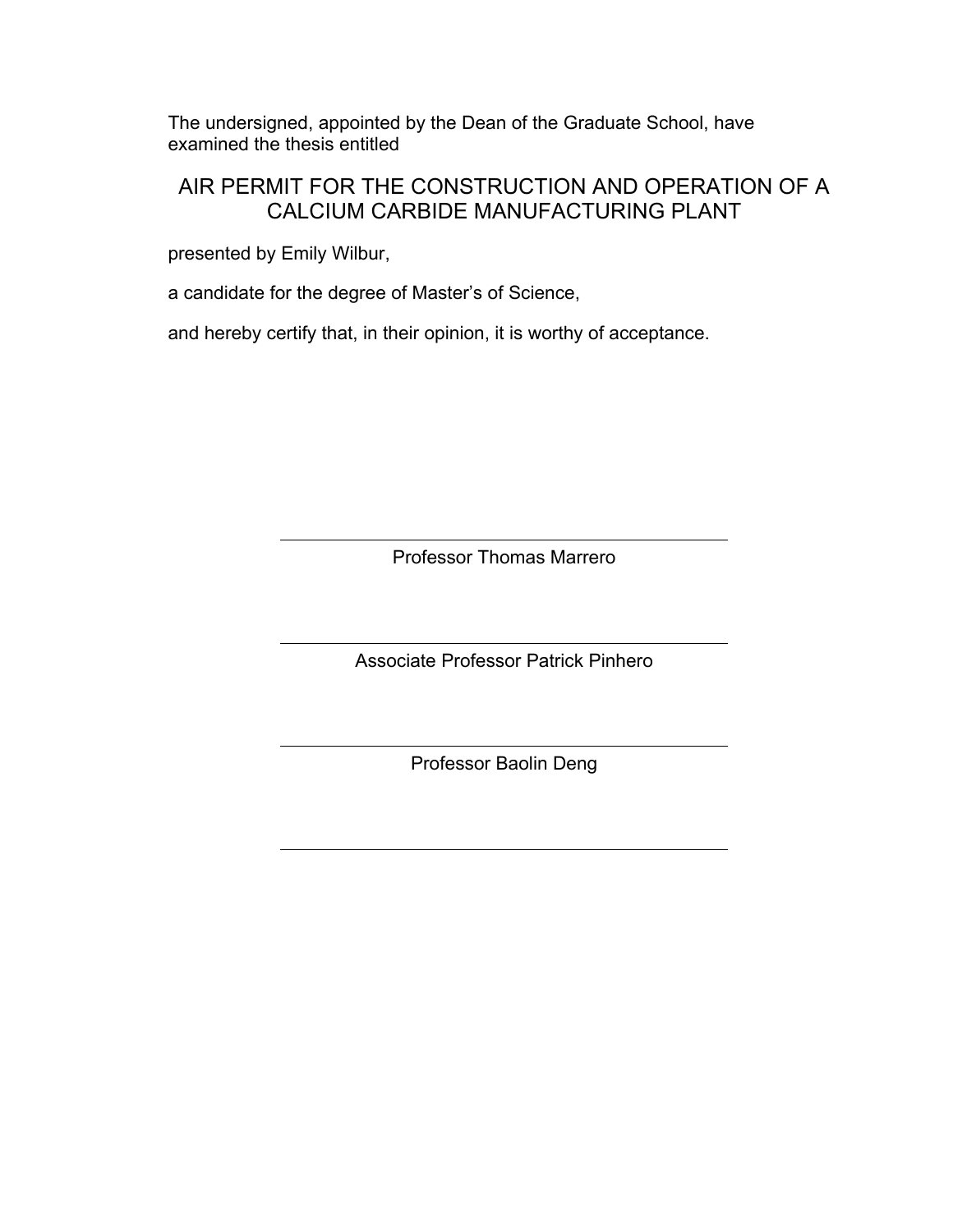The undersigned, appointed by the Dean of the Graduate School, have examined the thesis entitled

AIR PERMIT FOR THE CONSTRUCTION AND OPERATION OF A CALCIUM CARBIDE MANUFACTURING PLANT

presented by Emily Wilbur,

a candidate for the degree of Master's of Science,

and hereby certify that, in their opinion, it is worthy of acceptance.

Professor Thomas Marrero

Associate Professor Patrick Pinhero

Professor Baolin Deng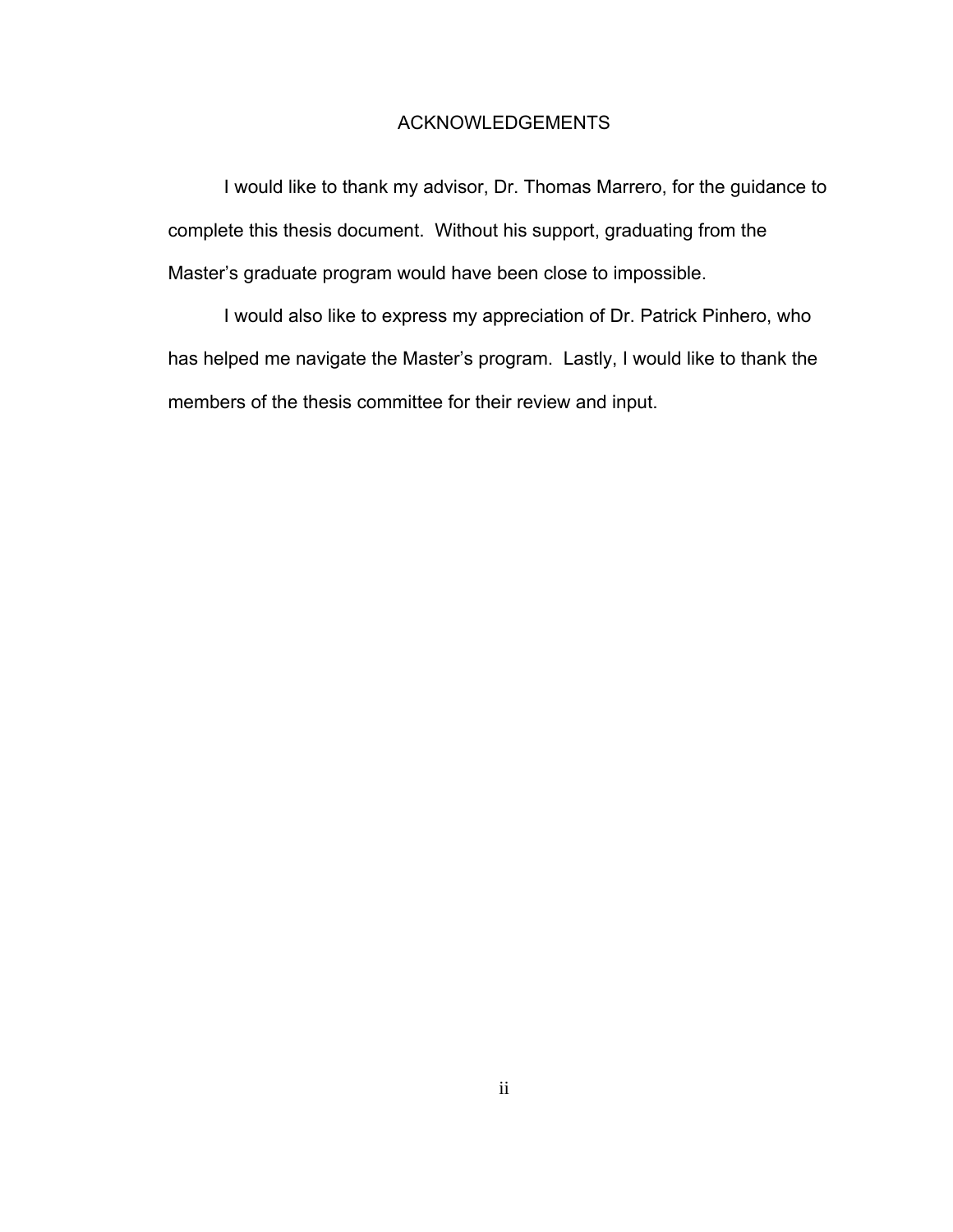# ACKNOWLEDGEMENTS

I would like to thank my advisor, Dr. Thomas Marrero, for the guidance to complete this thesis document. Without his support, graduating from the Master's graduate program would have been close to impossible.

I would also like to express my appreciation of Dr. Patrick Pinhero, who has helped me navigate the Master's program. Lastly, I would like to thank the members of the thesis committee for their review and input.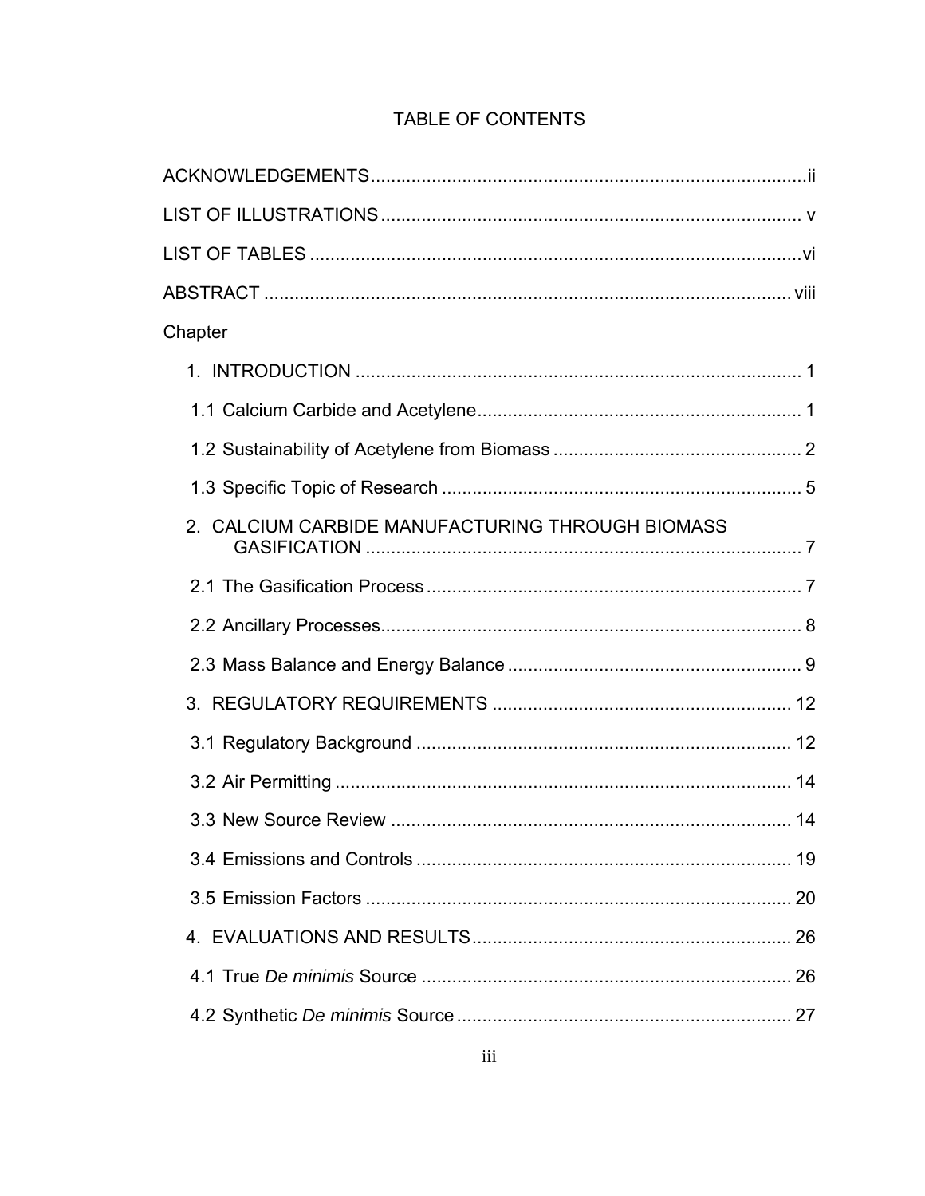# TABLE OF CONTENTS

ACKNOWLEDGEMENTS ..... ii

LIST OF ILLUSTRATIONS ..... v

LIST OF TABLES ..... vi

ABSTRACT ..... viii

Chapter

1. INTRODUCTION ..... 1
   - 1.1 Calcium Carbide and Acetylene ..... 1
   - 1.2 Sustainability of Acetylene from Biomass ..... 2
   - 1.3 Specific Topic of Research ..... 5
2. CALCIUM CARBIDE MANUFACTURING THROUGH BIOMASS GASIFICATION ..... 7
   - 2.1 The Gasification Process ..... 7
   - 2.2 Ancillary Processes ..... 8
   - 2.3 Mass Balance and Energy Balance ..... 9
3. REGULATORY REQUIREMENTS ..... 12
   - 3.1 Regulatory Background ..... 12
   - 3.2 Air Permitting ..... 14
   - 3.3 New Source Review ..... 14
   - 3.4 Emissions and Controls ..... 19
   - 3.5 Emission Factors ..... 20
4. EVALUATIONS AND RESULTS ..... 26
   - 4.1 True *De minimis* Source ..... 26
   - 4.2 Synthetic *De minimis* Source ..... 27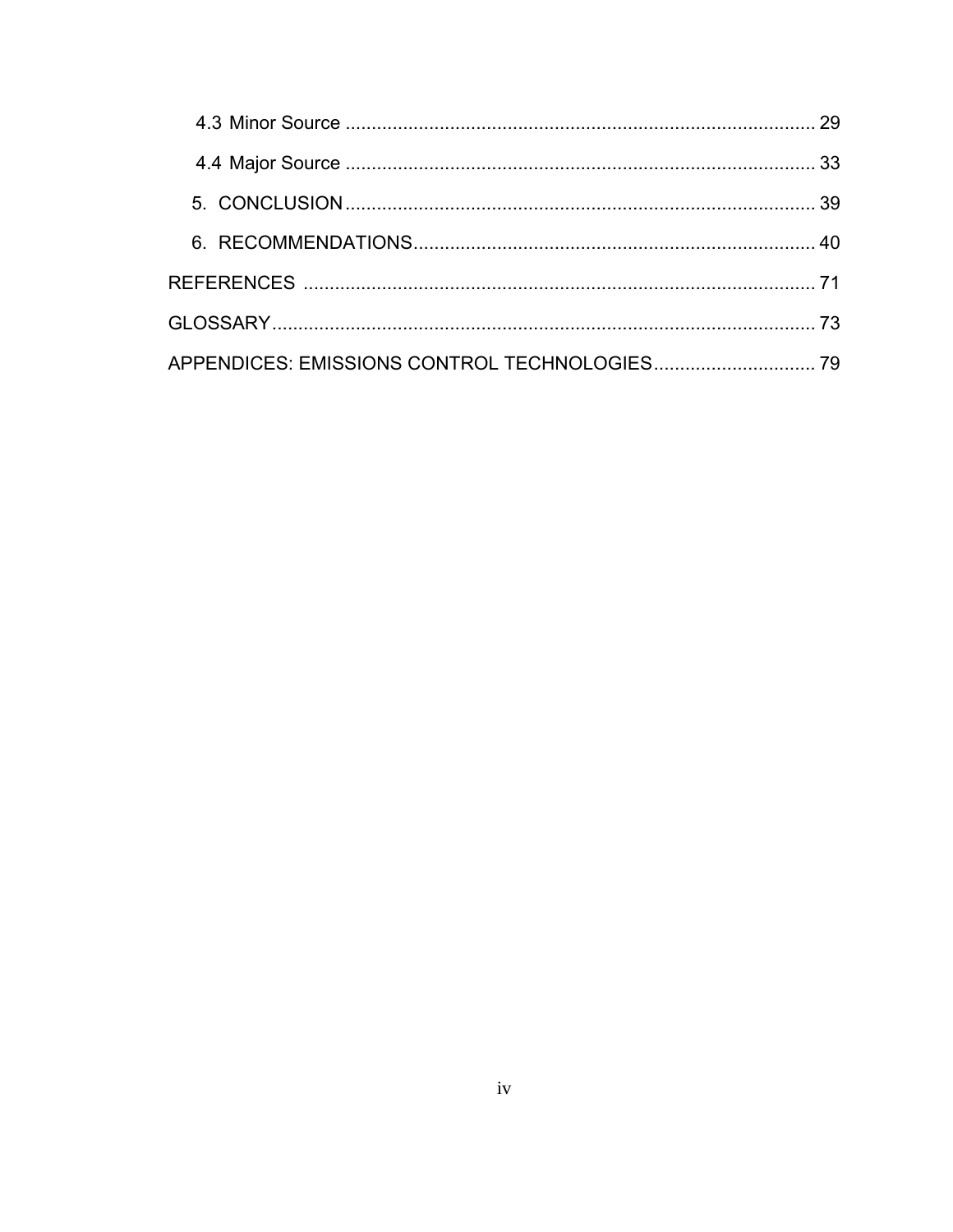4.3 Minor Source ........................................................................................ 29

4.4 Major Source ........................................................................................ 33

5. CONCLUSION ........................................................................................ 39

6. RECOMMENDATIONS ............................................................................ 40

REFERENCES ................................................................................................ 71

GLOSSARY ...................................................................................................... 73

APPENDICES: EMISSIONS CONTROL TECHNOLOGIES ............................... 79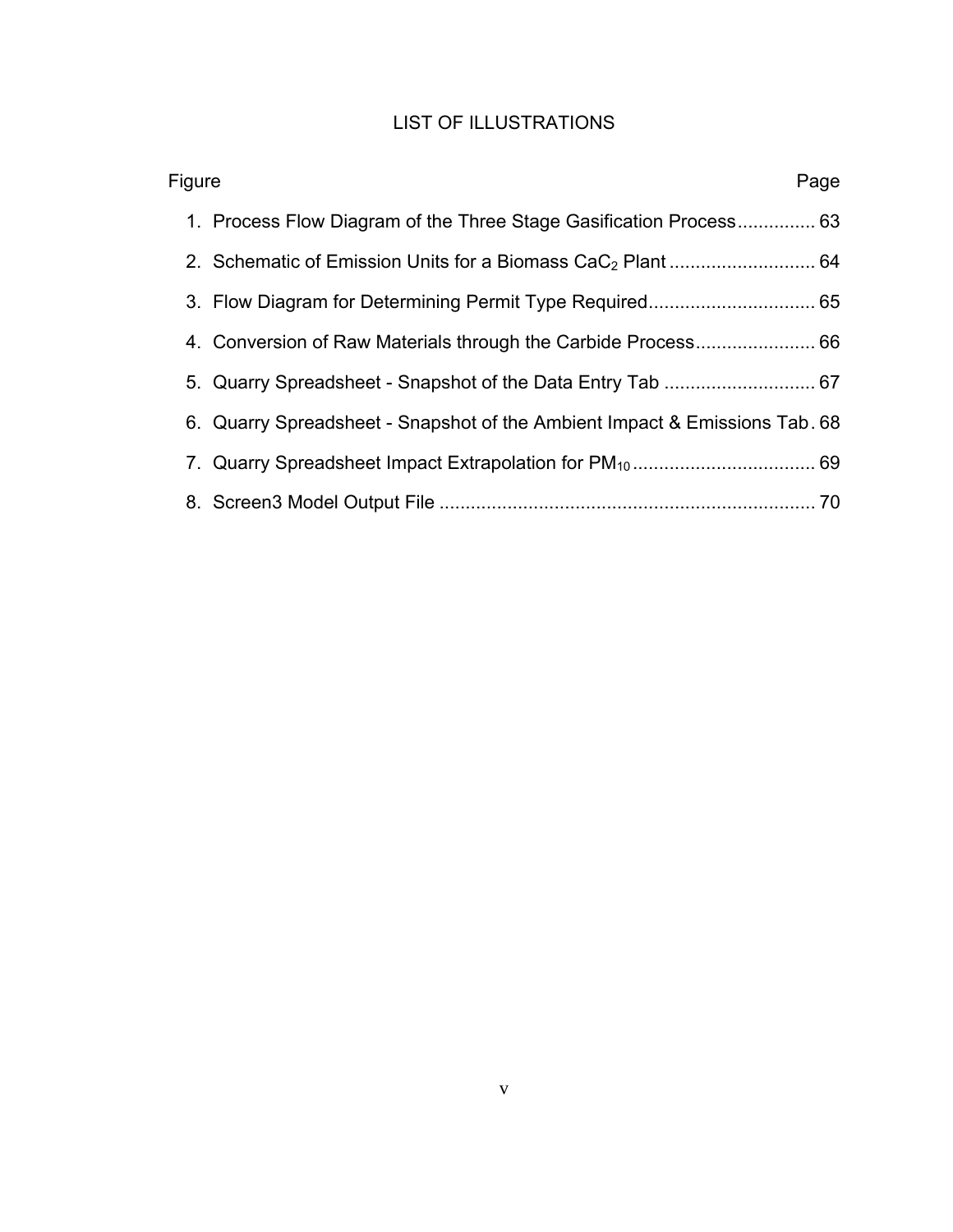# LIST OF ILLUSTRATIONS

| Figure | Page |
|---|---|
| 1. Process Flow Diagram of the Three Stage Gasification Process | 63 |
| 2. Schematic of Emission Units for a Biomass $CaC_2$ Plant | 64 |
| 3. Flow Diagram for Determining Permit Type Required | 65 |
| 4. Conversion of Raw Materials through the Carbide Process | 66 |
| 5. Quarry Spreadsheet - Snapshot of the Data Entry Tab | 67 |
| 6. Quarry Spreadsheet - Snapshot of the Ambient Impact & Emissions Tab | 68 |
| 7. Quarry Spreadsheet Impact Extrapolation for $PM_{10}$ | 69 |
| 8. Screen3 Model Output File | 70 |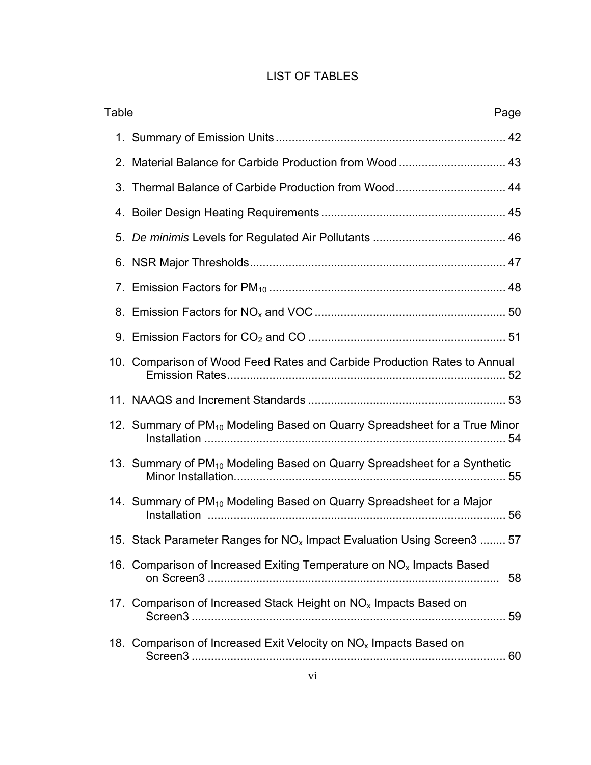# LIST OF TABLES

| Table | | Page |
|---|---|---|
| 1. | Summary of Emission Units | 42 |
| 2. | Material Balance for Carbide Production from Wood | 43 |
| 3. | Thermal Balance of Carbide Production from Wood | 44 |
| 4. | Boiler Design Heating Requirements | 45 |
| 5. | *De minimis* Levels for Regulated Air Pollutants | 46 |
| 6. | NSR Major Thresholds | 47 |
| 7. | Emission Factors for $PM_{10}$ | 48 |
| 8. | Emission Factors for $NO_x$ and VOC | 50 |
| 9. | Emission Factors for $CO_2$ and CO | 51 |
| 10. | Comparison of Wood Feed Rates and Carbide Production Rates to Annual Emission Rates | 52 |
| 11. | NAAQS and Increment Standards | 53 |
| 12. | Summary of $PM_{10}$ Modeling Based on Quarry Spreadsheet for a True Minor Installation | 54 |
| 13. | Summary of $PM_{10}$ Modeling Based on Quarry Spreadsheet for a Synthetic Minor Installation | 55 |
| 14. | Summary of $PM_{10}$ Modeling Based on Quarry Spreadsheet for a Major Installation | 56 |
| 15. | Stack Parameter Ranges for $NO_x$ Impact Evaluation Using Screen3 | 57 |
| 16. | Comparison of Increased Exiting Temperature on $NO_x$ Impacts Based on Screen3 | 58 |
| 17. | Comparison of Increased Stack Height on $NO_x$ Impacts Based on Screen3 | 59 |
| 18. | Comparison of Increased Exit Velocity on $NO_x$ Impacts Based on Screen3 | 60 |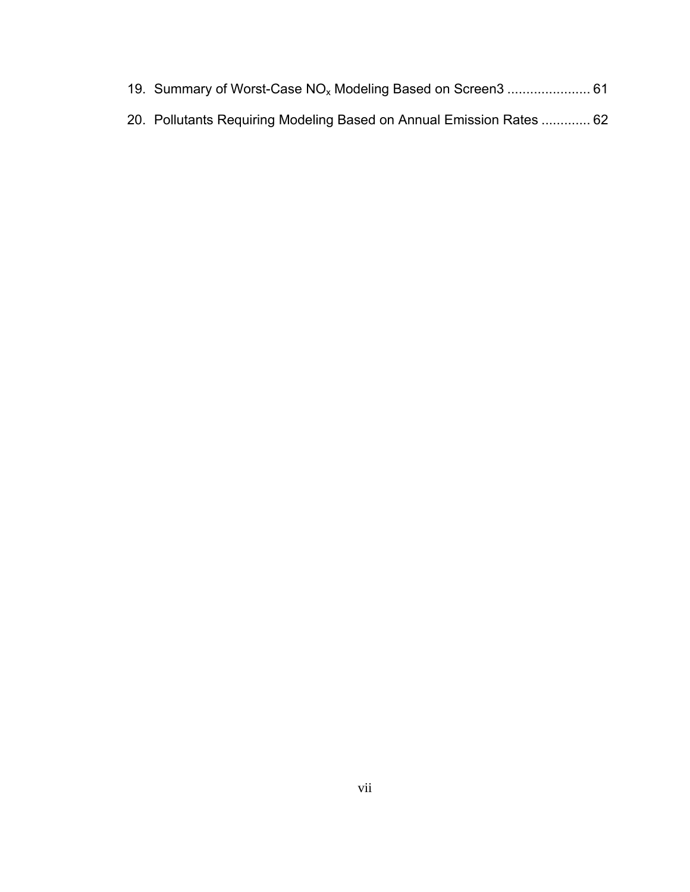19. Summary of Worst-Case $NO_x$ Modeling Based on Screen3 ...................... 61

20. Pollutants Requiring Modeling Based on Annual Emission Rates ............. 62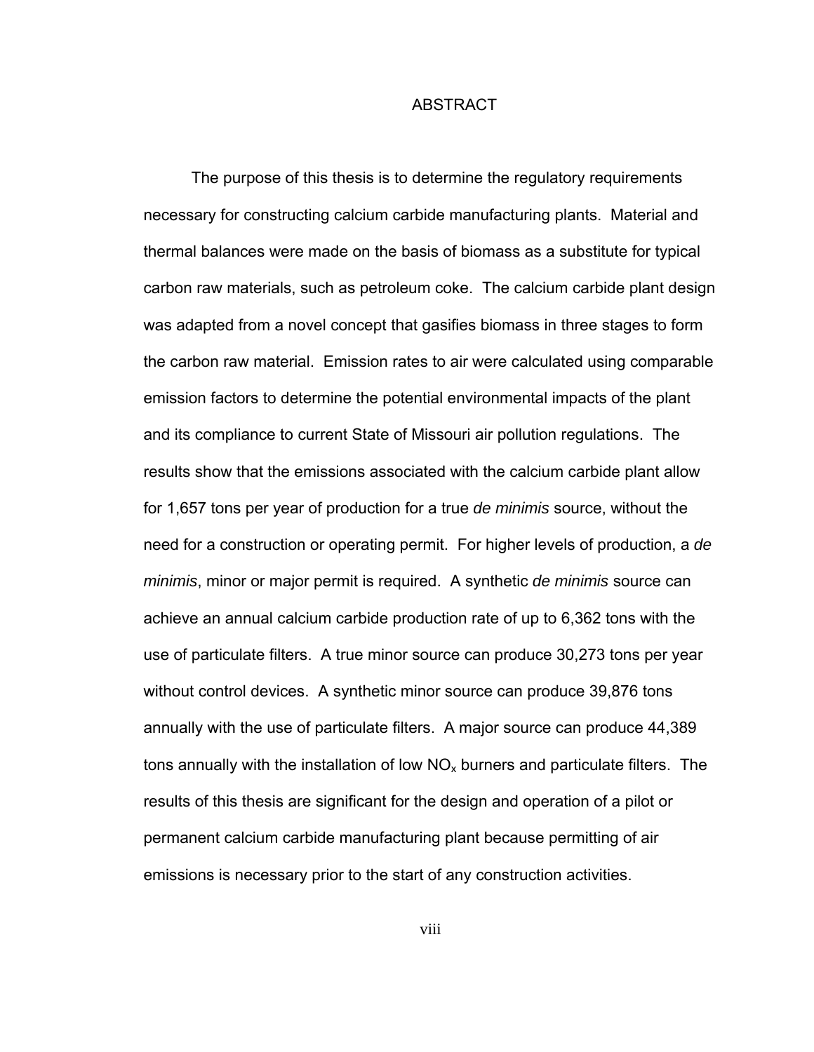# ABSTRACT

The purpose of this thesis is to determine the regulatory requirements necessary for constructing calcium carbide manufacturing plants. Material and thermal balances were made on the basis of biomass as a substitute for typical carbon raw materials, such as petroleum coke. The calcium carbide plant design was adapted from a novel concept that gasifies biomass in three stages to form the carbon raw material. Emission rates to air were calculated using comparable emission factors to determine the potential environmental impacts of the plant and its compliance to current State of Missouri air pollution regulations. The results show that the emissions associated with the calcium carbide plant allow for 1,657 tons per year of production for a true *de minimis* source, without the need for a construction or operating permit. For higher levels of production, a *de minimis*, minor or major permit is required. A synthetic *de minimis* source can achieve an annual calcium carbide production rate of up to 6,362 tons with the use of particulate filters. A true minor source can produce 30,273 tons per year without control devices. A synthetic minor source can produce 39,876 tons annually with the use of particulate filters. A major source can produce 44,389 tons annually with the installation of low $NO_x$ burners and particulate filters. The results of this thesis are significant for the design and operation of a pilot or permanent calcium carbide manufacturing plant because permitting of air emissions is necessary prior to the start of any construction activities.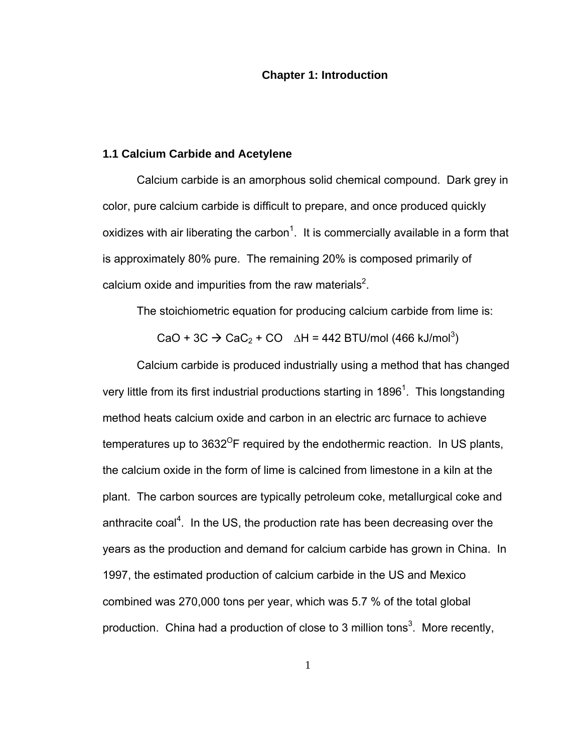# Chapter 1: Introduction

## 1.1 Calcium Carbide and Acetylene

Calcium carbide is an amorphous solid chemical compound. Dark grey in color, pure calcium carbide is difficult to prepare, and once produced quickly oxidizes with air liberating the carbon[1]. It is commercially available in a form that is approximately 80% pure. The remaining 20% is composed primarily of calcium oxide and impurities from the raw materials[2].

The stoichiometric equation for producing calcium carbide from lime is:

$$CaO + 3C \rightarrow CaC_2 + CO \quad \Delta H = 442 \text{ BTU/mol } (466 \text{ kJ/mol}^{3})$$

Calcium carbide is produced industrially using a method that has changed very little from its first industrial productions starting in 1896[1]. This longstanding method heats calcium oxide and carbon in an electric arc furnace to achieve temperatures up to 3632$^{O}$F required by the endothermic reaction. In US plants, the calcium oxide in the form of lime is calcined from limestone in a kiln at the plant. The carbon sources are typically petroleum coke, metallurgical coke and anthracite coal[4]. In the US, the production rate has been decreasing over the years as the production and demand for calcium carbide has grown in China. In 1997, the estimated production of calcium carbide in the US and Mexico combined was 270,000 tons per year, which was 5.7 % of the total global production. China had a production of close to 3 million tons[3]. More recently,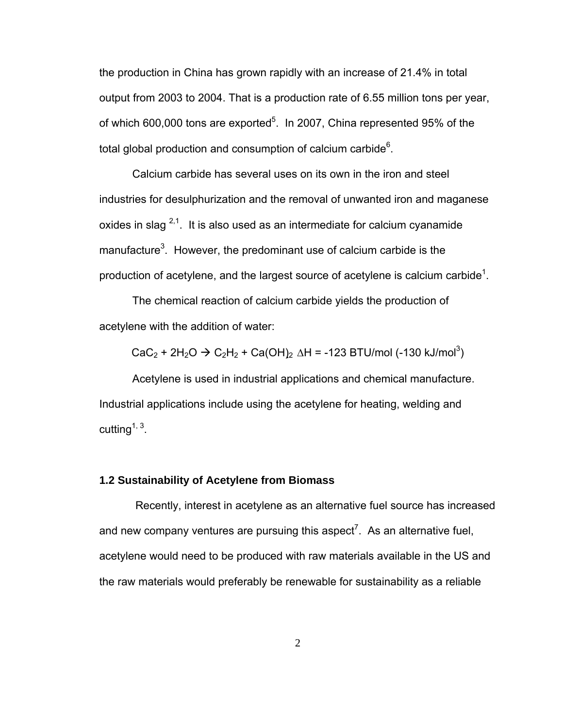the production in China has grown rapidly with an increase of 21.4% in total output from 2003 to 2004. That is a production rate of 6.55 million tons per year, of which 600,000 tons are exported[5]. In 2007, China represented 95% of the total global production and consumption of calcium carbide[6].

Calcium carbide has several uses on its own in the iron and steel industries for desulphurization and the removal of unwanted iron and maganese oxides in slag [2,1]. It is also used as an intermediate for calcium cyanamide manufacture[3]. However, the predominant use of calcium carbide is the production of acetylene, and the largest source of acetylene is calcium carbide[1].

The chemical reaction of calcium carbide yields the production of acetylene with the addition of water:

$$CaC_2 + 2H_2O \rightarrow C_2H_2 + Ca(OH)_2 \quad \Delta H = -123 \text{ BTU/mol } (-130 \text{ kJ/mol}^{3})$$

Acetylene is used in industrial applications and chemical manufacture. Industrial applications include using the acetylene for heating, welding and cutting[1, 3].

### 1.2 Sustainability of Acetylene from Biomass

Recently, interest in acetylene as an alternative fuel source has increased and new company ventures are pursuing this aspect[7]. As an alternative fuel, acetylene would need to be produced with raw materials available in the US and the raw materials would preferably be renewable for sustainability as a reliable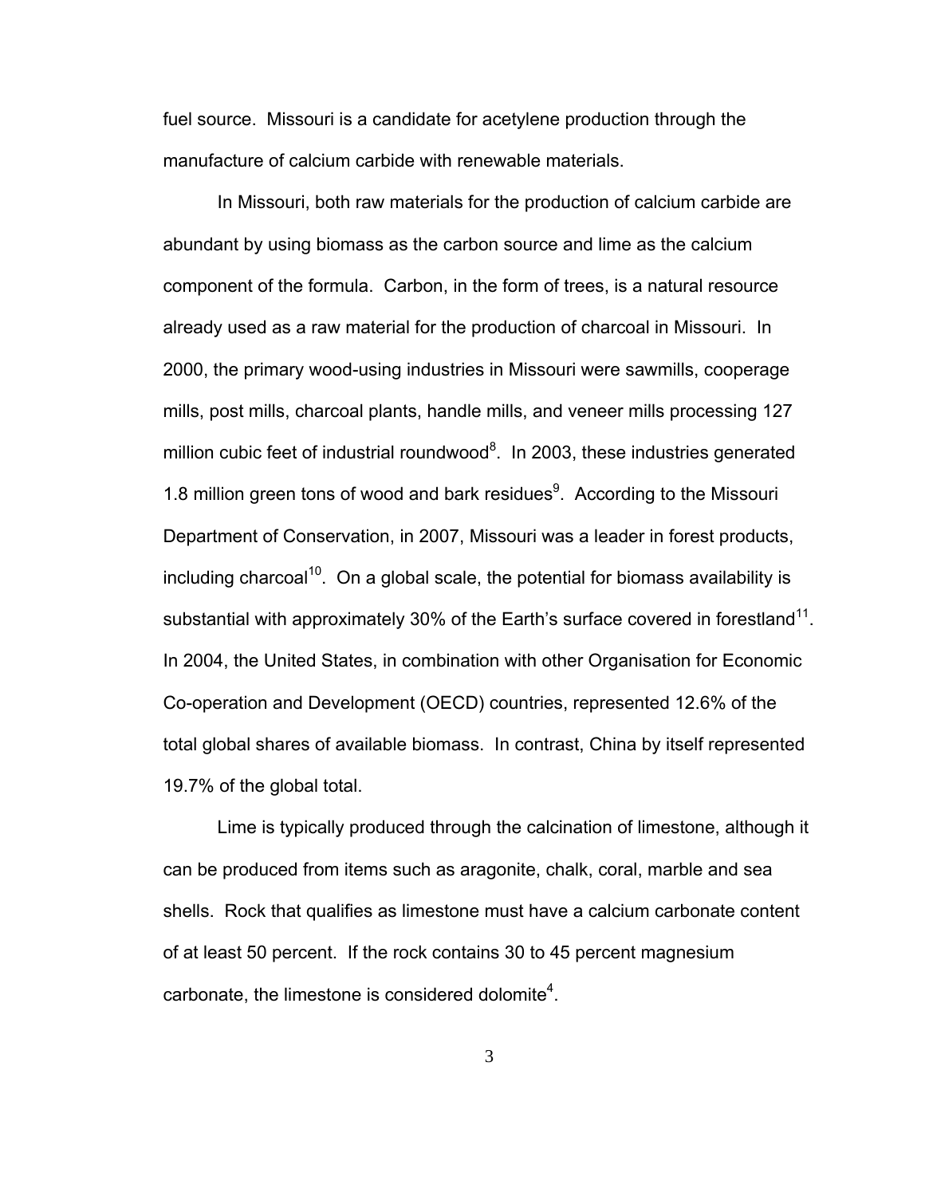fuel source. Missouri is a candidate for acetylene production through the manufacture of calcium carbide with renewable materials.

In Missouri, both raw materials for the production of calcium carbide are abundant by using biomass as the carbon source and lime as the calcium component of the formula. Carbon, in the form of trees, is a natural resource already used as a raw material for the production of charcoal in Missouri. In 2000, the primary wood-using industries in Missouri were sawmills, cooperage mills, post mills, charcoal plants, handle mills, and veneer mills processing 127 million cubic feet of industrial roundwood[8]. In 2003, these industries generated 1.8 million green tons of wood and bark residues[9]. According to the Missouri Department of Conservation, in 2007, Missouri was a leader in forest products, including charcoal[10]. On a global scale, the potential for biomass availability is substantial with approximately 30% of the Earth's surface covered in forestland[11]. In 2004, the United States, in combination with other Organisation for Economic Co-operation and Development (OECD) countries, represented 12.6% of the total global shares of available biomass. In contrast, China by itself represented 19.7% of the global total.

Lime is typically produced through the calcination of limestone, although it can be produced from items such as aragonite, chalk, coral, marble and sea shells. Rock that qualifies as limestone must have a calcium carbonate content of at least 50 percent. If the rock contains 30 to 45 percent magnesium carbonate, the limestone is considered dolomite[4].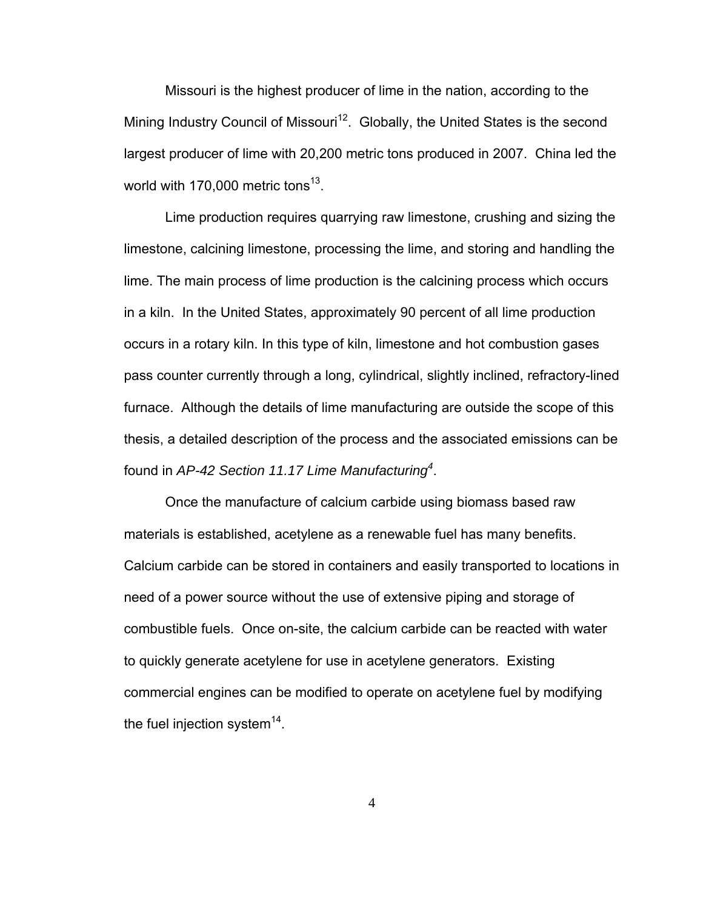Missouri is the highest producer of lime in the nation, according to the Mining Industry Council of Missouri[12]. Globally, the United States is the second largest producer of lime with 20,200 metric tons produced in 2007. China led the world with 170,000 metric tons[13].

Lime production requires quarrying raw limestone, crushing and sizing the limestone, calcining limestone, processing the lime, and storing and handling the lime. The main process of lime production is the calcining process which occurs in a kiln. In the United States, approximately 90 percent of all lime production occurs in a rotary kiln. In this type of kiln, limestone and hot combustion gases pass counter currently through a long, cylindrical, slightly inclined, refractory-lined furnace. Although the details of lime manufacturing are outside the scope of this thesis, a detailed description of the process and the associated emissions can be found in *AP-42 Section 11.17 Lime Manufacturing*[4].

Once the manufacture of calcium carbide using biomass based raw materials is established, acetylene as a renewable fuel has many benefits. Calcium carbide can be stored in containers and easily transported to locations in need of a power source without the use of extensive piping and storage of combustible fuels. Once on-site, the calcium carbide can be reacted with water to quickly generate acetylene for use in acetylene generators. Existing commercial engines can be modified to operate on acetylene fuel by modifying the fuel injection system[14].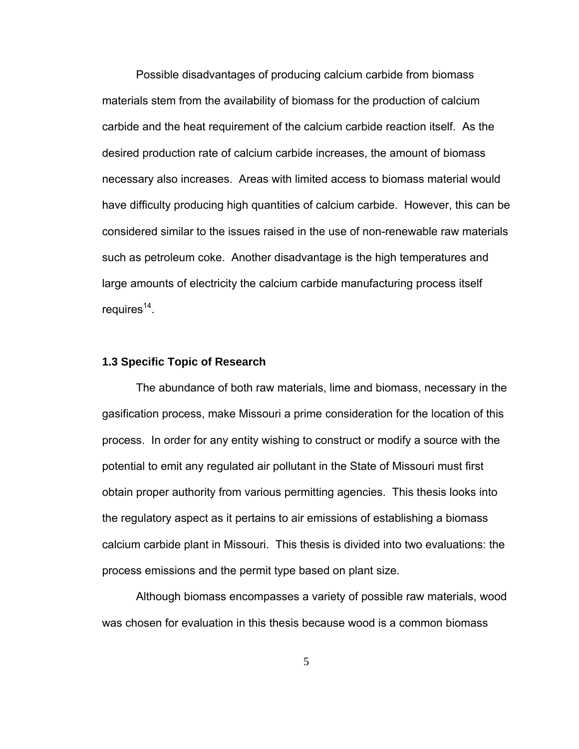Possible disadvantages of producing calcium carbide from biomass materials stem from the availability of biomass for the production of calcium carbide and the heat requirement of the calcium carbide reaction itself. As the desired production rate of calcium carbide increases, the amount of biomass necessary also increases. Areas with limited access to biomass material would have difficulty producing high quantities of calcium carbide. However, this can be considered similar to the issues raised in the use of non-renewable raw materials such as petroleum coke. Another disadvantage is the high temperatures and large amounts of electricity the calcium carbide manufacturing process itself requires[14].

### 1.3 Specific Topic of Research

The abundance of both raw materials, lime and biomass, necessary in the gasification process, make Missouri a prime consideration for the location of this process. In order for any entity wishing to construct or modify a source with the potential to emit any regulated air pollutant in the State of Missouri must first obtain proper authority from various permitting agencies. This thesis looks into the regulatory aspect as it pertains to air emissions of establishing a biomass calcium carbide plant in Missouri. This thesis is divided into two evaluations: the process emissions and the permit type based on plant size.

Although biomass encompasses a variety of possible raw materials, wood was chosen for evaluation in this thesis because wood is a common biomass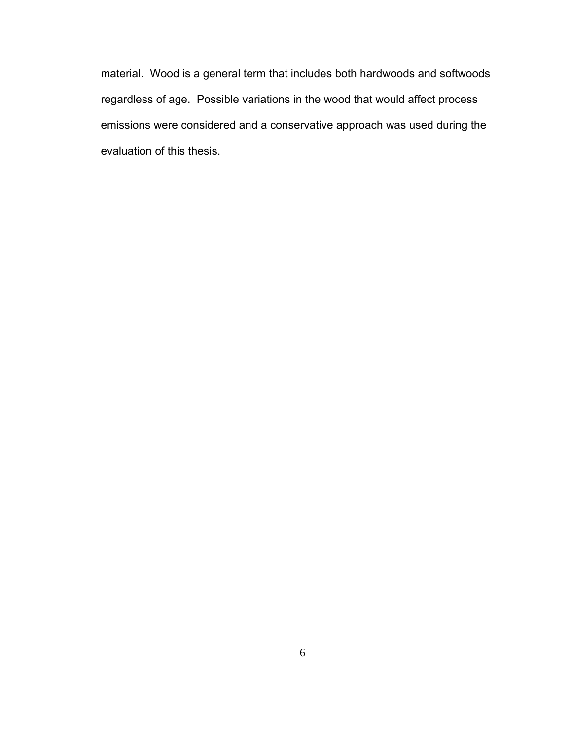material. Wood is a general term that includes both hardwoods and softwoods regardless of age. Possible variations in the wood that would affect process emissions were considered and a conservative approach was used during the evaluation of this thesis.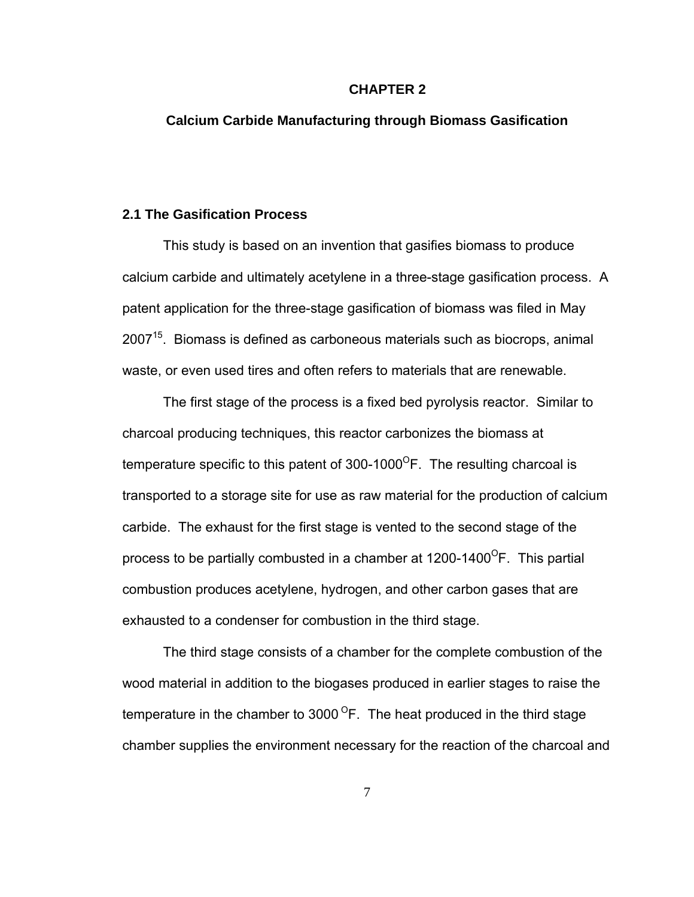# CHAPTER 2

## Calcium Carbide Manufacturing through Biomass Gasification

### 2.1 The Gasification Process

This study is based on an invention that gasifies biomass to produce calcium carbide and ultimately acetylene in a three-stage gasification process. A patent application for the three-stage gasification of biomass was filed in May 2007[15]. Biomass is defined as carboneous materials such as biocrops, animal waste, or even used tires and often refers to materials that are renewable.

The first stage of the process is a fixed bed pyrolysis reactor. Similar to charcoal producing techniques, this reactor carbonizes the biomass at temperature specific to this patent of 300-1000$^{O}$F. The resulting charcoal is transported to a storage site for use as raw material for the production of calcium carbide. The exhaust for the first stage is vented to the second stage of the process to be partially combusted in a chamber at 1200-1400$^{O}$F. This partial combustion produces acetylene, hydrogen, and other carbon gases that are exhausted to a condenser for combustion in the third stage.

The third stage consists of a chamber for the complete combustion of the wood material in addition to the biogases produced in earlier stages to raise the temperature in the chamber to 3000 $^{O}$F. The heat produced in the third stage chamber supplies the environment necessary for the reaction of the charcoal and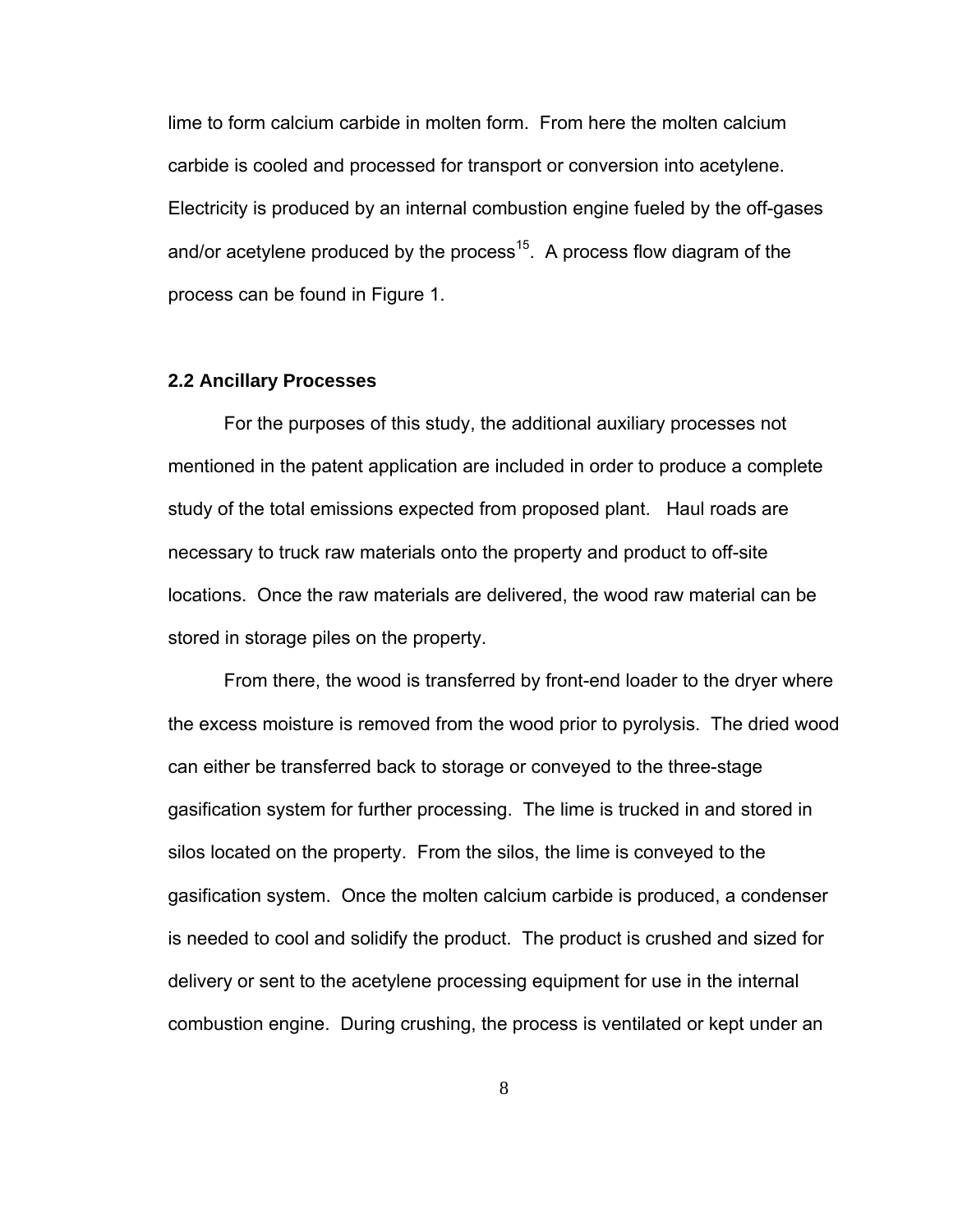lime to form calcium carbide in molten form. From here the molten calcium carbide is cooled and processed for transport or conversion into acetylene. Electricity is produced by an internal combustion engine fueled by the off-gases and/or acetylene produced by the process[15]. A process flow diagram of the process can be found in Figure 1.

### 2.2 Ancillary Processes

For the purposes of this study, the additional auxiliary processes not mentioned in the patent application are included in order to produce a complete study of the total emissions expected from proposed plant. Haul roads are necessary to truck raw materials onto the property and product to off-site locations. Once the raw materials are delivered, the wood raw material can be stored in storage piles on the property.

From there, the wood is transferred by front-end loader to the dryer where the excess moisture is removed from the wood prior to pyrolysis. The dried wood can either be transferred back to storage or conveyed to the three-stage gasification system for further processing. The lime is trucked in and stored in silos located on the property. From the silos, the lime is conveyed to the gasification system. Once the molten calcium carbide is produced, a condenser is needed to cool and solidify the product. The product is crushed and sized for delivery or sent to the acetylene processing equipment for use in the internal combustion engine. During crushing, the process is ventilated or kept under an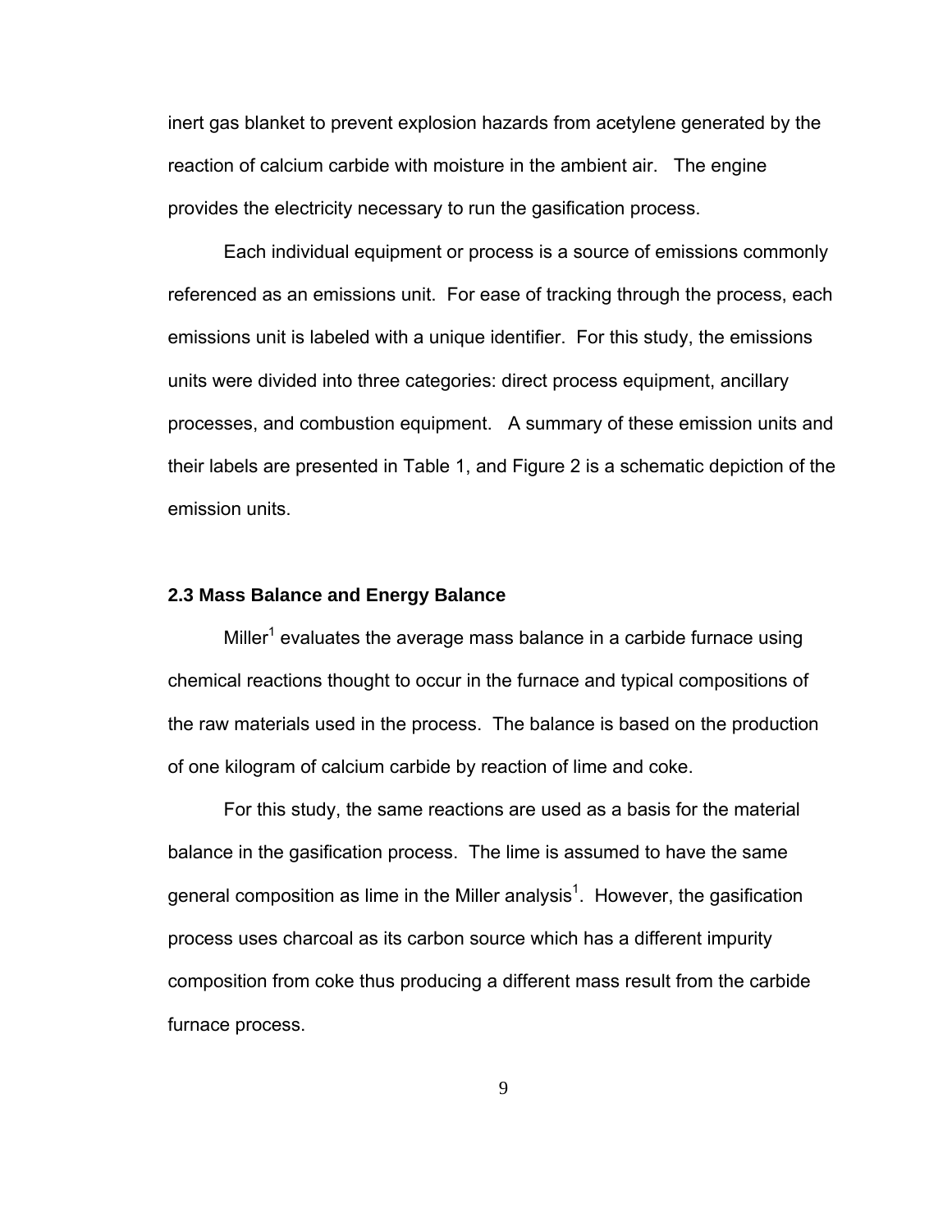inert gas blanket to prevent explosion hazards from acetylene generated by the reaction of calcium carbide with moisture in the ambient air. The engine provides the electricity necessary to run the gasification process.

Each individual equipment or process is a source of emissions commonly referenced as an emissions unit. For ease of tracking through the process, each emissions unit is labeled with a unique identifier. For this study, the emissions units were divided into three categories: direct process equipment, ancillary processes, and combustion equipment. A summary of these emission units and their labels are presented in Table 1, and Figure 2 is a schematic depiction of the emission units.

### 2.3 Mass Balance and Energy Balance

Miller[1] evaluates the average mass balance in a carbide furnace using chemical reactions thought to occur in the furnace and typical compositions of the raw materials used in the process. The balance is based on the production of one kilogram of calcium carbide by reaction of lime and coke.

For this study, the same reactions are used as a basis for the material balance in the gasification process. The lime is assumed to have the same general composition as lime in the Miller analysis[1]. However, the gasification process uses charcoal as its carbon source which has a different impurity composition from coke thus producing a different mass result from the carbide furnace process.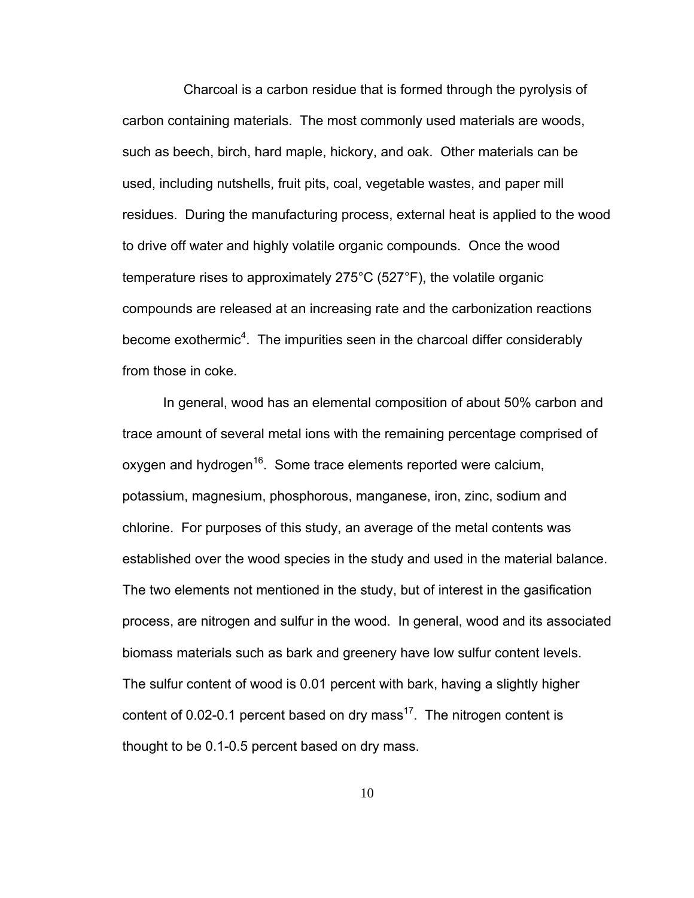Charcoal is a carbon residue that is formed through the pyrolysis of carbon containing materials. The most commonly used materials are woods, such as beech, birch, hard maple, hickory, and oak. Other materials can be used, including nutshells, fruit pits, coal, vegetable wastes, and paper mill residues. During the manufacturing process, external heat is applied to the wood to drive off water and highly volatile organic compounds. Once the wood temperature rises to approximately 275°C (527°F), the volatile organic compounds are released at an increasing rate and the carbonization reactions become exothermic[4]. The impurities seen in the charcoal differ considerably from those in coke.

In general, wood has an elemental composition of about 50% carbon and trace amount of several metal ions with the remaining percentage comprised of oxygen and hydrogen[16]. Some trace elements reported were calcium, potassium, magnesium, phosphorous, manganese, iron, zinc, sodium and chlorine. For purposes of this study, an average of the metal contents was established over the wood species in the study and used in the material balance. The two elements not mentioned in the study, but of interest in the gasification process, are nitrogen and sulfur in the wood. In general, wood and its associated biomass materials such as bark and greenery have low sulfur content levels. The sulfur content of wood is 0.01 percent with bark, having a slightly higher content of 0.02-0.1 percent based on dry mass[17]. The nitrogen content is thought to be 0.1-0.5 percent based on dry mass.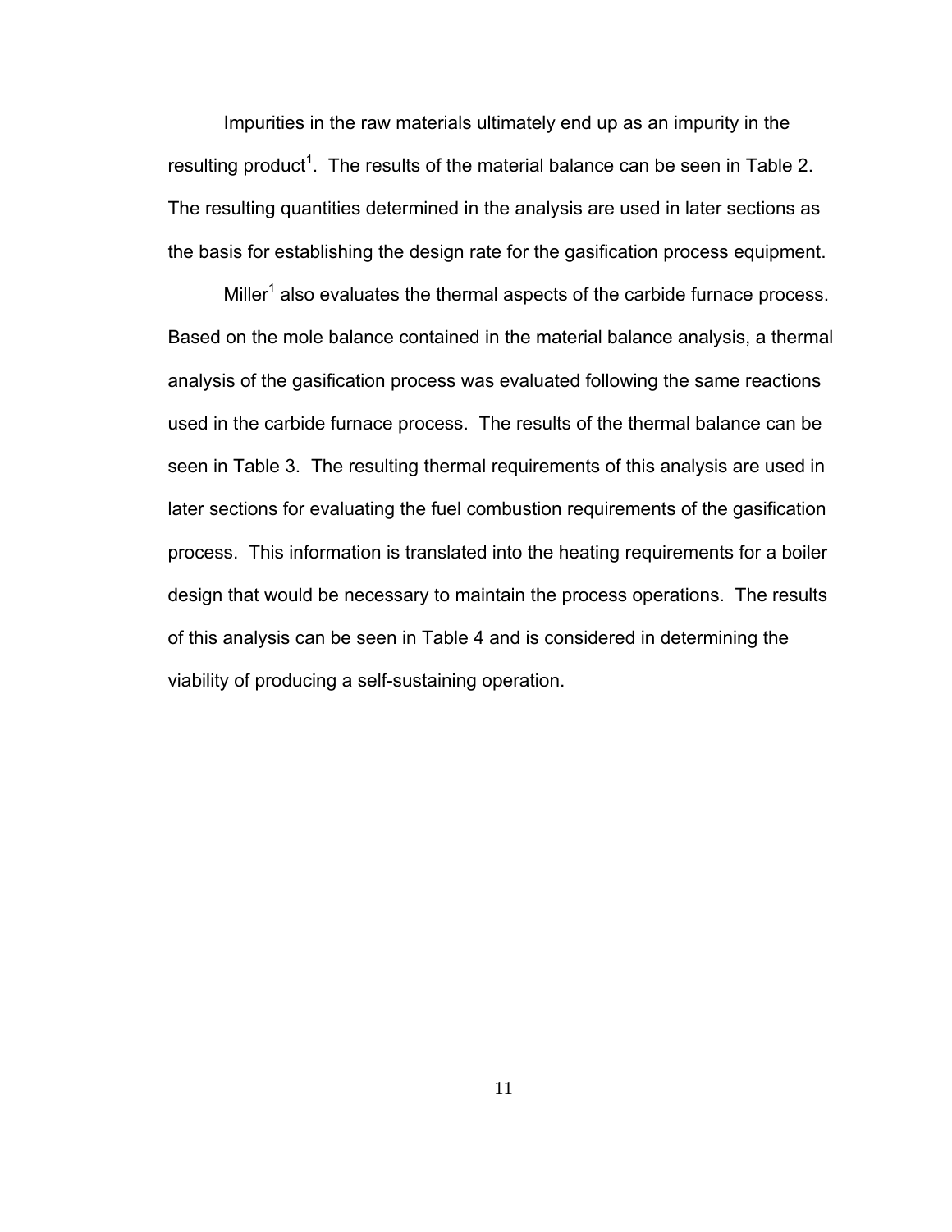Impurities in the raw materials ultimately end up as an impurity in the resulting product[1]. The results of the material balance can be seen in Table 2. The resulting quantities determined in the analysis are used in later sections as the basis for establishing the design rate for the gasification process equipment.

Miller[1] also evaluates the thermal aspects of the carbide furnace process. Based on the mole balance contained in the material balance analysis, a thermal analysis of the gasification process was evaluated following the same reactions used in the carbide furnace process. The results of the thermal balance can be seen in Table 3. The resulting thermal requirements of this analysis are used in later sections for evaluating the fuel combustion requirements of the gasification process. This information is translated into the heating requirements for a boiler design that would be necessary to maintain the process operations. The results of this analysis can be seen in Table 4 and is considered in determining the viability of producing a self-sustaining operation.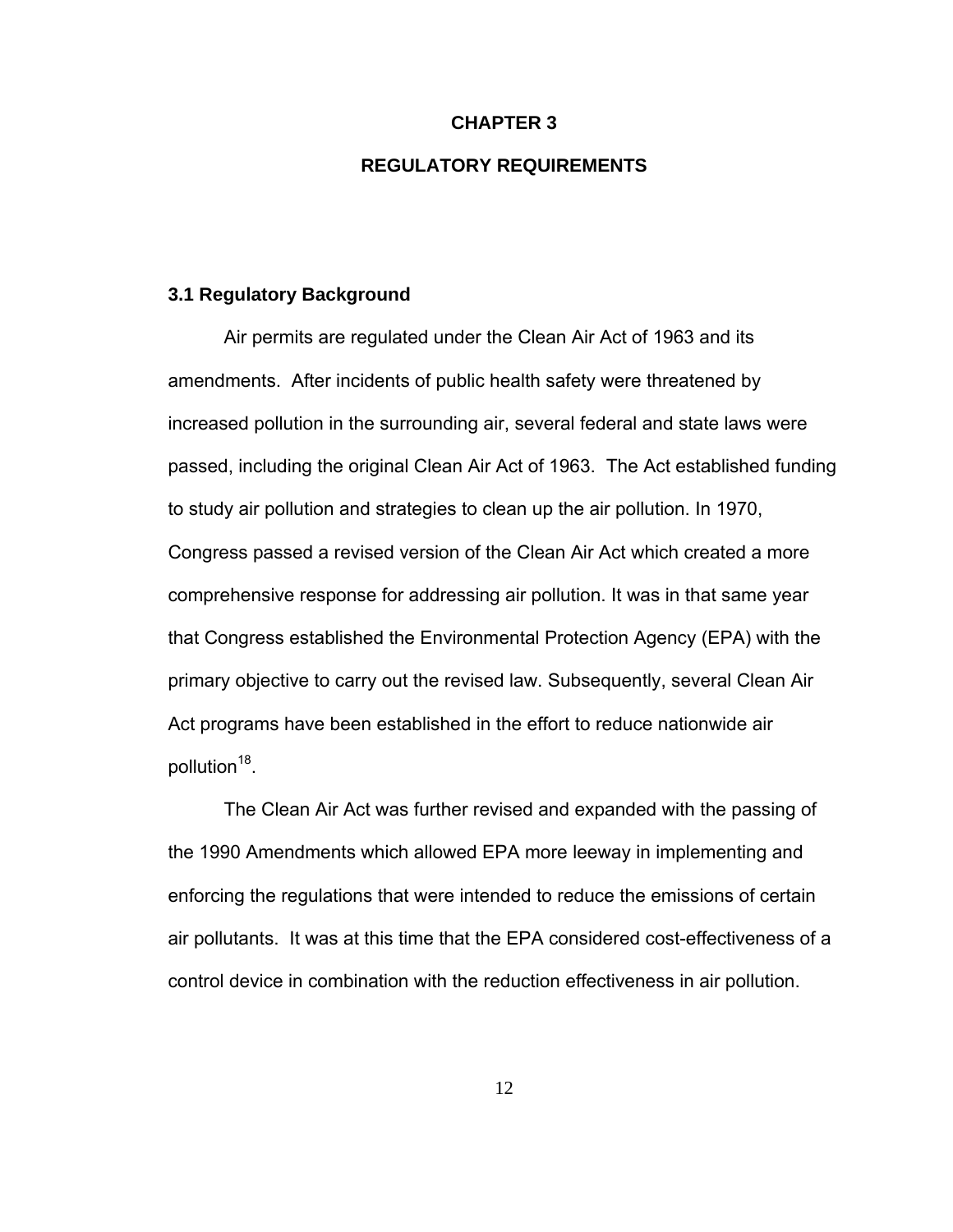# CHAPTER 3

# REGULATORY REQUIREMENTS

## 3.1 Regulatory Background

Air permits are regulated under the Clean Air Act of 1963 and its amendments. After incidents of public health safety were threatened by increased pollution in the surrounding air, several federal and state laws were passed, including the original Clean Air Act of 1963. The Act established funding to study air pollution and strategies to clean up the air pollution. In 1970, Congress passed a revised version of the Clean Air Act which created a more comprehensive response for addressing air pollution. It was in that same year that Congress established the Environmental Protection Agency (EPA) with the primary objective to carry out the revised law. Subsequently, several Clean Air Act programs have been established in the effort to reduce nationwide air pollution[18].

The Clean Air Act was further revised and expanded with the passing of the 1990 Amendments which allowed EPA more leeway in implementing and enforcing the regulations that were intended to reduce the emissions of certain air pollutants. It was at this time that the EPA considered cost-effectiveness of a control device in combination with the reduction effectiveness in air pollution.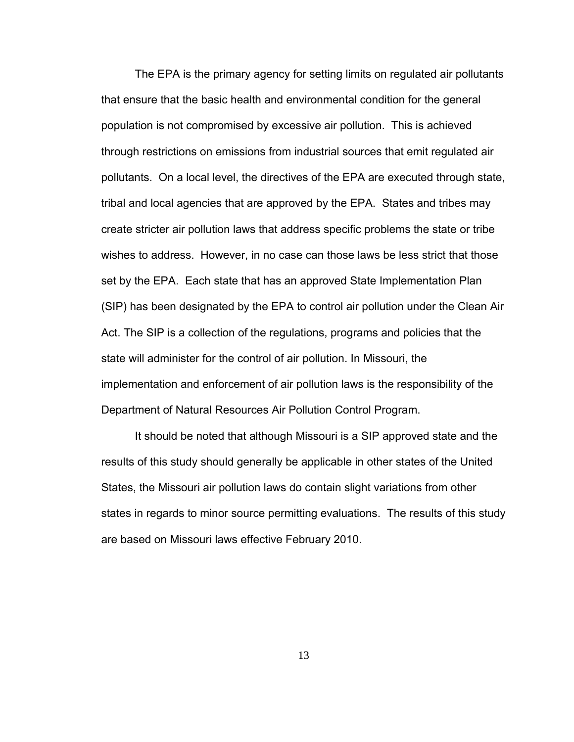The EPA is the primary agency for setting limits on regulated air pollutants that ensure that the basic health and environmental condition for the general population is not compromised by excessive air pollution. This is achieved through restrictions on emissions from industrial sources that emit regulated air pollutants. On a local level, the directives of the EPA are executed through state, tribal and local agencies that are approved by the EPA. States and tribes may create stricter air pollution laws that address specific problems the state or tribe wishes to address. However, in no case can those laws be less strict that those set by the EPA. Each state that has an approved State Implementation Plan (SIP) has been designated by the EPA to control air pollution under the Clean Air Act. The SIP is a collection of the regulations, programs and policies that the state will administer for the control of air pollution. In Missouri, the implementation and enforcement of air pollution laws is the responsibility of the Department of Natural Resources Air Pollution Control Program.

It should be noted that although Missouri is a SIP approved state and the results of this study should generally be applicable in other states of the United States, the Missouri air pollution laws do contain slight variations from other states in regards to minor source permitting evaluations. The results of this study are based on Missouri laws effective February 2010.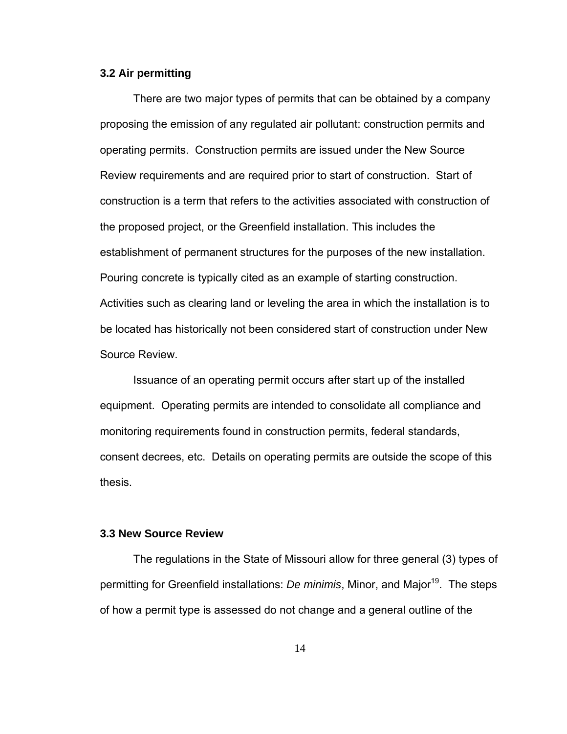### 3.2 Air permitting

There are two major types of permits that can be obtained by a company proposing the emission of any regulated air pollutant: construction permits and operating permits. Construction permits are issued under the New Source Review requirements and are required prior to start of construction. Start of construction is a term that refers to the activities associated with construction of the proposed project, or the Greenfield installation. This includes the establishment of permanent structures for the purposes of the new installation. Pouring concrete is typically cited as an example of starting construction. Activities such as clearing land or leveling the area in which the installation is to be located has historically not been considered start of construction under New Source Review.

Issuance of an operating permit occurs after start up of the installed equipment. Operating permits are intended to consolidate all compliance and monitoring requirements found in construction permits, federal standards, consent decrees, etc. Details on operating permits are outside the scope of this thesis.

### 3.3 New Source Review

The regulations in the State of Missouri allow for three general (3) types of permitting for Greenfield installations: *De minimis*, Minor, and Major[19]. The steps of how a permit type is assessed do not change and a general outline of the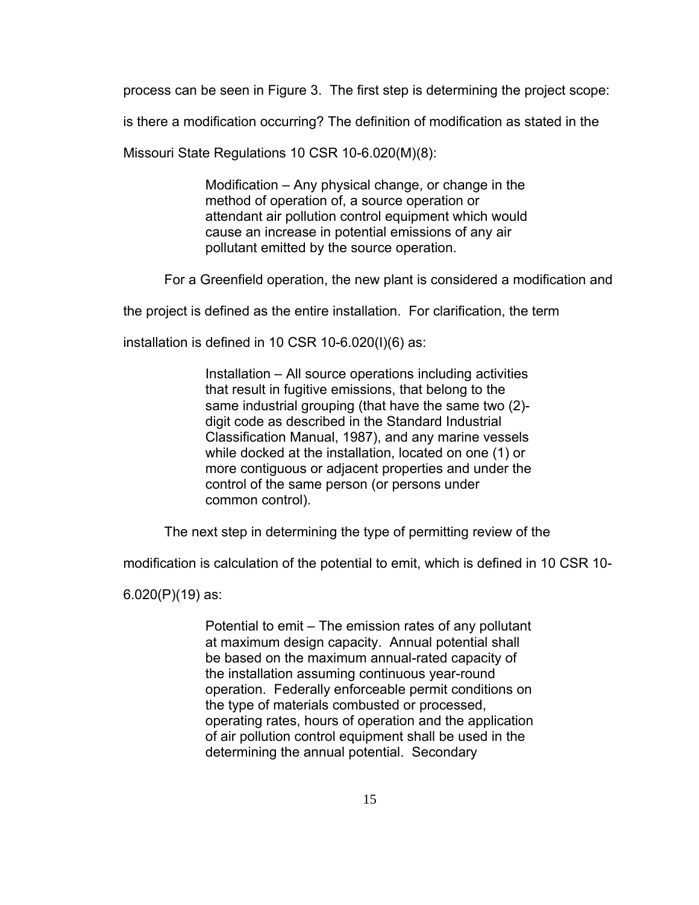process can be seen in Figure 3. The first step is determining the project scope: is there a modification occurring? The definition of modification as stated in the Missouri State Regulations 10 CSR 10-6.020(M)(8):

> Modification – Any physical change, or change in the method of operation of, a source operation or attendant air pollution control equipment which would cause an increase in potential emissions of any air pollutant emitted by the source operation.

For a Greenfield operation, the new plant is considered a modification and the project is defined as the entire installation. For clarification, the term installation is defined in 10 CSR 10-6.020(I)(6) as:

> Installation – All source operations including activities that result in fugitive emissions, that belong to the same industrial grouping (that have the same two (2)-digit code as described in the Standard Industrial Classification Manual, 1987), and any marine vessels while docked at the installation, located on one (1) or more contiguous or adjacent properties and under the control of the same person (or persons under common control).

The next step in determining the type of permitting review of the modification is calculation of the potential to emit, which is defined in 10 CSR 10-6.020(P)(19) as:

> Potential to emit – The emission rates of any pollutant at maximum design capacity. Annual potential shall be based on the maximum annual-rated capacity of the installation assuming continuous year-round operation. Federally enforceable permit conditions on the type of materials combusted or processed, operating rates, hours of operation and the application of air pollution control equipment shall be used in the determining the annual potential. Secondary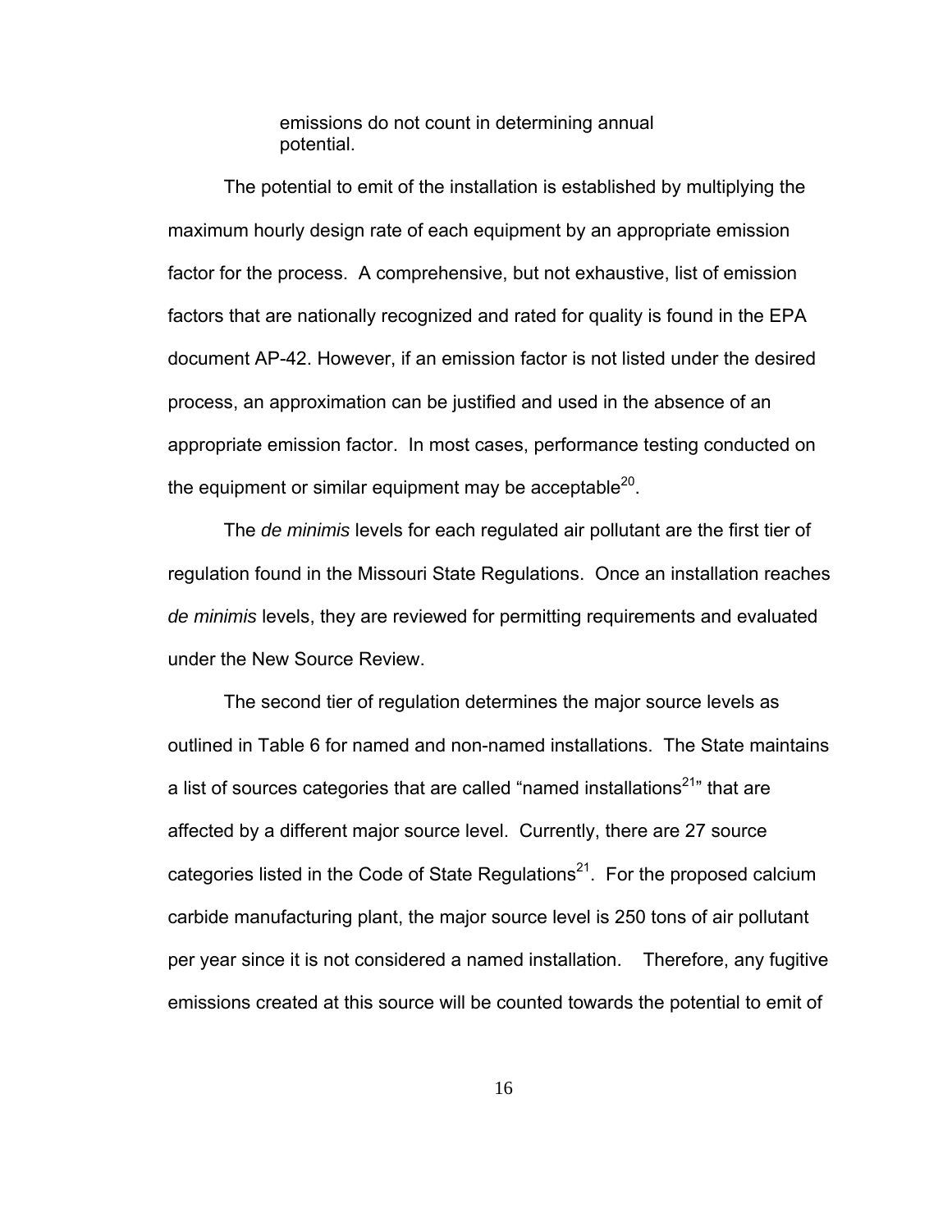emissions do not count in determining annual potential.

The potential to emit of the installation is established by multiplying the maximum hourly design rate of each equipment by an appropriate emission factor for the process. A comprehensive, but not exhaustive, list of emission factors that are nationally recognized and rated for quality is found in the EPA document AP-42. However, if an emission factor is not listed under the desired process, an approximation can be justified and used in the absence of an appropriate emission factor. In most cases, performance testing conducted on the equipment or similar equipment may be acceptable[20].

The *de minimis* levels for each regulated air pollutant are the first tier of regulation found in the Missouri State Regulations. Once an installation reaches *de minimis* levels, they are reviewed for permitting requirements and evaluated under the New Source Review.

The second tier of regulation determines the major source levels as outlined in Table 6 for named and non-named installations. The State maintains a list of sources categories that are called "named installations[21]" that are affected by a different major source level. Currently, there are 27 source categories listed in the Code of State Regulations[21]. For the proposed calcium carbide manufacturing plant, the major source level is 250 tons of air pollutant per year since it is not considered a named installation. Therefore, any fugitive emissions created at this source will be counted towards the potential to emit of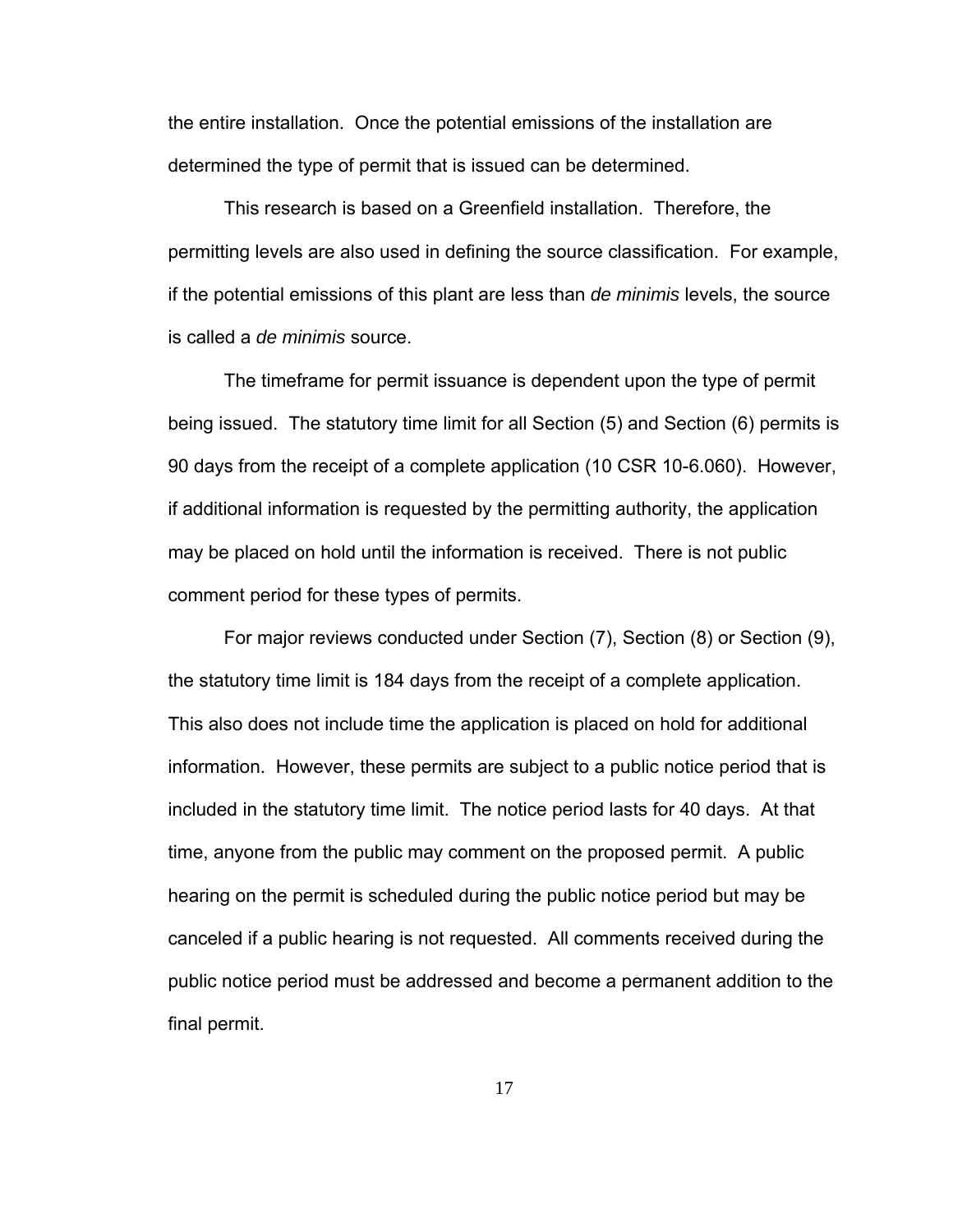the entire installation. Once the potential emissions of the installation are determined the type of permit that is issued can be determined.

This research is based on a Greenfield installation. Therefore, the permitting levels are also used in defining the source classification. For example, if the potential emissions of this plant are less than *de minimis* levels, the source is called a *de minimis* source.

The timeframe for permit issuance is dependent upon the type of permit being issued. The statutory time limit for all Section (5) and Section (6) permits is 90 days from the receipt of a complete application (10 CSR 10-6.060). However, if additional information is requested by the permitting authority, the application may be placed on hold until the information is received. There is not public comment period for these types of permits.

For major reviews conducted under Section (7), Section (8) or Section (9), the statutory time limit is 184 days from the receipt of a complete application. This also does not include time the application is placed on hold for additional information. However, these permits are subject to a public notice period that is included in the statutory time limit. The notice period lasts for 40 days. At that time, anyone from the public may comment on the proposed permit. A public hearing on the permit is scheduled during the public notice period but may be canceled if a public hearing is not requested. All comments received during the public notice period must be addressed and become a permanent addition to the final permit.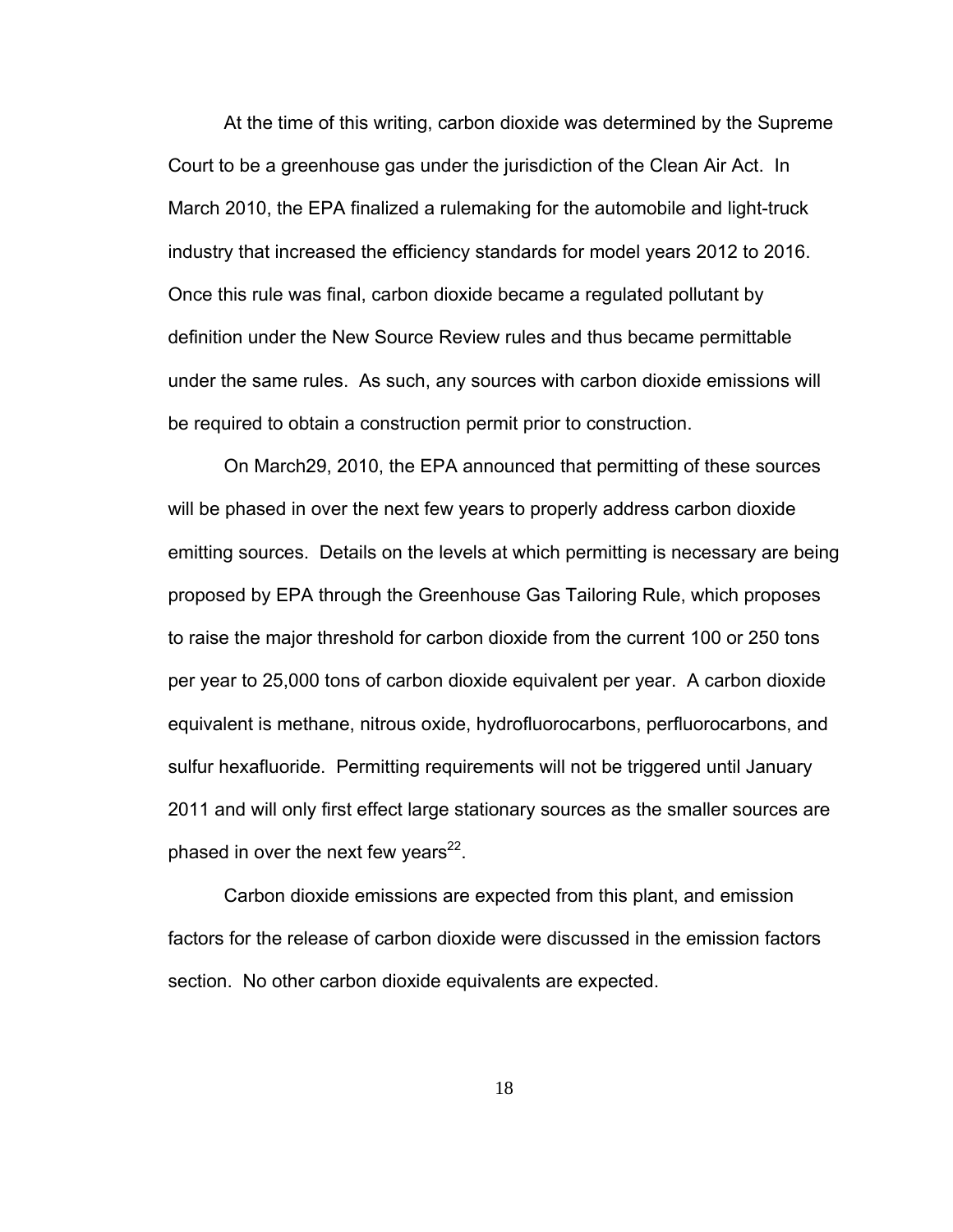At the time of this writing, carbon dioxide was determined by the Supreme Court to be a greenhouse gas under the jurisdiction of the Clean Air Act. In March 2010, the EPA finalized a rulemaking for the automobile and light-truck industry that increased the efficiency standards for model years 2012 to 2016. Once this rule was final, carbon dioxide became a regulated pollutant by definition under the New Source Review rules and thus became permittable under the same rules. As such, any sources with carbon dioxide emissions will be required to obtain a construction permit prior to construction.

On March29, 2010, the EPA announced that permitting of these sources will be phased in over the next few years to properly address carbon dioxide emitting sources. Details on the levels at which permitting is necessary are being proposed by EPA through the Greenhouse Gas Tailoring Rule, which proposes to raise the major threshold for carbon dioxide from the current 100 or 250 tons per year to 25,000 tons of carbon dioxide equivalent per year. A carbon dioxide equivalent is methane, nitrous oxide, hydrofluorocarbons, perfluorocarbons, and sulfur hexafluoride. Permitting requirements will not be triggered until January 2011 and will only first effect large stationary sources as the smaller sources are phased in over the next few years[22].

Carbon dioxide emissions are expected from this plant, and emission factors for the release of carbon dioxide were discussed in the emission factors section. No other carbon dioxide equivalents are expected.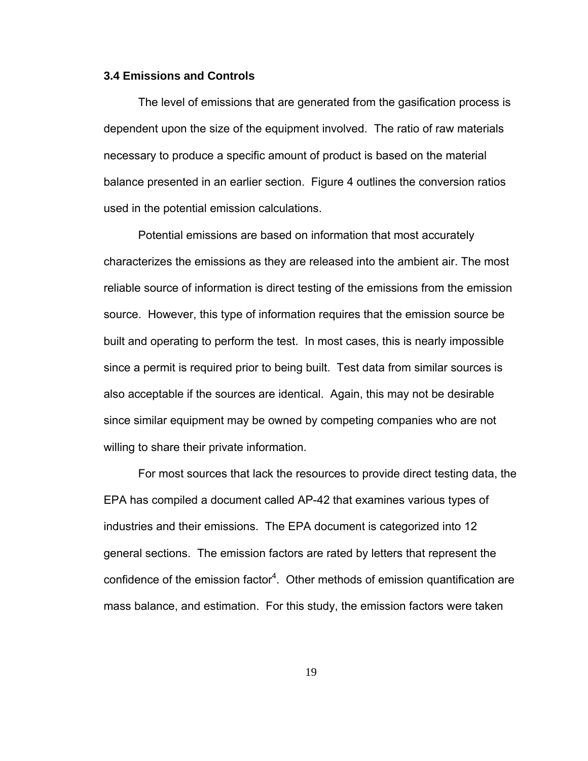### 3.4 Emissions and Controls

The level of emissions that are generated from the gasification process is dependent upon the size of the equipment involved. The ratio of raw materials necessary to produce a specific amount of product is based on the material balance presented in an earlier section. Figure 4 outlines the conversion ratios used in the potential emission calculations.

Potential emissions are based on information that most accurately characterizes the emissions as they are released into the ambient air. The most reliable source of information is direct testing of the emissions from the emission source. However, this type of information requires that the emission source be built and operating to perform the test. In most cases, this is nearly impossible since a permit is required prior to being built. Test data from similar sources is also acceptable if the sources are identical. Again, this may not be desirable since similar equipment may be owned by competing companies who are not willing to share their private information.

For most sources that lack the resources to provide direct testing data, the EPA has compiled a document called AP-42 that examines various types of industries and their emissions. The EPA document is categorized into 12 general sections. The emission factors are rated by letters that represent the confidence of the emission factor[4]. Other methods of emission quantification are mass balance, and estimation. For this study, the emission factors were taken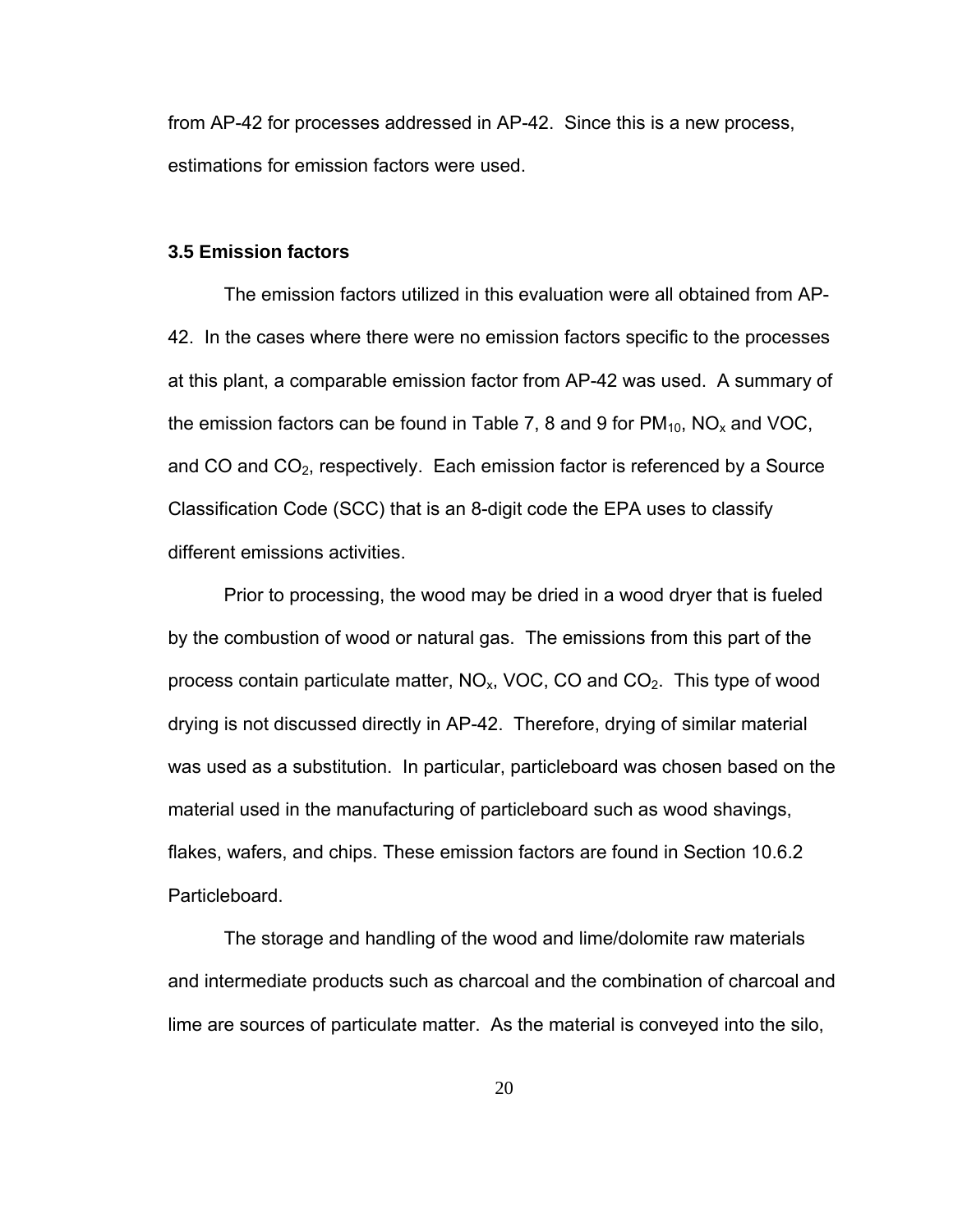from AP-42 for processes addressed in AP-42. Since this is a new process, estimations for emission factors were used.

### 3.5 Emission factors

The emission factors utilized in this evaluation were all obtained from AP-42. In the cases where there were no emission factors specific to the processes at this plant, a comparable emission factor from AP-42 was used. A summary of the emission factors can be found in Table 7, 8 and 9 for $PM_{10}$, $NO_x$ and VOC, and CO and $CO_2$, respectively. Each emission factor is referenced by a Source Classification Code (SCC) that is an 8-digit code the EPA uses to classify different emissions activities.

Prior to processing, the wood may be dried in a wood dryer that is fueled by the combustion of wood or natural gas. The emissions from this part of the process contain particulate matter, $NO_x$, VOC, CO and $CO_2$. This type of wood drying is not discussed directly in AP-42. Therefore, drying of similar material was used as a substitution. In particular, particleboard was chosen based on the material used in the manufacturing of particleboard such as wood shavings, flakes, wafers, and chips. These emission factors are found in Section 10.6.2 Particleboard.

The storage and handling of the wood and lime/dolomite raw materials and intermediate products such as charcoal and the combination of charcoal and lime are sources of particulate matter. As the material is conveyed into the silo,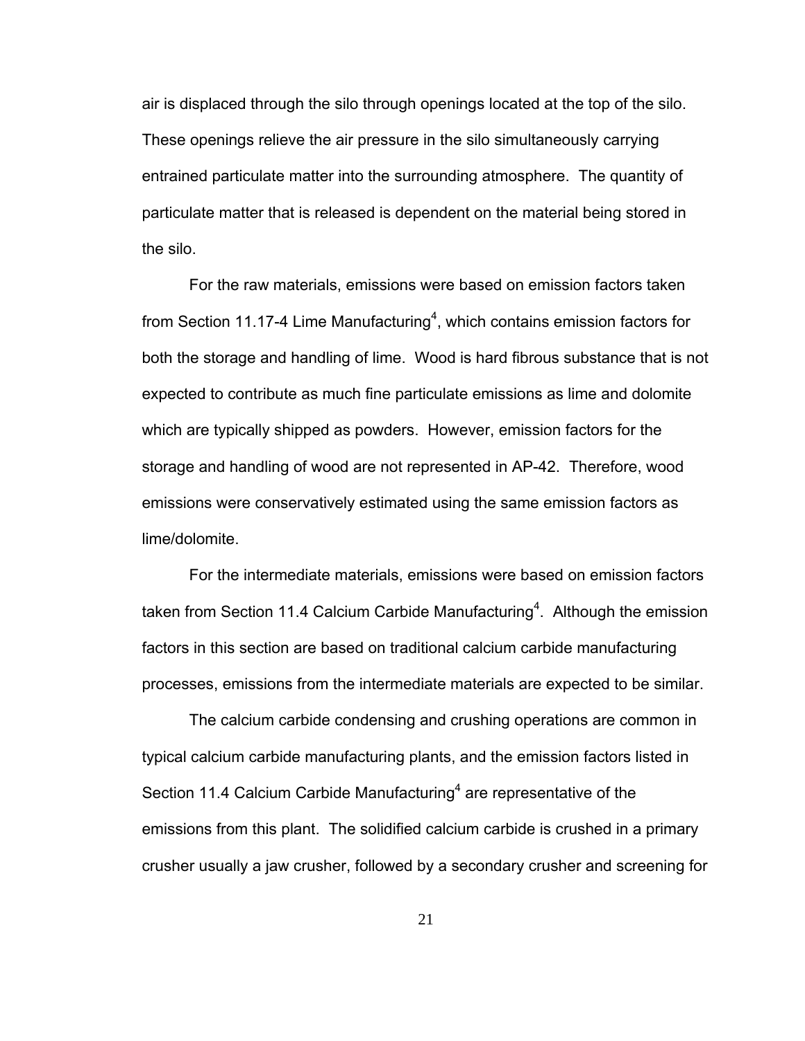air is displaced through the silo through openings located at the top of the silo. These openings relieve the air pressure in the silo simultaneously carrying entrained particulate matter into the surrounding atmosphere. The quantity of particulate matter that is released is dependent on the material being stored in the silo.

For the raw materials, emissions were based on emission factors taken from Section 11.17-4 Lime Manufacturing[4], which contains emission factors for both the storage and handling of lime. Wood is hard fibrous substance that is not expected to contribute as much fine particulate emissions as lime and dolomite which are typically shipped as powders. However, emission factors for the storage and handling of wood are not represented in AP-42. Therefore, wood emissions were conservatively estimated using the same emission factors as lime/dolomite.

For the intermediate materials, emissions were based on emission factors taken from Section 11.4 Calcium Carbide Manufacturing[4]. Although the emission factors in this section are based on traditional calcium carbide manufacturing processes, emissions from the intermediate materials are expected to be similar.

The calcium carbide condensing and crushing operations are common in typical calcium carbide manufacturing plants, and the emission factors listed in Section 11.4 Calcium Carbide Manufacturing[4] are representative of the emissions from this plant. The solidified calcium carbide is crushed in a primary crusher usually a jaw crusher, followed by a secondary crusher and screening for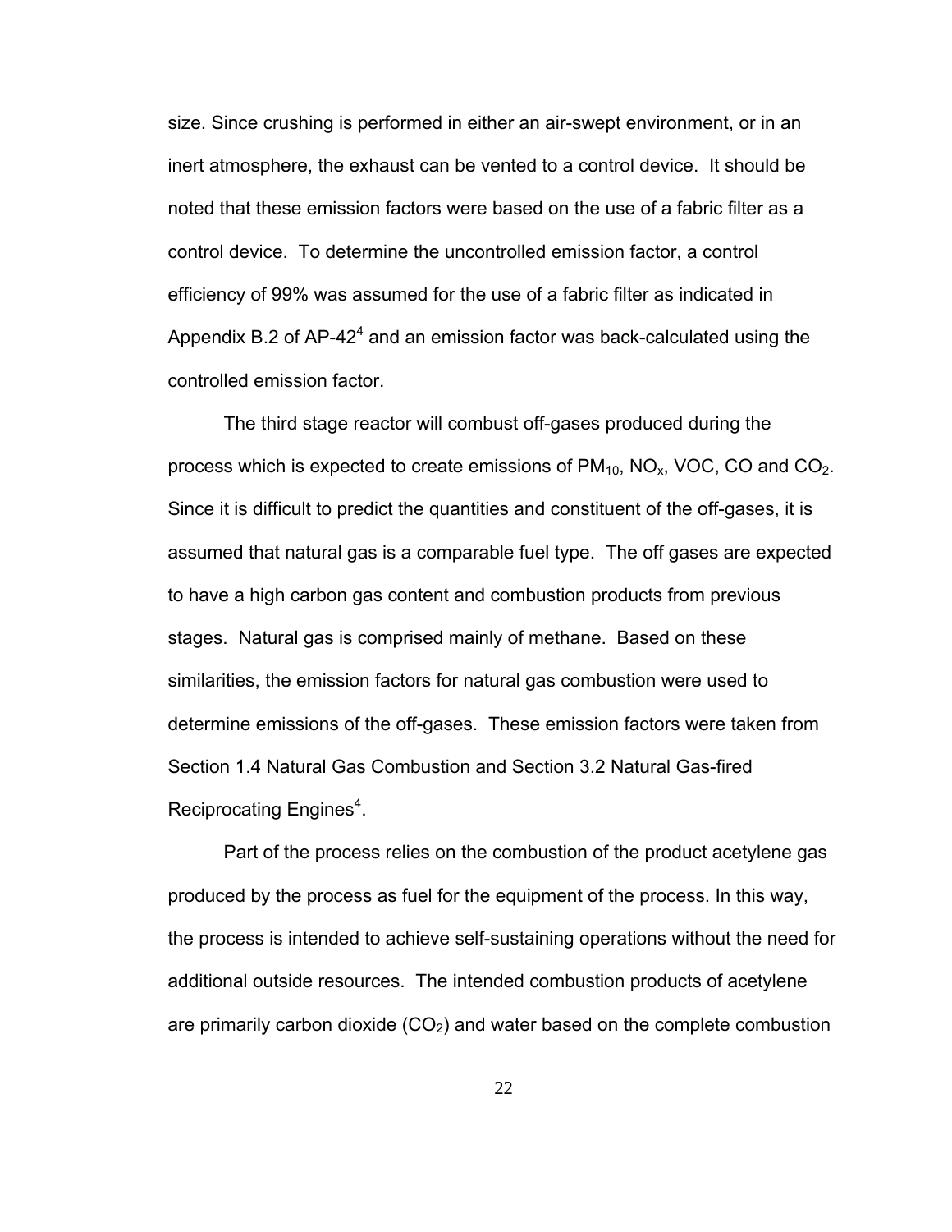size. Since crushing is performed in either an air-swept environment, or in an inert atmosphere, the exhaust can be vented to a control device. It should be noted that these emission factors were based on the use of a fabric filter as a control device. To determine the uncontrolled emission factor, a control efficiency of 99% was assumed for the use of a fabric filter as indicated in Appendix B.2 of AP-42[4] and an emission factor was back-calculated using the controlled emission factor.

The third stage reactor will combust off-gases produced during the process which is expected to create emissions of $PM_{10}$, $NO_x$, VOC, CO and $CO_2$. Since it is difficult to predict the quantities and constituent of the off-gases, it is assumed that natural gas is a comparable fuel type. The off gases are expected to have a high carbon gas content and combustion products from previous stages. Natural gas is comprised mainly of methane. Based on these similarities, the emission factors for natural gas combustion were used to determine emissions of the off-gases. These emission factors were taken from Section 1.4 Natural Gas Combustion and Section 3.2 Natural Gas-fired Reciprocating Engines[4].

Part of the process relies on the combustion of the product acetylene gas produced by the process as fuel for the equipment of the process. In this way, the process is intended to achieve self-sustaining operations without the need for additional outside resources. The intended combustion products of acetylene are primarily carbon dioxide ($CO_2$) and water based on the complete combustion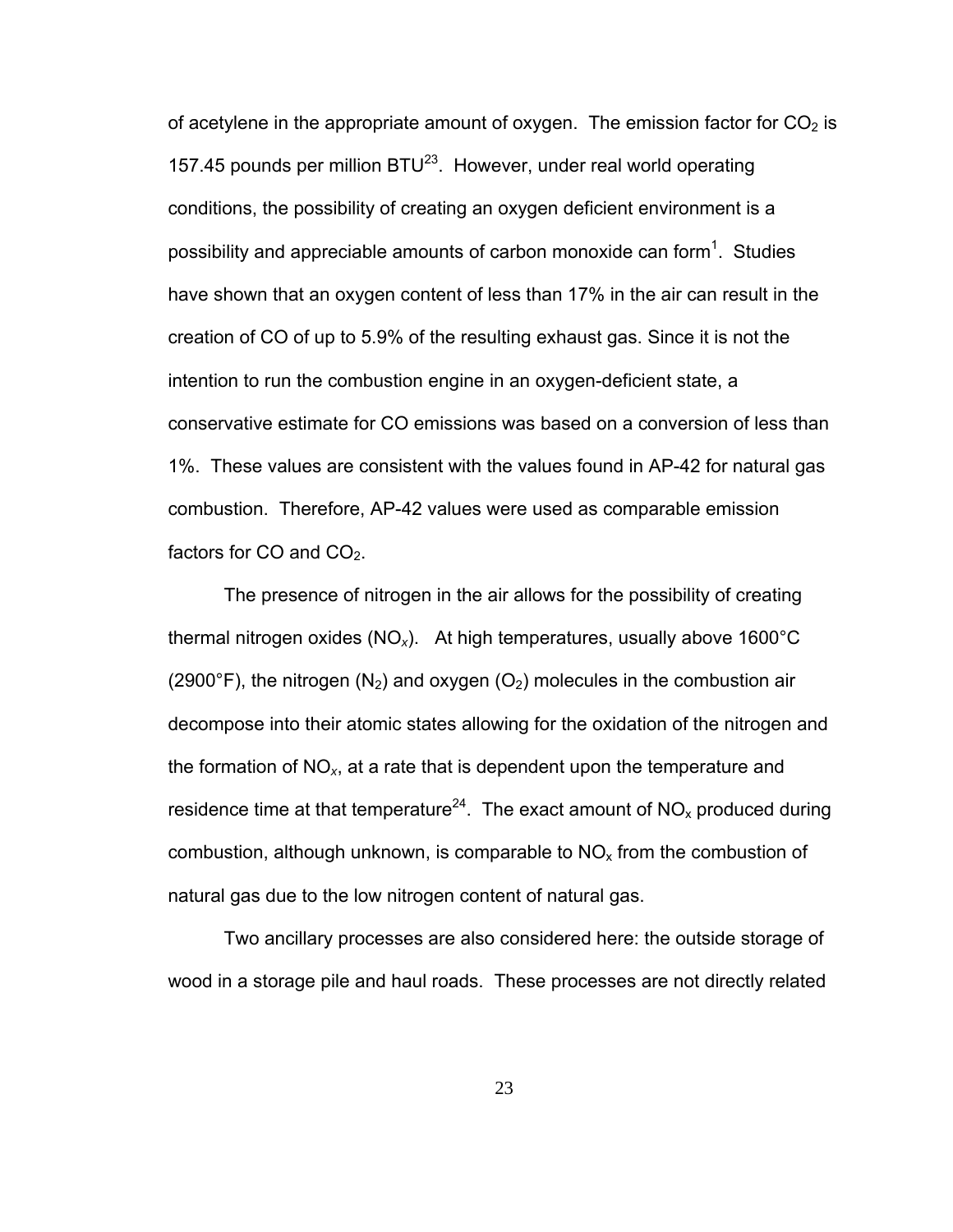of acetylene in the appropriate amount of oxygen. The emission factor for $CO_2$ is 157.45 pounds per million BTU[23]. However, under real world operating conditions, the possibility of creating an oxygen deficient environment is a possibility and appreciable amounts of carbon monoxide can form[1]. Studies have shown that an oxygen content of less than 17% in the air can result in the creation of CO of up to 5.9% of the resulting exhaust gas. Since it is not the intention to run the combustion engine in an oxygen-deficient state, a conservative estimate for CO emissions was based on a conversion of less than 1%. These values are consistent with the values found in AP-42 for natural gas combustion. Therefore, AP-42 values were used as comparable emission factors for CO and $CO_2$.

The presence of nitrogen in the air allows for the possibility of creating thermal nitrogen oxides ($NO_x$). At high temperatures, usually above 1600°C (2900°F), the nitrogen ($N_2$) and oxygen ($O_2$) molecules in the combustion air decompose into their atomic states allowing for the oxidation of the nitrogen and the formation of $NO_x$, at a rate that is dependent upon the temperature and residence time at that temperature[24]. The exact amount of $NO_x$ produced during combustion, although unknown, is comparable to $NO_x$ from the combustion of natural gas due to the low nitrogen content of natural gas.

Two ancillary processes are also considered here: the outside storage of wood in a storage pile and haul roads. These processes are not directly related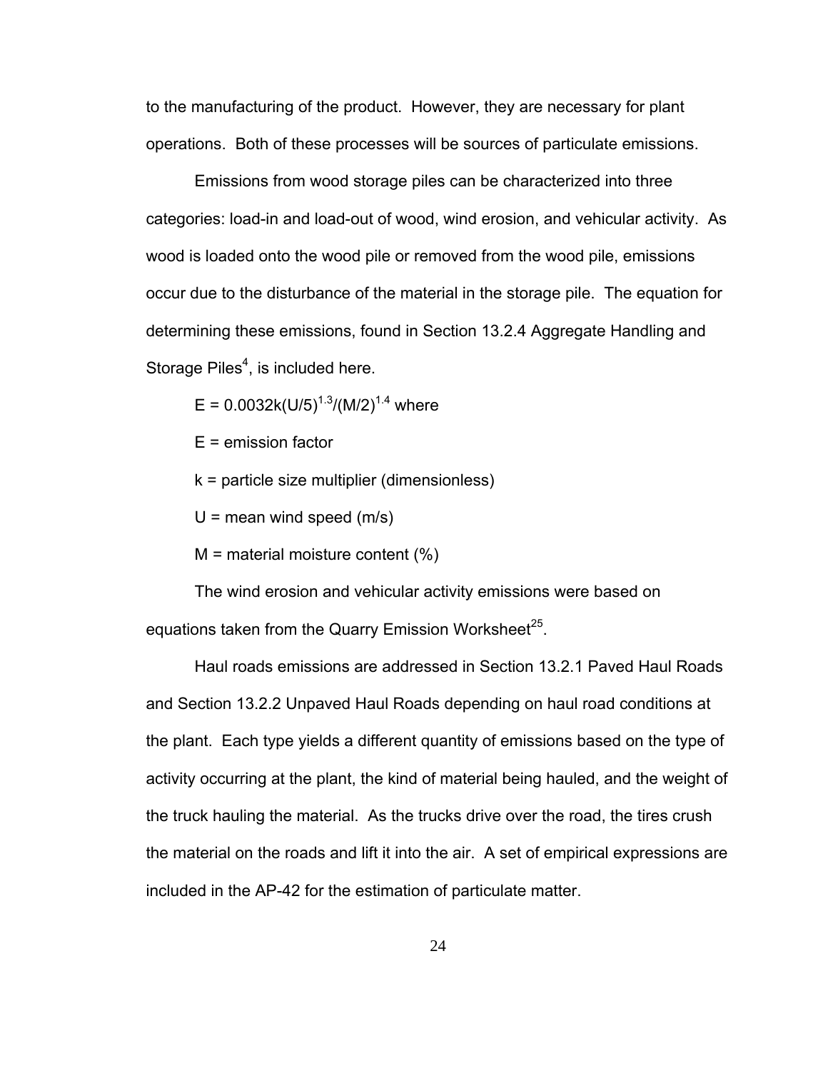to the manufacturing of the product. However, they are necessary for plant operations. Both of these processes will be sources of particulate emissions.

Emissions from wood storage piles can be characterized into three categories: load-in and load-out of wood, wind erosion, and vehicular activity. As wood is loaded onto the wood pile or removed from the wood pile, emissions occur due to the disturbance of the material in the storage pile. The equation for determining these emissions, found in Section 13.2.4 Aggregate Handling and Storage Piles[4], is included here.

$E = 0.0032k(U/5)^{1.3}/(M/2)^{1.4}$ where

$E$ = emission factor

$k$ = particle size multiplier (dimensionless)

$U$ = mean wind speed (m/s)

$M$ = material moisture content (%)

The wind erosion and vehicular activity emissions were based on equations taken from the Quarry Emission Worksheet[25].

Haul roads emissions are addressed in Section 13.2.1 Paved Haul Roads and Section 13.2.2 Unpaved Haul Roads depending on haul road conditions at the plant. Each type yields a different quantity of emissions based on the type of activity occurring at the plant, the kind of material being hauled, and the weight of the truck hauling the material. As the trucks drive over the road, the tires crush the material on the roads and lift it into the air. A set of empirical expressions are included in the AP-42 for the estimation of particulate matter.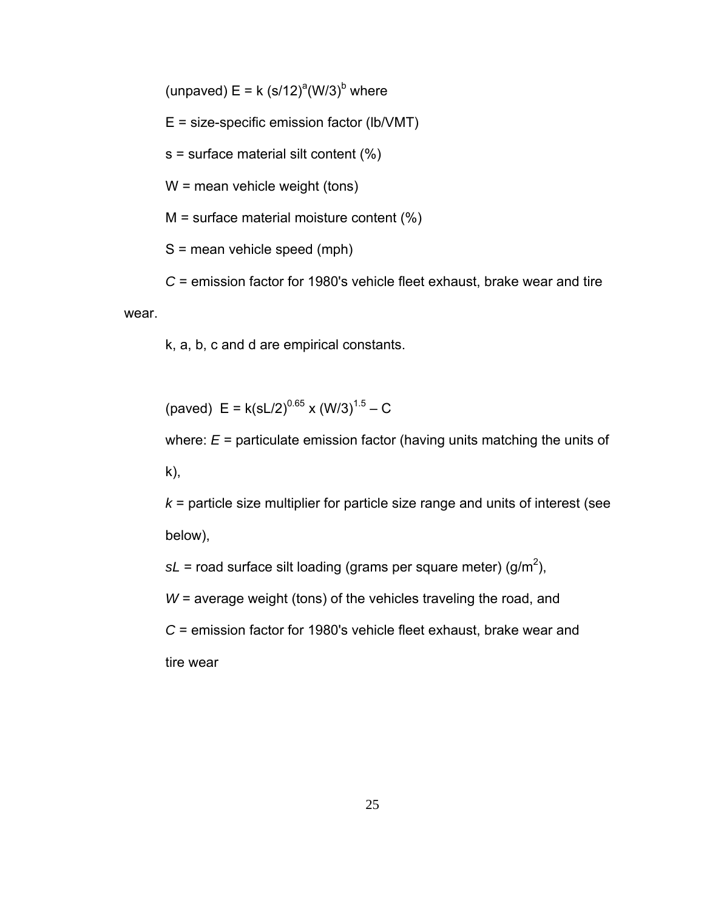(unpaved) $E = k\,(s/12)^{a}(W/3)^{b}$ where

$E$ = size-specific emission factor (lb/VMT)

$s$ = surface material silt content (%)

$W$ = mean vehicle weight (tons)

$M$ = surface material moisture content (%)

$S$ = mean vehicle speed (mph)

*C* = emission factor for 1980's vehicle fleet exhaust, brake wear and tire wear.

k, a, b, c and d are empirical constants.

(paved) $E = k(sL/2)^{0.65} \times (W/3)^{1.5} - C$

where: *E* = particulate emission factor (having units matching the units of k),

*k* = particle size multiplier for particle size range and units of interest (see below),

*sL* = road surface silt loading (grams per square meter) ($g/m^2$),

*W* = average weight (tons) of the vehicles traveling the road, and

*C* = emission factor for 1980's vehicle fleet exhaust, brake wear and tire wear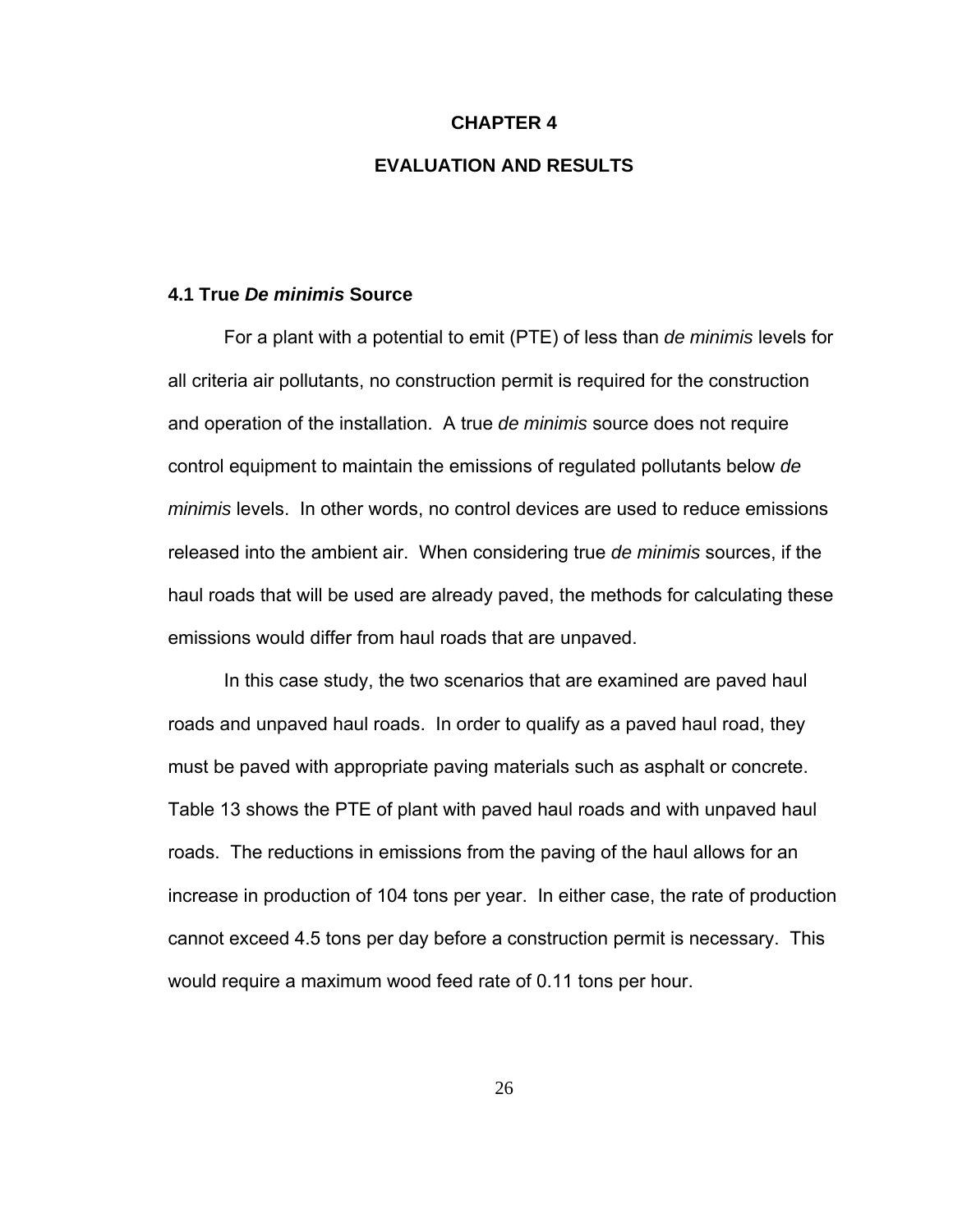# CHAPTER 4

# EVALUATION AND RESULTS

## 4.1 True *De minimis* Source

For a plant with a potential to emit (PTE) of less than *de minimis* levels for all criteria air pollutants, no construction permit is required for the construction and operation of the installation. A true *de minimis* source does not require control equipment to maintain the emissions of regulated pollutants below *de minimis* levels. In other words, no control devices are used to reduce emissions released into the ambient air. When considering true *de minimis* sources, if the haul roads that will be used are already paved, the methods for calculating these emissions would differ from haul roads that are unpaved.

In this case study, the two scenarios that are examined are paved haul roads and unpaved haul roads. In order to qualify as a paved haul road, they must be paved with appropriate paving materials such as asphalt or concrete. Table 13 shows the PTE of plant with paved haul roads and with unpaved haul roads. The reductions in emissions from the paving of the haul allows for an increase in production of 104 tons per year. In either case, the rate of production cannot exceed 4.5 tons per day before a construction permit is necessary. This would require a maximum wood feed rate of 0.11 tons per hour.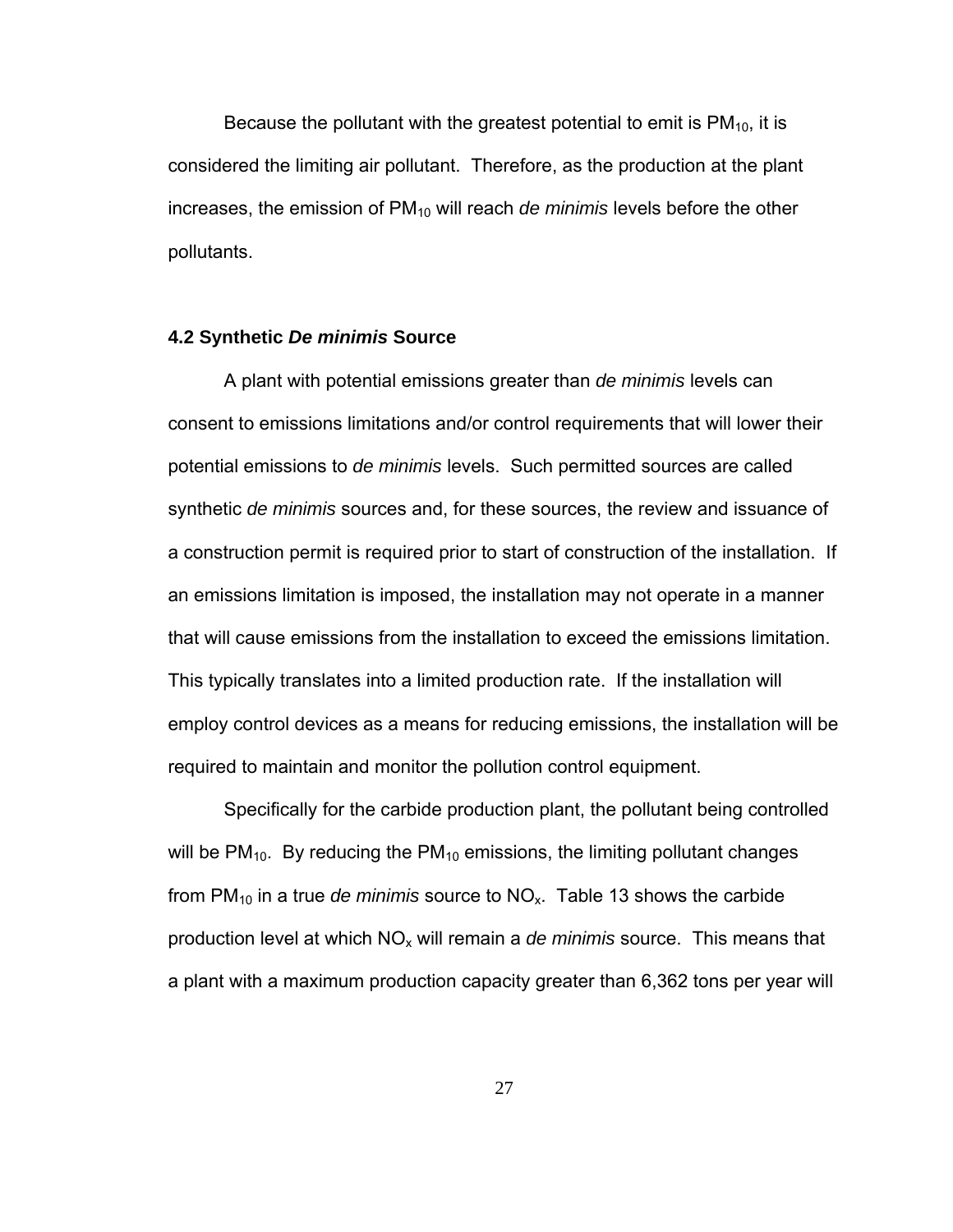Because the pollutant with the greatest potential to emit is $PM_{10}$, it is considered the limiting air pollutant. Therefore, as the production at the plant increases, the emission of $PM_{10}$ will reach *de minimis* levels before the other pollutants.

### 4.2 Synthetic *De minimis* Source

A plant with potential emissions greater than *de minimis* levels can consent to emissions limitations and/or control requirements that will lower their potential emissions to *de minimis* levels. Such permitted sources are called synthetic *de minimis* sources and, for these sources, the review and issuance of a construction permit is required prior to start of construction of the installation. If an emissions limitation is imposed, the installation may not operate in a manner that will cause emissions from the installation to exceed the emissions limitation. This typically translates into a limited production rate. If the installation will employ control devices as a means for reducing emissions, the installation will be required to maintain and monitor the pollution control equipment.

Specifically for the carbide production plant, the pollutant being controlled will be $PM_{10}$. By reducing the $PM_{10}$ emissions, the limiting pollutant changes from $PM_{10}$ in a true *de minimis* source to $NO_x$. Table 13 shows the carbide production level at which $NO_x$ will remain a *de minimis* source. This means that a plant with a maximum production capacity greater than 6,362 tons per year will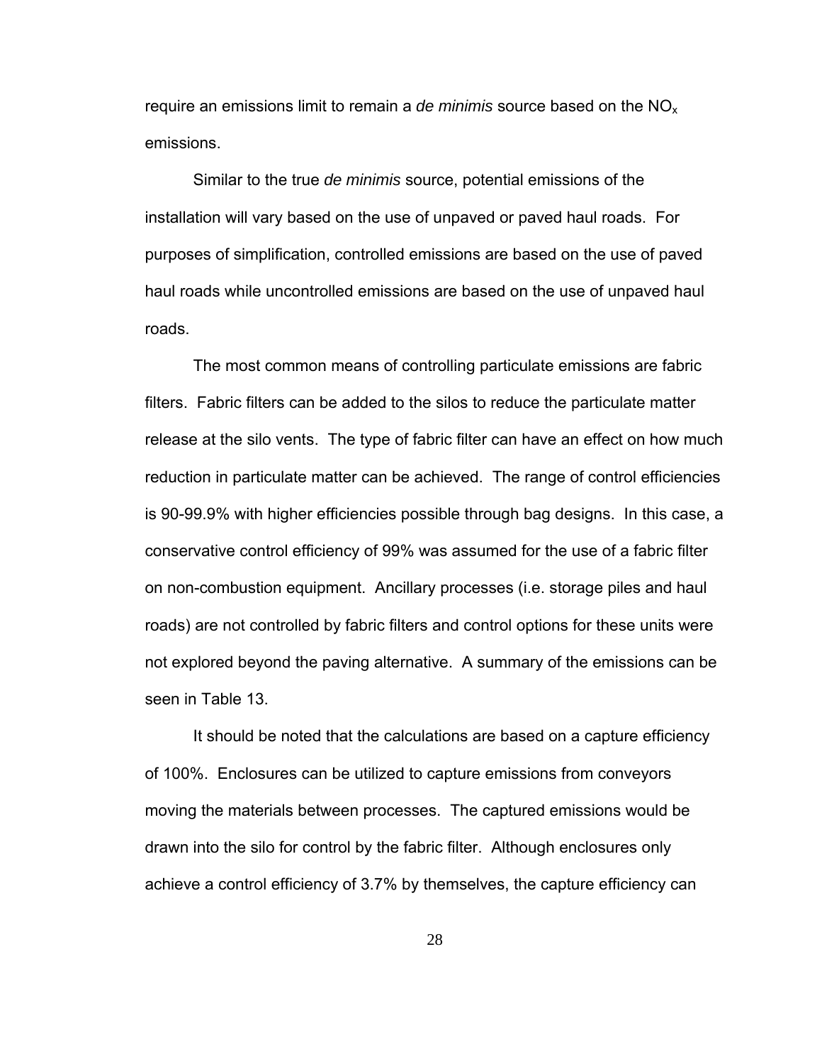require an emissions limit to remain a *de minimis* source based on the $NO_x$ emissions.

Similar to the true *de minimis* source, potential emissions of the installation will vary based on the use of unpaved or paved haul roads. For purposes of simplification, controlled emissions are based on the use of paved haul roads while uncontrolled emissions are based on the use of unpaved haul roads.

The most common means of controlling particulate emissions are fabric filters. Fabric filters can be added to the silos to reduce the particulate matter release at the silo vents. The type of fabric filter can have an effect on how much reduction in particulate matter can be achieved. The range of control efficiencies is 90-99.9% with higher efficiencies possible through bag designs. In this case, a conservative control efficiency of 99% was assumed for the use of a fabric filter on non-combustion equipment. Ancillary processes (i.e. storage piles and haul roads) are not controlled by fabric filters and control options for these units were not explored beyond the paving alternative. A summary of the emissions can be seen in Table 13.

It should be noted that the calculations are based on a capture efficiency of 100%. Enclosures can be utilized to capture emissions from conveyors moving the materials between processes. The captured emissions would be drawn into the silo for control by the fabric filter. Although enclosures only achieve a control efficiency of 3.7% by themselves, the capture efficiency can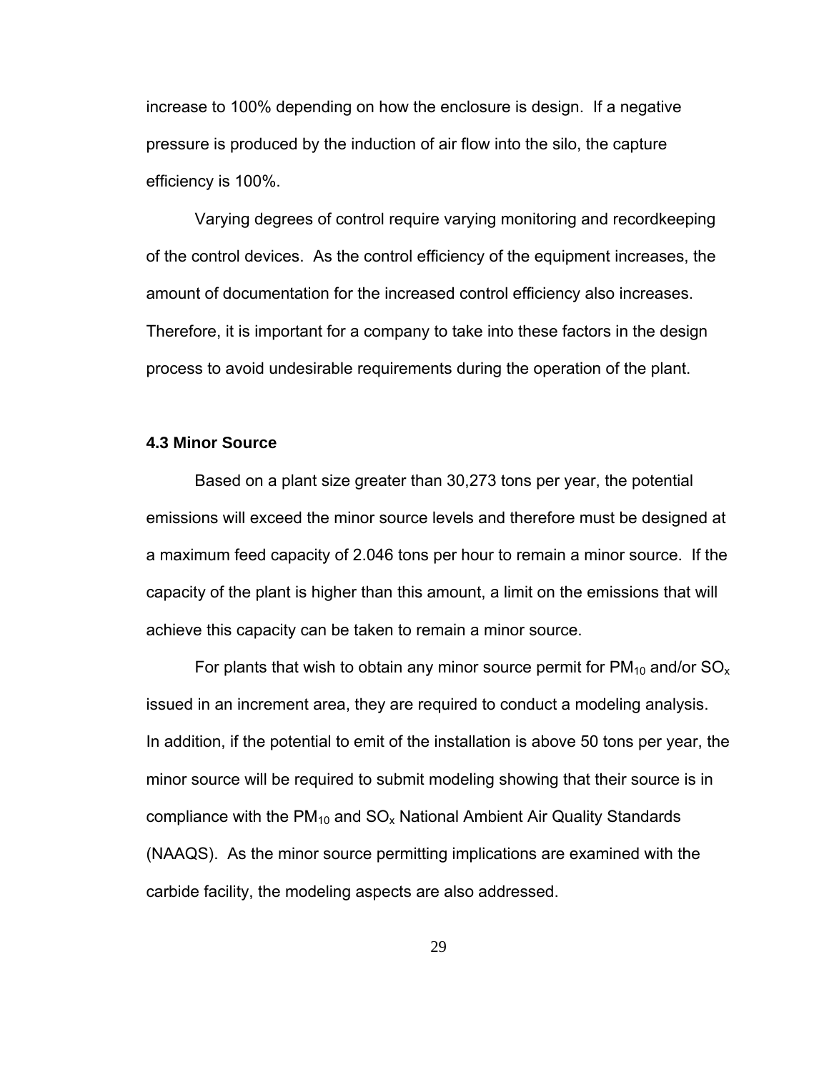increase to 100% depending on how the enclosure is design. If a negative pressure is produced by the induction of air flow into the silo, the capture efficiency is 100%.

Varying degrees of control require varying monitoring and recordkeeping of the control devices. As the control efficiency of the equipment increases, the amount of documentation for the increased control efficiency also increases. Therefore, it is important for a company to take into these factors in the design process to avoid undesirable requirements during the operation of the plant.

### 4.3 Minor Source

Based on a plant size greater than 30,273 tons per year, the potential emissions will exceed the minor source levels and therefore must be designed at a maximum feed capacity of 2.046 tons per hour to remain a minor source. If the capacity of the plant is higher than this amount, a limit on the emissions that will achieve this capacity can be taken to remain a minor source.

For plants that wish to obtain any minor source permit for $PM_{10}$ and/or $SO_x$ issued in an increment area, they are required to conduct a modeling analysis. In addition, if the potential to emit of the installation is above 50 tons per year, the minor source will be required to submit modeling showing that their source is in compliance with the $PM_{10}$ and $SO_x$ National Ambient Air Quality Standards (NAAQS). As the minor source permitting implications are examined with the carbide facility, the modeling aspects are also addressed.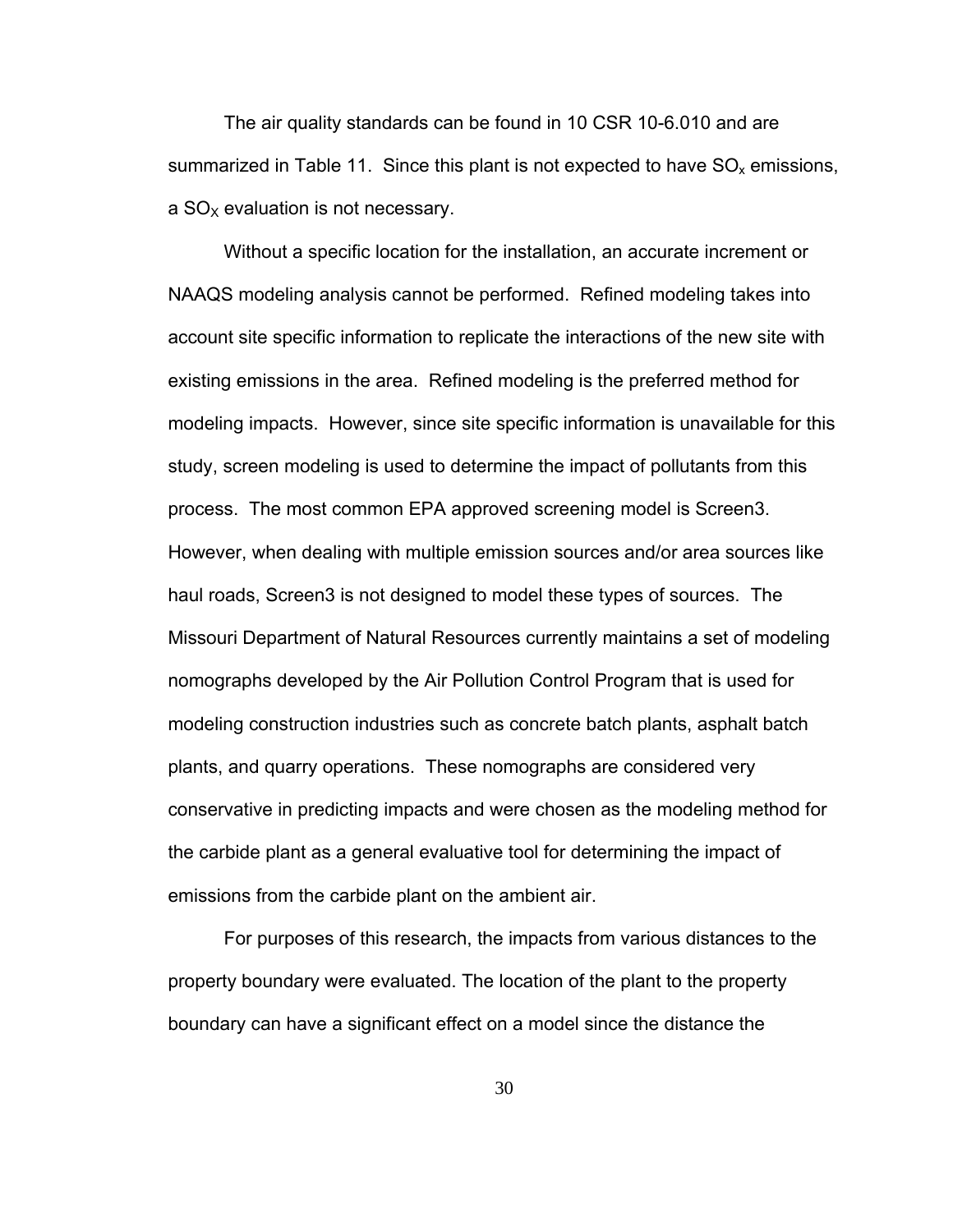The air quality standards can be found in 10 CSR 10-6.010 and are summarized in Table 11. Since this plant is not expected to have $SO_x$ emissions, a $SO_X$ evaluation is not necessary.

Without a specific location for the installation, an accurate increment or NAAQS modeling analysis cannot be performed. Refined modeling takes into account site specific information to replicate the interactions of the new site with existing emissions in the area. Refined modeling is the preferred method for modeling impacts. However, since site specific information is unavailable for this study, screen modeling is used to determine the impact of pollutants from this process. The most common EPA approved screening model is Screen3. However, when dealing with multiple emission sources and/or area sources like haul roads, Screen3 is not designed to model these types of sources. The Missouri Department of Natural Resources currently maintains a set of modeling nomographs developed by the Air Pollution Control Program that is used for modeling construction industries such as concrete batch plants, asphalt batch plants, and quarry operations. These nomographs are considered very conservative in predicting impacts and were chosen as the modeling method for the carbide plant as a general evaluative tool for determining the impact of emissions from the carbide plant on the ambient air.

For purposes of this research, the impacts from various distances to the property boundary were evaluated. The location of the plant to the property boundary can have a significant effect on a model since the distance the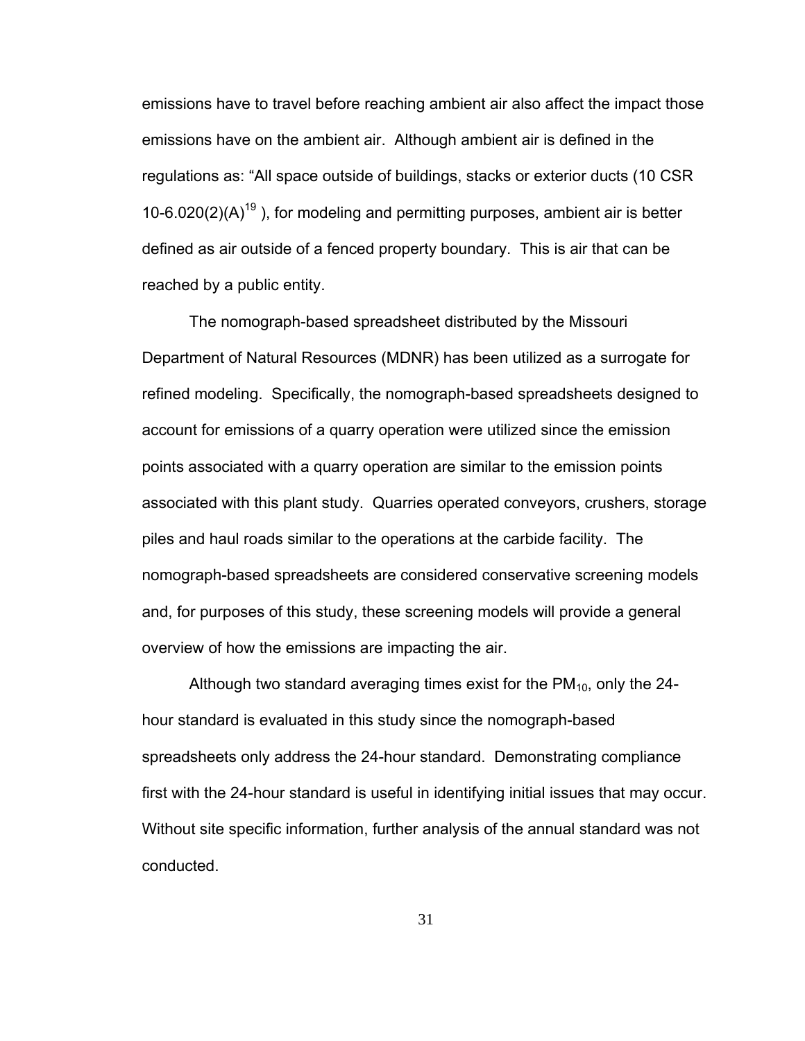emissions have to travel before reaching ambient air also affect the impact those emissions have on the ambient air. Although ambient air is defined in the regulations as: "All space outside of buildings, stacks or exterior ducts (10 CSR 10-6.020(2)(A)[19] ), for modeling and permitting purposes, ambient air is better defined as air outside of a fenced property boundary. This is air that can be reached by a public entity.

The nomograph-based spreadsheet distributed by the Missouri Department of Natural Resources (MDNR) has been utilized as a surrogate for refined modeling. Specifically, the nomograph-based spreadsheets designed to account for emissions of a quarry operation were utilized since the emission points associated with a quarry operation are similar to the emission points associated with this plant study. Quarries operated conveyors, crushers, storage piles and haul roads similar to the operations at the carbide facility. The nomograph-based spreadsheets are considered conservative screening models and, for purposes of this study, these screening models will provide a general overview of how the emissions are impacting the air.

Although two standard averaging times exist for the $PM_{10}$, only the 24-hour standard is evaluated in this study since the nomograph-based spreadsheets only address the 24-hour standard. Demonstrating compliance first with the 24-hour standard is useful in identifying initial issues that may occur. Without site specific information, further analysis of the annual standard was not conducted.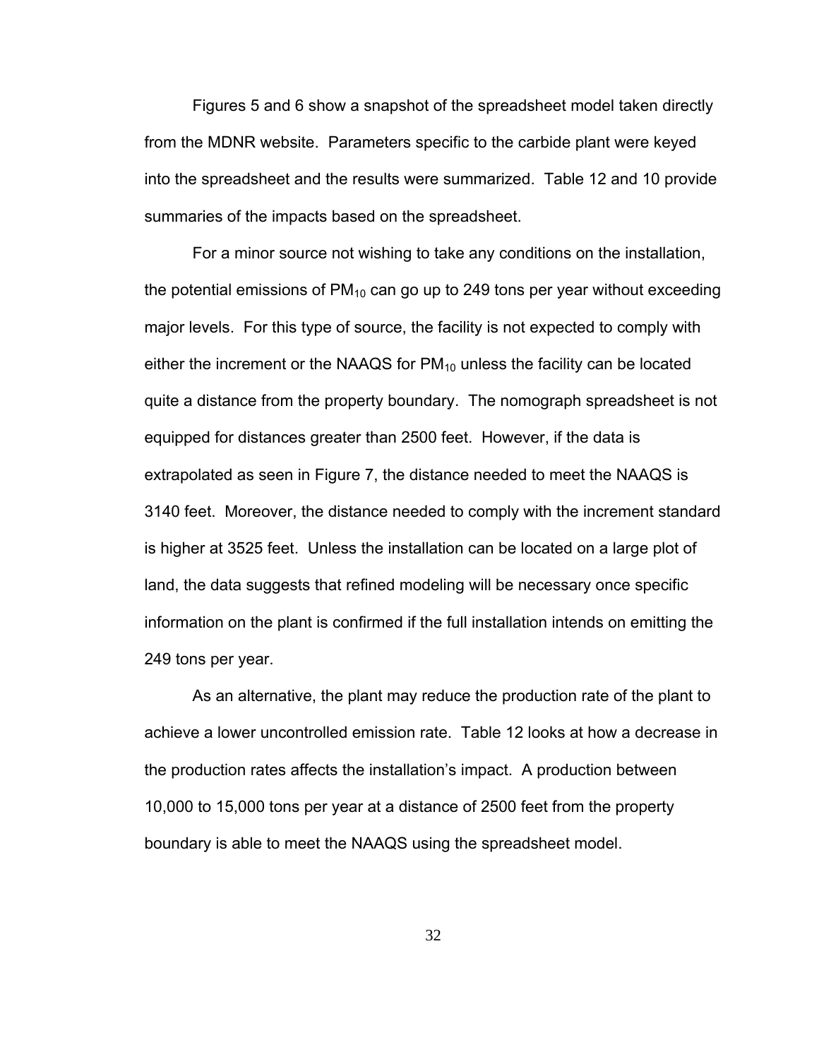Figures 5 and 6 show a snapshot of the spreadsheet model taken directly from the MDNR website. Parameters specific to the carbide plant were keyed into the spreadsheet and the results were summarized. Table 12 and 10 provide summaries of the impacts based on the spreadsheet.

For a minor source not wishing to take any conditions on the installation, the potential emissions of $PM_{10}$ can go up to 249 tons per year without exceeding major levels. For this type of source, the facility is not expected to comply with either the increment or the NAAQS for $PM_{10}$ unless the facility can be located quite a distance from the property boundary. The nomograph spreadsheet is not equipped for distances greater than 2500 feet. However, if the data is extrapolated as seen in Figure 7, the distance needed to meet the NAAQS is 3140 feet. Moreover, the distance needed to comply with the increment standard is higher at 3525 feet. Unless the installation can be located on a large plot of land, the data suggests that refined modeling will be necessary once specific information on the plant is confirmed if the full installation intends on emitting the 249 tons per year.

As an alternative, the plant may reduce the production rate of the plant to achieve a lower uncontrolled emission rate. Table 12 looks at how a decrease in the production rates affects the installation's impact. A production between 10,000 to 15,000 tons per year at a distance of 2500 feet from the property boundary is able to meet the NAAQS using the spreadsheet model.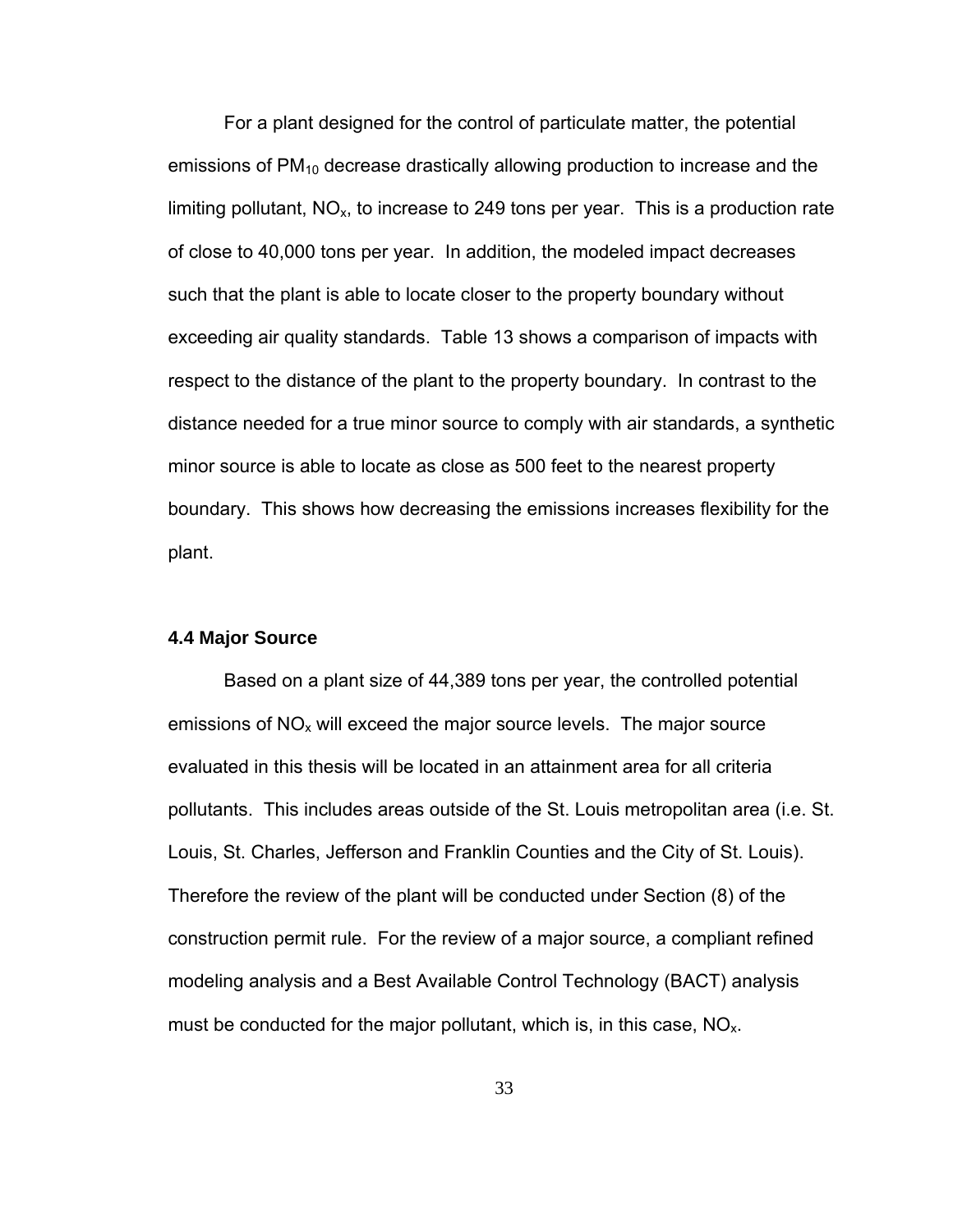For a plant designed for the control of particulate matter, the potential emissions of $PM_{10}$ decrease drastically allowing production to increase and the limiting pollutant, $NO_x$, to increase to 249 tons per year. This is a production rate of close to 40,000 tons per year. In addition, the modeled impact decreases such that the plant is able to locate closer to the property boundary without exceeding air quality standards. Table 13 shows a comparison of impacts with respect to the distance of the plant to the property boundary. In contrast to the distance needed for a true minor source to comply with air standards, a synthetic minor source is able to locate as close as 500 feet to the nearest property boundary. This shows how decreasing the emissions increases flexibility for the plant.

### 4.4 Major Source

Based on a plant size of 44,389 tons per year, the controlled potential emissions of $NO_x$ will exceed the major source levels. The major source evaluated in this thesis will be located in an attainment area for all criteria pollutants. This includes areas outside of the St. Louis metropolitan area (i.e. St. Louis, St. Charles, Jefferson and Franklin Counties and the City of St. Louis). Therefore the review of the plant will be conducted under Section (8) of the construction permit rule. For the review of a major source, a compliant refined modeling analysis and a Best Available Control Technology (BACT) analysis must be conducted for the major pollutant, which is, in this case, $NO_x$.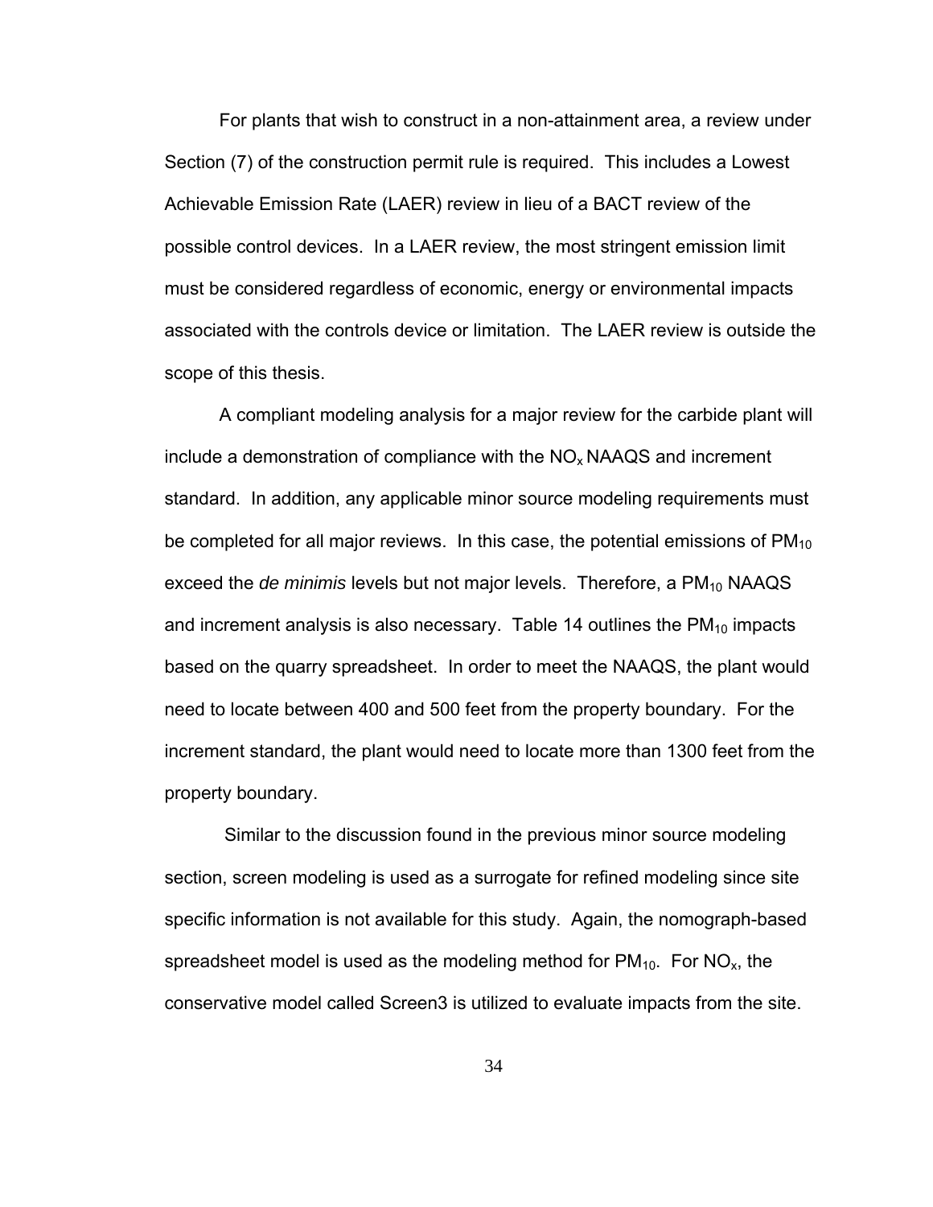For plants that wish to construct in a non-attainment area, a review under Section (7) of the construction permit rule is required. This includes a Lowest Achievable Emission Rate (LAER) review in lieu of a BACT review of the possible control devices. In a LAER review, the most stringent emission limit must be considered regardless of economic, energy or environmental impacts associated with the controls device or limitation. The LAER review is outside the scope of this thesis.

A compliant modeling analysis for a major review for the carbide plant will include a demonstration of compliance with the $NO_x$ NAAQS and increment standard. In addition, any applicable minor source modeling requirements must be completed for all major reviews. In this case, the potential emissions of $PM_{10}$ exceed the *de minimis* levels but not major levels. Therefore, a $PM_{10}$ NAAQS and increment analysis is also necessary. Table 14 outlines the $PM_{10}$ impacts based on the quarry spreadsheet. In order to meet the NAAQS, the plant would need to locate between 400 and 500 feet from the property boundary. For the increment standard, the plant would need to locate more than 1300 feet from the property boundary.

Similar to the discussion found in the previous minor source modeling section, screen modeling is used as a surrogate for refined modeling since site specific information is not available for this study. Again, the nomograph-based spreadsheet model is used as the modeling method for $PM_{10}$. For $NO_x$, the conservative model called Screen3 is utilized to evaluate impacts from the site.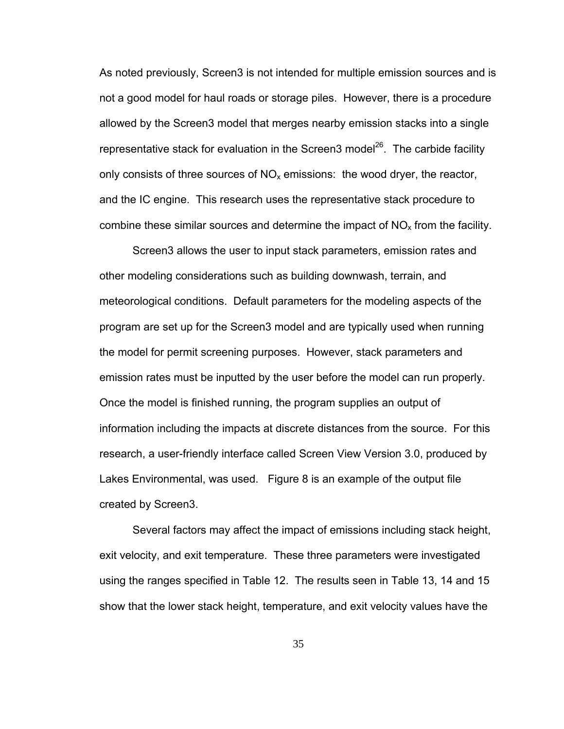As noted previously, Screen3 is not intended for multiple emission sources and is not a good model for haul roads or storage piles. However, there is a procedure allowed by the Screen3 model that merges nearby emission stacks into a single representative stack for evaluation in the Screen3 model[26]. The carbide facility only consists of three sources of $NO_x$ emissions: the wood dryer, the reactor, and the IC engine. This research uses the representative stack procedure to combine these similar sources and determine the impact of $NO_x$ from the facility.

Screen3 allows the user to input stack parameters, emission rates and other modeling considerations such as building downwash, terrain, and meteorological conditions. Default parameters for the modeling aspects of the program are set up for the Screen3 model and are typically used when running the model for permit screening purposes. However, stack parameters and emission rates must be inputted by the user before the model can run properly. Once the model is finished running, the program supplies an output of information including the impacts at discrete distances from the source. For this research, a user-friendly interface called Screen View Version 3.0, produced by Lakes Environmental, was used. Figure 8 is an example of the output file created by Screen3.

Several factors may affect the impact of emissions including stack height, exit velocity, and exit temperature. These three parameters were investigated using the ranges specified in Table 12. The results seen in Table 13, 14 and 15 show that the lower stack height, temperature, and exit velocity values have the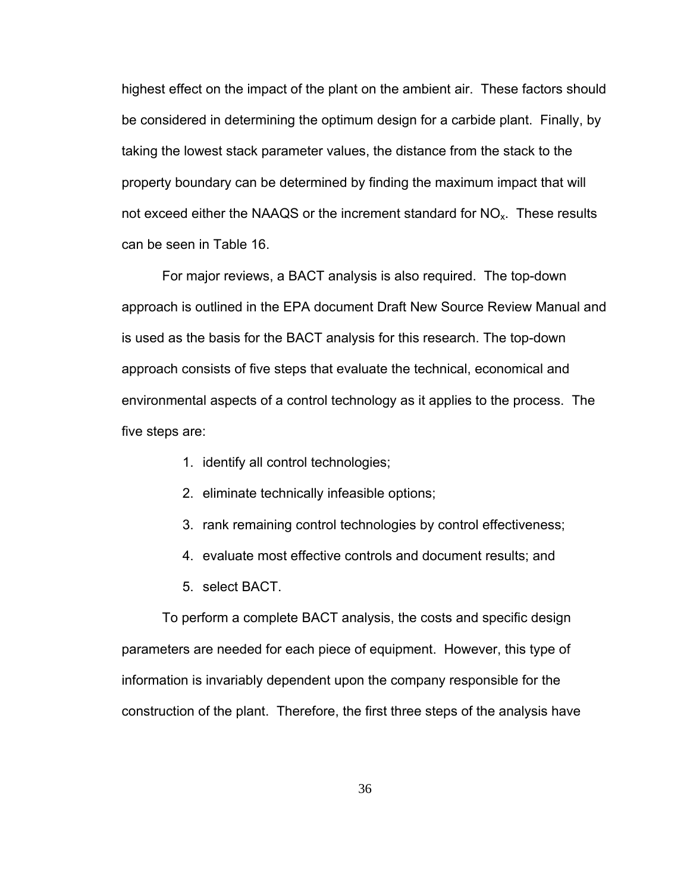highest effect on the impact of the plant on the ambient air. These factors should be considered in determining the optimum design for a carbide plant. Finally, by taking the lowest stack parameter values, the distance from the stack to the property boundary can be determined by finding the maximum impact that will not exceed either the NAAQS or the increment standard for $NO_x$. These results can be seen in Table 16.

For major reviews, a BACT analysis is also required. The top-down approach is outlined in the EPA document Draft New Source Review Manual and is used as the basis for the BACT analysis for this research. The top-down approach consists of five steps that evaluate the technical, economical and environmental aspects of a control technology as it applies to the process. The five steps are:

1. identify all control technologies;
2. eliminate technically infeasible options;
3. rank remaining control technologies by control effectiveness;
4. evaluate most effective controls and document results; and
5. select BACT.

To perform a complete BACT analysis, the costs and specific design parameters are needed for each piece of equipment. However, this type of information is invariably dependent upon the company responsible for the construction of the plant. Therefore, the first three steps of the analysis have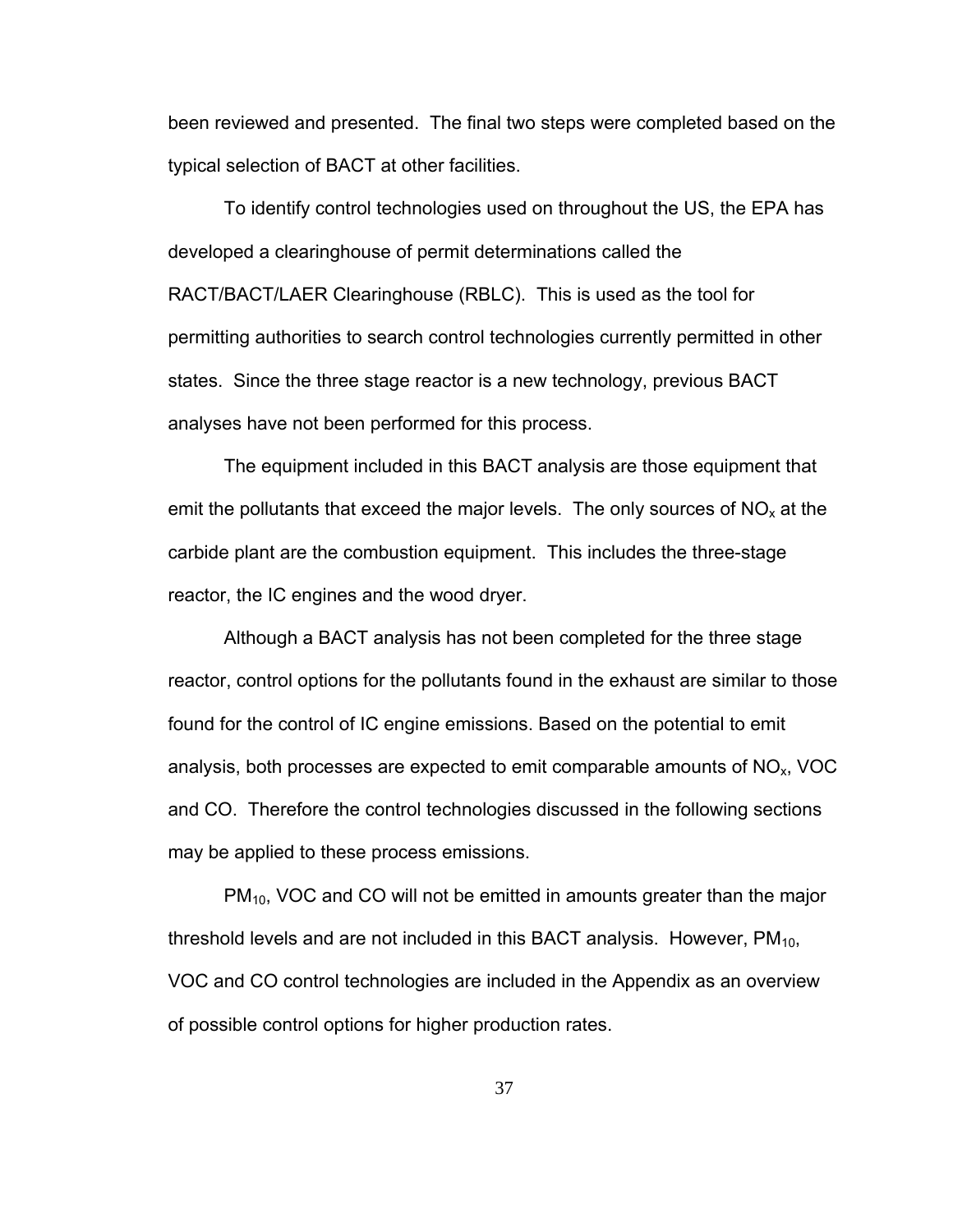been reviewed and presented. The final two steps were completed based on the typical selection of BACT at other facilities.

To identify control technologies used on throughout the US, the EPA has developed a clearinghouse of permit determinations called the RACT/BACT/LAER Clearinghouse (RBLC). This is used as the tool for permitting authorities to search control technologies currently permitted in other states. Since the three stage reactor is a new technology, previous BACT analyses have not been performed for this process.

The equipment included in this BACT analysis are those equipment that emit the pollutants that exceed the major levels. The only sources of $NO_x$ at the carbide plant are the combustion equipment. This includes the three-stage reactor, the IC engines and the wood dryer.

Although a BACT analysis has not been completed for the three stage reactor, control options for the pollutants found in the exhaust are similar to those found for the control of IC engine emissions. Based on the potential to emit analysis, both processes are expected to emit comparable amounts of $NO_x$, VOC and CO. Therefore the control technologies discussed in the following sections may be applied to these process emissions.

$PM_{10}$, VOC and CO will not be emitted in amounts greater than the major threshold levels and are not included in this BACT analysis. However, $PM_{10}$, VOC and CO control technologies are included in the Appendix as an overview of possible control options for higher production rates.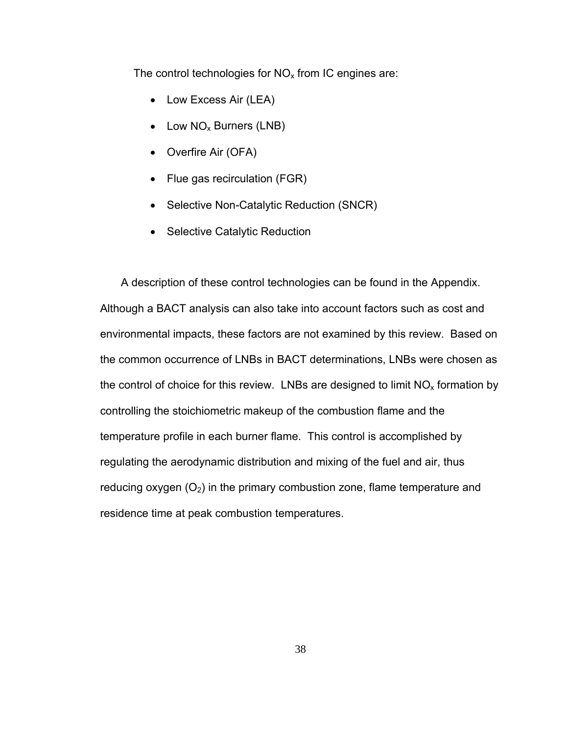The control technologies for $NO_x$ from IC engines are:

- Low Excess Air (LEA)
- Low $NO_x$ Burners (LNB)
- Overfire Air (OFA)
- Flue gas recirculation (FGR)
- Selective Non-Catalytic Reduction (SNCR)
- Selective Catalytic Reduction

A description of these control technologies can be found in the Appendix. Although a BACT analysis can also take into account factors such as cost and environmental impacts, these factors are not examined by this review. Based on the common occurrence of LNBs in BACT determinations, LNBs were chosen as the control of choice for this review. LNBs are designed to limit $NO_x$ formation by controlling the stoichiometric makeup of the combustion flame and the temperature profile in each burner flame. This control is accomplished by regulating the aerodynamic distribution and mixing of the fuel and air, thus reducing oxygen ($O_2$) in the primary combustion zone, flame temperature and residence time at peak combustion temperatures.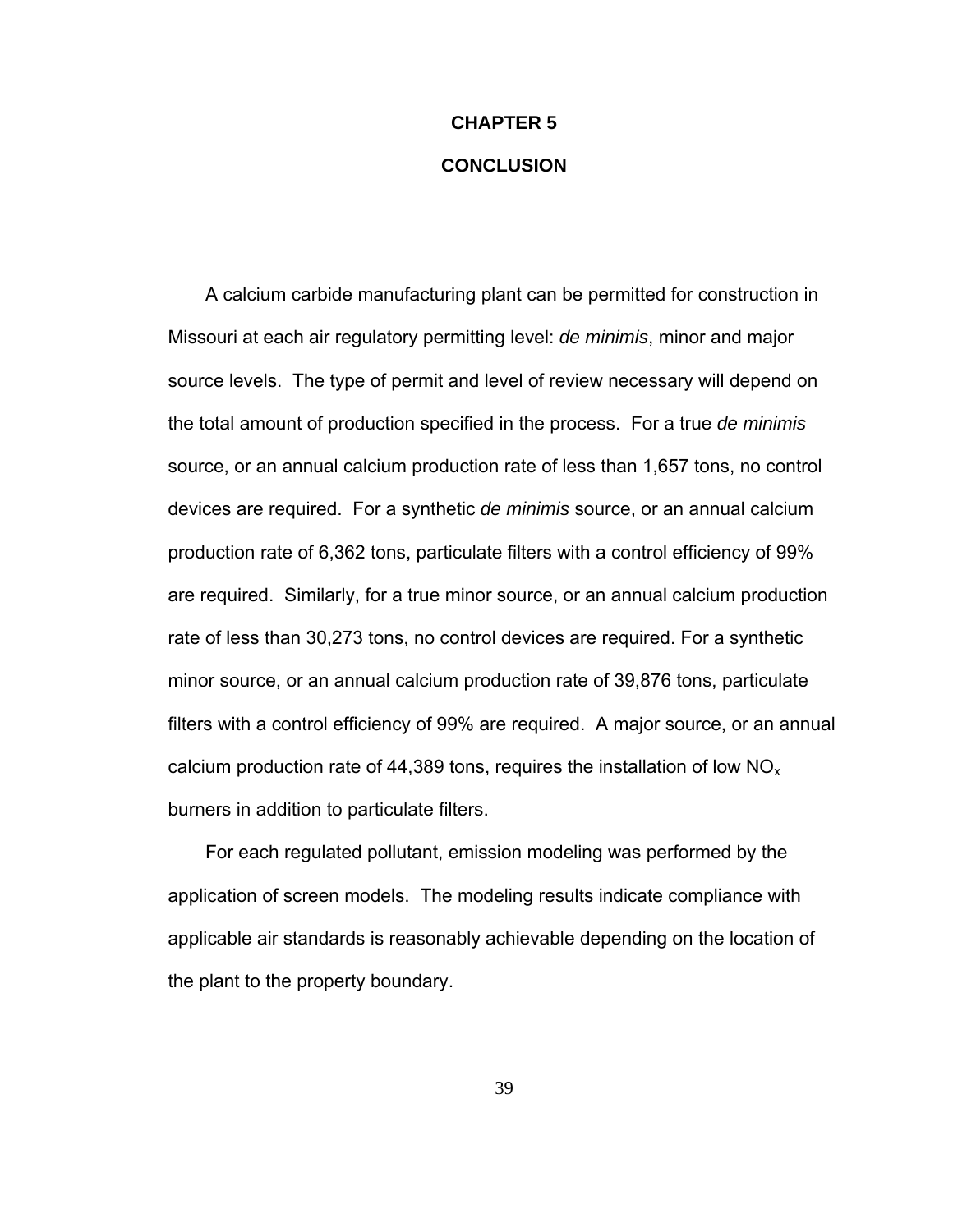# CHAPTER 5

# CONCLUSION

A calcium carbide manufacturing plant can be permitted for construction in Missouri at each air regulatory permitting level: *de minimis*, minor and major source levels. The type of permit and level of review necessary will depend on the total amount of production specified in the process. For a true *de minimis* source, or an annual calcium production rate of less than 1,657 tons, no control devices are required. For a synthetic *de minimis* source, or an annual calcium production rate of 6,362 tons, particulate filters with a control efficiency of 99% are required. Similarly, for a true minor source, or an annual calcium production rate of less than 30,273 tons, no control devices are required. For a synthetic minor source, or an annual calcium production rate of 39,876 tons, particulate filters with a control efficiency of 99% are required. A major source, or an annual calcium production rate of 44,389 tons, requires the installation of low $NO_x$ burners in addition to particulate filters.

For each regulated pollutant, emission modeling was performed by the application of screen models. The modeling results indicate compliance with applicable air standards is reasonably achievable depending on the location of the plant to the property boundary.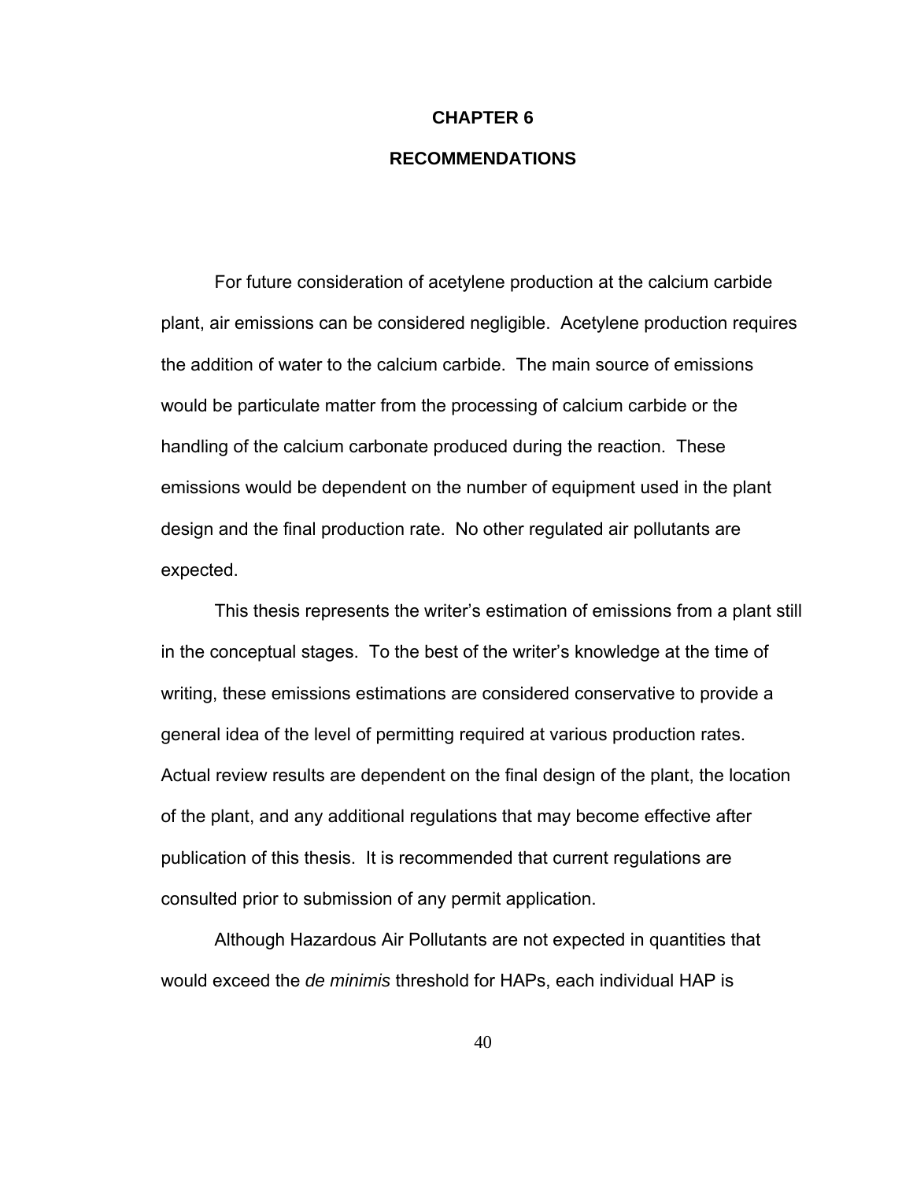# CHAPTER 6

# RECOMMENDATIONS

For future consideration of acetylene production at the calcium carbide plant, air emissions can be considered negligible. Acetylene production requires the addition of water to the calcium carbide. The main source of emissions would be particulate matter from the processing of calcium carbide or the handling of the calcium carbonate produced during the reaction. These emissions would be dependent on the number of equipment used in the plant design and the final production rate. No other regulated air pollutants are expected.

This thesis represents the writer's estimation of emissions from a plant still in the conceptual stages. To the best of the writer's knowledge at the time of writing, these emissions estimations are considered conservative to provide a general idea of the level of permitting required at various production rates. Actual review results are dependent on the final design of the plant, the location of the plant, and any additional regulations that may become effective after publication of this thesis. It is recommended that current regulations are consulted prior to submission of any permit application.

Although Hazardous Air Pollutants are not expected in quantities that would exceed the *de minimis* threshold for HAPs, each individual HAP is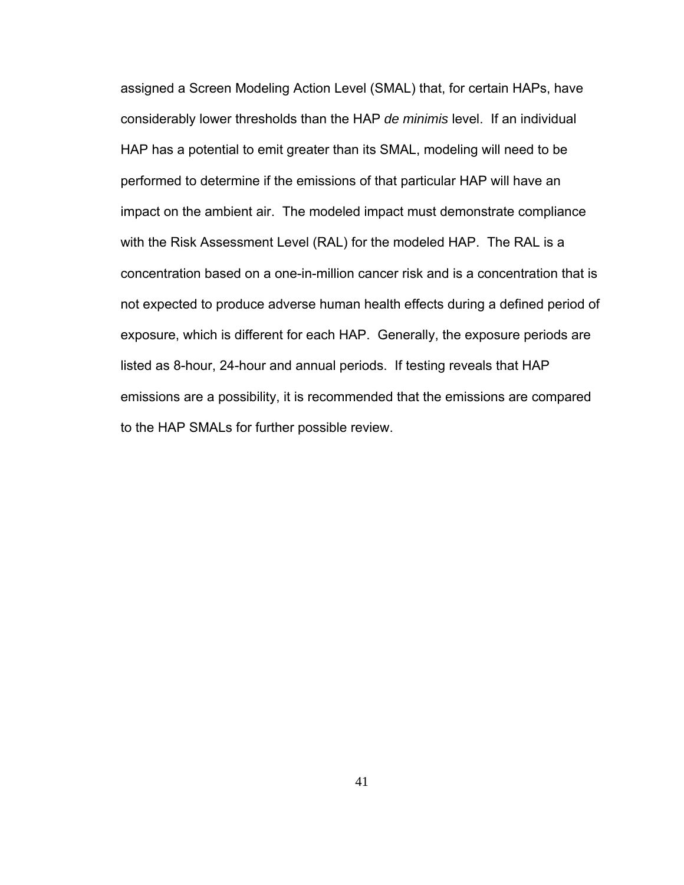assigned a Screen Modeling Action Level (SMAL) that, for certain HAPs, have considerably lower thresholds than the HAP *de minimis* level. If an individual HAP has a potential to emit greater than its SMAL, modeling will need to be performed to determine if the emissions of that particular HAP will have an impact on the ambient air. The modeled impact must demonstrate compliance with the Risk Assessment Level (RAL) for the modeled HAP. The RAL is a concentration based on a one-in-million cancer risk and is a concentration that is not expected to produce adverse human health effects during a defined period of exposure, which is different for each HAP. Generally, the exposure periods are listed as 8-hour, 24-hour and annual periods. If testing reveals that HAP emissions are a possibility, it is recommended that the emissions are compared to the HAP SMALs for further possible review.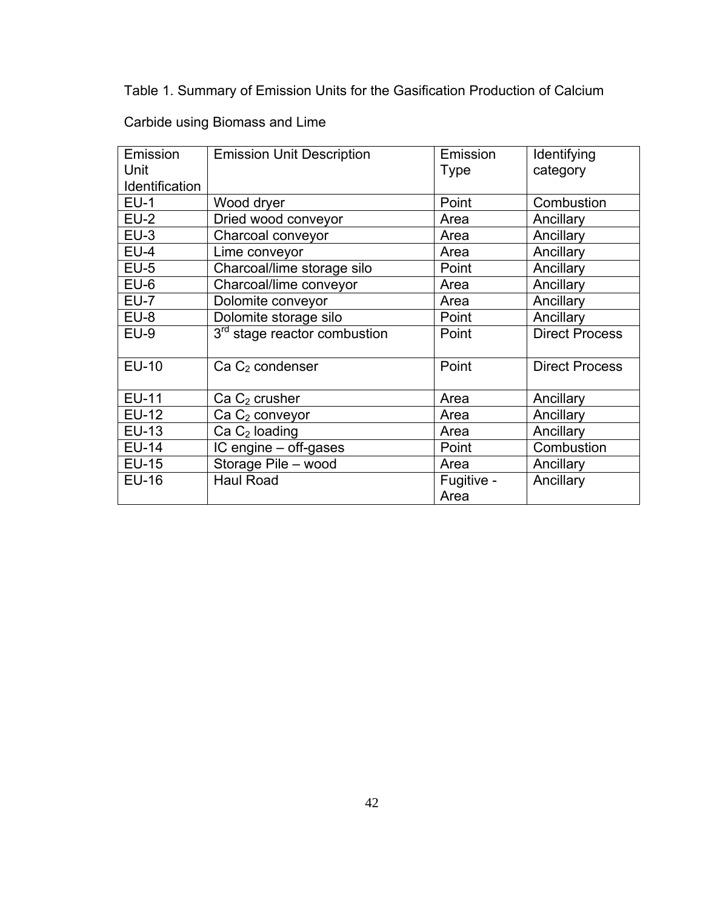Table 1. Summary of Emission Units for the Gasification Production of Calcium Carbide using Biomass and Lime

| Emission Unit Identification | Emission Unit Description | Emission Type | Identifying category |
|---|---|---|---|
| EU-1 | Wood dryer | Point | Combustion |
| EU-2 | Dried wood conveyor | Area | Ancillary |
| EU-3 | Charcoal conveyor | Area | Ancillary |
| EU-4 | Lime conveyor | Area | Ancillary |
| EU-5 | Charcoal/lime storage silo | Point | Ancillary |
| EU-6 | Charcoal/lime conveyor | Area | Ancillary |
| EU-7 | Dolomite conveyor | Area | Ancillary |
| EU-8 | Dolomite storage silo | Point | Ancillary |
| EU-9 | $3^{rd}$ stage reactor combustion | Point | Direct Process |
| EU-10 | Ca $C_2$ condenser | Point | Direct Process |
| EU-11 | Ca $C_2$ crusher | Area | Ancillary |
| EU-12 | Ca $C_2$ conveyor | Area | Ancillary |
| EU-13 | Ca $C_2$ loading | Area | Ancillary |
| EU-14 | IC engine – off-gases | Point | Combustion |
| EU-15 | Storage Pile – wood | Area | Ancillary |
| EU-16 | Haul Road | Fugitive - Area | Ancillary |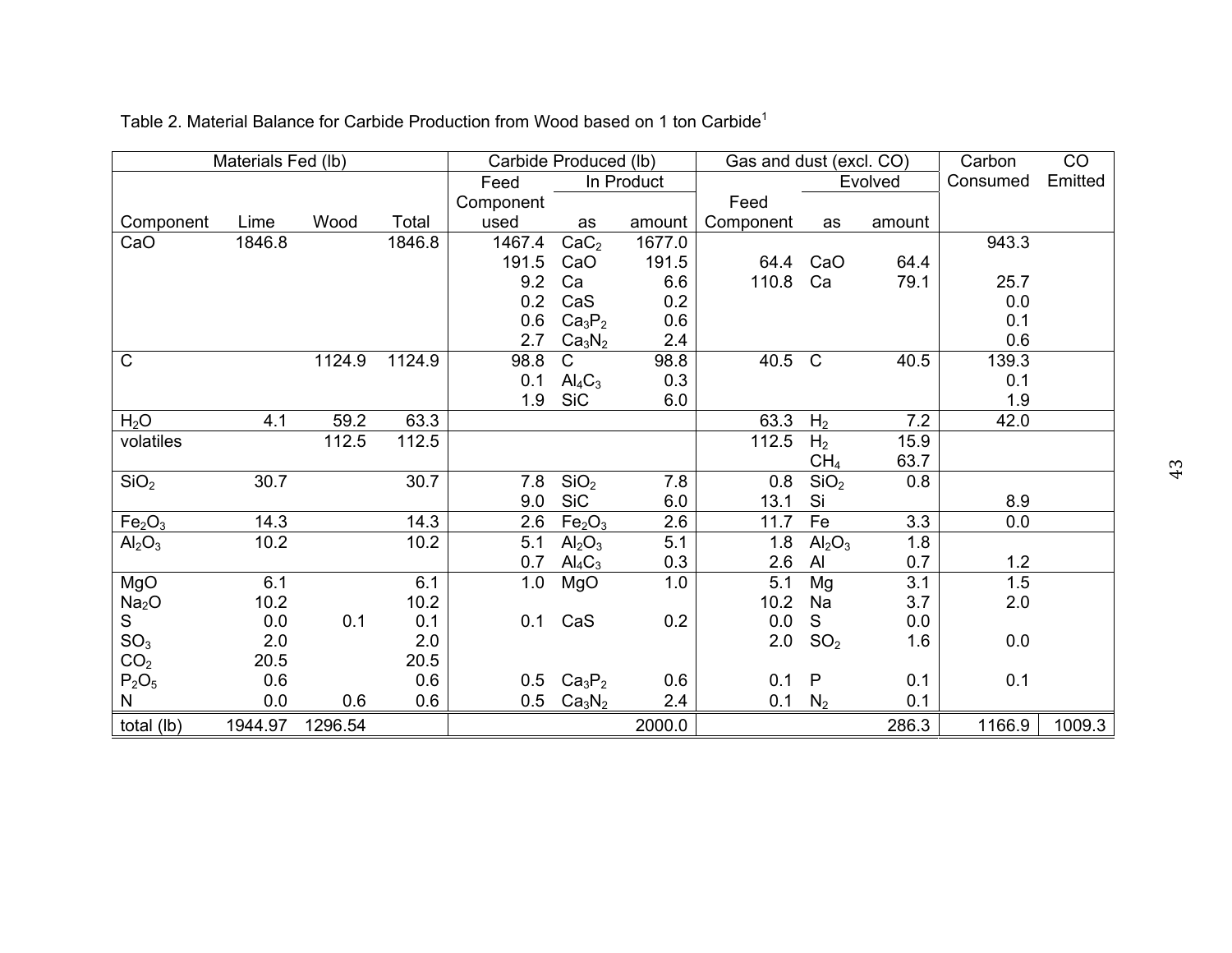Table 2. Material Balance for Carbide Production from Wood based on 1 ton Carbide[1]

| Materials Fed (lb) | | | | Carbide Produced (lb) | | | Gas and dust (excl. CO) | | | Carbon | CO |
|---|---|---|---|---|---|---|---|---|---|---|---|
| | | | | Feed Component | In Product | | Feed Component | Evolved | | Consumed | Emitted |
| Component | Lime | Wood | Total | used | as | amount | | as | amount | | |
| CaO | 1846.8 | | 1846.8 | 1467.4 | $CaC_2$ | 1677.0 | | | | 943.3 | |
| | | | | 191.5 | CaO | 191.5 | 64.4 | CaO | 64.4 | | |
| | | | | 9.2 | Ca | 6.6 | 110.8 | Ca | 79.1 | 25.7 | |
| | | | | 0.2 | CaS | 0.2 | | | | 0.0 | |
| | | | | 0.6 | $Ca_3P_2$ | 0.6 | | | | 0.1 | |
| | | | | 2.7 | $Ca_3N_2$ | 2.4 | | | | 0.6 | |
| C | | 1124.9 | 1124.9 | 98.8 | C | 98.8 | 40.5 | C | 40.5 | 139.3 | |
| | | | | 0.1 | $Al_4C_3$ | 0.3 | | | | 0.1 | |
| | | | | 1.9 | SiC | 6.0 | | | | 1.9 | |
| $H_2O$ | 4.1 | 59.2 | 63.3 | | | | 63.3 | $H_2$ | 7.2 | 42.0 | |
| volatiles | | 112.5 | 112.5 | | | | 112.5 | $H_2$ | 15.9 | | |
| | | | | | | | | $CH_4$ | 63.7 | | |
| $SiO_2$ | 30.7 | | 30.7 | 7.8 | $SiO_2$ | 7.8 | 0.8 | $SiO_2$ | 0.8 | | |
| | | | | 9.0 | SiC | 6.0 | 13.1 | Si | | 8.9 | |
| $Fe_2O_3$ | 14.3 | | 14.3 | 2.6 | $Fe_2O_3$ | 2.6 | 11.7 | Fe | 3.3 | 0.0 | |
| $Al_2O_3$ | 10.2 | | 10.2 | 5.1 | $Al_2O_3$ | 5.1 | 1.8 | $Al_2O_3$ | 1.8 | | |
| | | | | 0.7 | $Al_4C_3$ | 0.3 | 2.6 | Al | 0.7 | 1.2 | |
| MgO | 6.1 | | 6.1 | 1.0 | MgO | 1.0 | 5.1 | Mg | 3.1 | 1.5 | |
| $Na_2O$ | 10.2 | | 10.2 | | | | 10.2 | Na | 3.7 | 2.0 | |
| S | 0.0 | 0.1 | 0.1 | 0.1 | CaS | 0.2 | 0.0 | S | 0.0 | | |
| $SO_3$ | 2.0 | | 2.0 | | | | 2.0 | $SO_2$ | 1.6 | 0.0 | |
| $CO_2$ | 20.5 | | 20.5 | | | | | | | | |
| $P_2O_5$ | 0.6 | | 0.6 | 0.5 | $Ca_3P_2$ | 0.6 | 0.1 | P | 0.1 | 0.1 | |
| N | 0.0 | 0.6 | 0.6 | 0.5 | $Ca_3N_2$ | 2.4 | 0.1 | $N_2$ | 0.1 | | |
| total (lb) | 1944.97 | 1296.54 | | | | 2000.0 | | | 286.3 | 1166.9 | 1009.3 |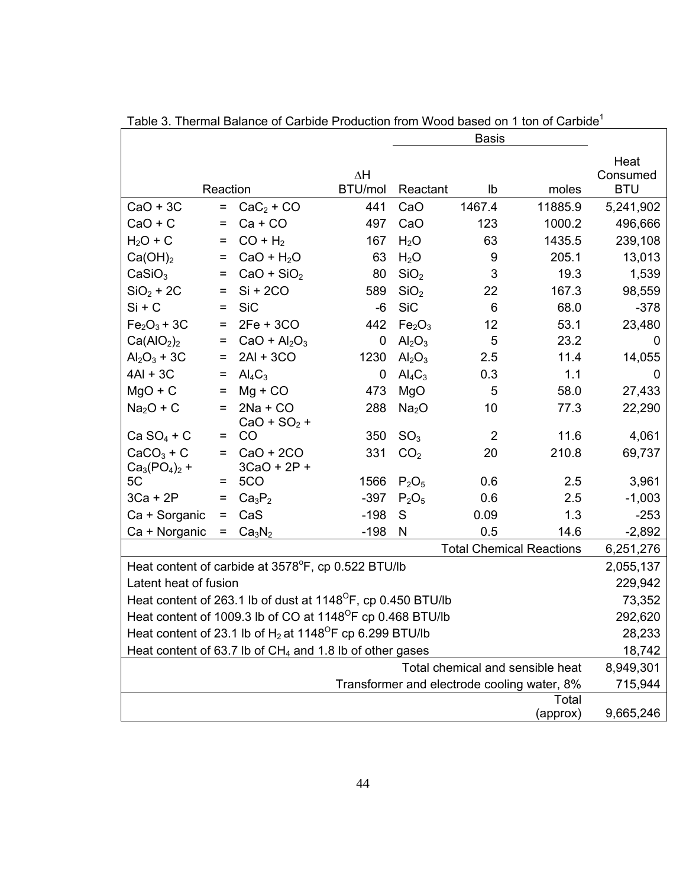Table 3. Thermal Balance of Carbide Production from Wood based on 1 ton of Carbide[1]

| Reaction | | | ΔH BTU/mol | Basis Reactant | lb | moles | Heat Consumed BTU |
|---|---|---|---|---|---|---|---|
| $CaO + 3C$ | = | $CaC_2 + CO$ | 441 | $CaO$ | 1467.4 | 11885.9 | 5,241,902 |
| $CaO + C$ | = | $Ca + CO$ | 497 | $CaO$ | 123 | 1000.2 | 496,666 |
| $H_2O + C$ | = | $CO + H_2$ | 167 | $H_2O$ | 63 | 1435.5 | 239,108 |
| $Ca(OH)_2$ | = | $CaO + H_2O$ | 63 | $H_2O$ | 9 | 205.1 | 13,013 |
| $CaSiO_3$ | = | $CaO + SiO_2$ | 80 | $SiO_2$ | 3 | 19.3 | 1,539 |
| $SiO_2 + 2C$ | = | $Si + 2CO$ | 589 | $SiO_2$ | 22 | 167.3 | 98,559 |
| $Si + C$ | = | $SiC$ | -6 | $SiC$ | 6 | 68.0 | -378 |
| $Fe_2O_3 + 3C$ | = | $2Fe + 3CO$ | 442 | $Fe_2O_3$ | 12 | 53.1 | 23,480 |
| $Ca(AlO_2)_2$ | = | $CaO + Al_2O_3$ | 0 | $Al_2O_3$ | 5 | 23.2 | 0 |
| $Al_2O_3 + 3C$ | = | $2Al + 3CO$ | 1230 | $Al_2O_3$ | 2.5 | 11.4 | 14,055 |
| $4Al + 3C$ | = | $Al_4C_3$ | 0 | $Al_4C_3$ | 0.3 | 1.1 | 0 |
| $MgO + C$ | = | $Mg + CO$ | 473 | $MgO$ | 5 | 58.0 | 27,433 |
| $Na_2O + C$ | = | $2Na + CO$ | 288 | $Na_2O$ | 10 | 77.3 | 22,290 |
| $Ca SO_4 + C$ | = | $CaO + SO_2 + CO$ | 350 | $SO_3$ | 2 | 11.6 | 4,061 |
| $CaCO_3 + C$ | = | $CaO + 2CO$ | 331 | $CO_2$ | 20 | 210.8 | 69,737 |
| $Ca_3(PO_4)_2 + 5C$ | = | $3CaO + 2P + 5CO$ | 1566 | $P_2O_5$ | 0.6 | 2.5 | 3,961 |
| $3Ca + 2P$ | = | $Ca_3P_2$ | -397 | $P_2O_5$ | 0.6 | 2.5 | -1,003 |
| Ca + Sorganic | = | $CaS$ | -198 | S | 0.09 | 1.3 | -253 |
| Ca + Norganic | = | $Ca_3N_2$ | -198 | N | 0.5 | 14.6 | -2,892 |
| | | | | Total Chemical Reactions | | | 6,251,276 |
| Heat content of carbide at 3578°F, cp 0.522 BTU/lb | | | | | | | 2,055,137 |
| Latent heat of fusion | | | | | | | 229,942 |
| Heat content of 263.1 lb of dust at 1148°F, cp 0.450 BTU/lb | | | | | | | 73,352 |
| Heat content of 1009.3 lb of CO at 1148°F cp 0.468 BTU/lb | | | | | | | 292,620 |
| Heat content of 23.1 lb of $H_2$ at 1148°F cp 6.299 BTU/lb | | | | | | | 28,233 |
| Heat content of 63.7 lb of $CH_4$ and 1.8 lb of other gases | | | | | | | 18,742 |
| | | | | Total chemical and sensible heat | | | 8,949,301 |
| | | | | Transformer and electrode cooling water, 8% | | | 715,944 |
| | | | | Total (approx) | | | 9,665,246 |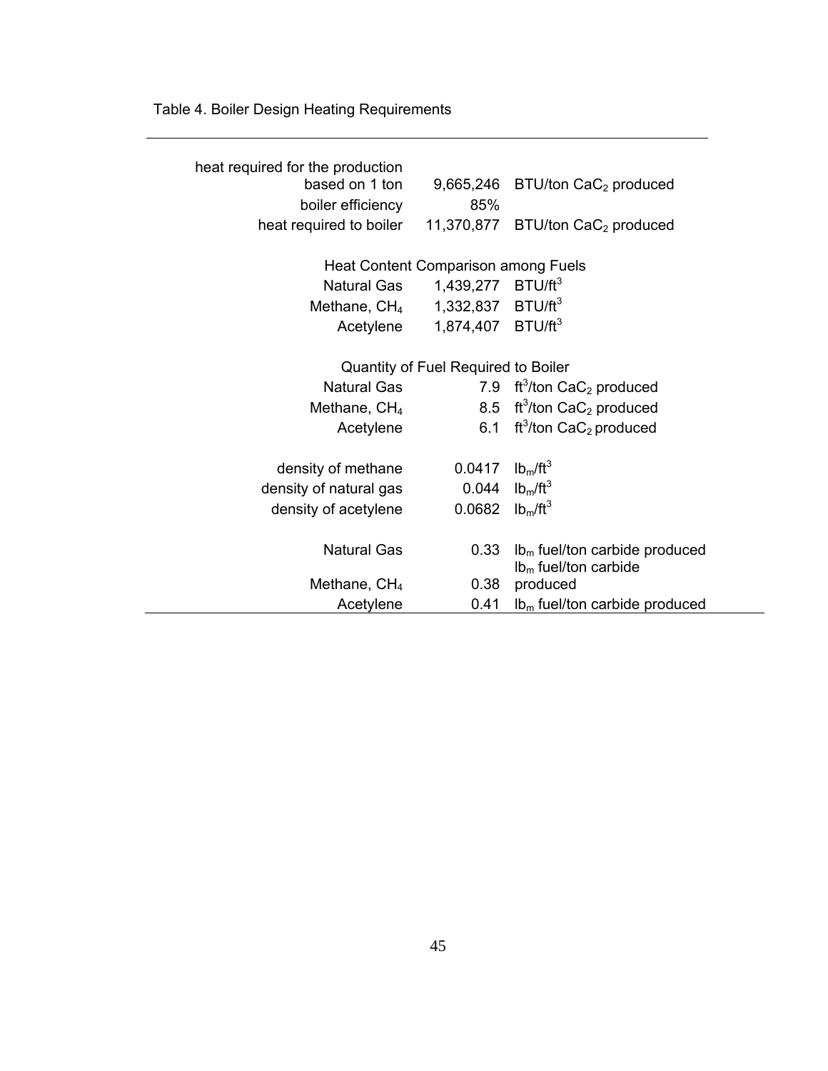Table 4. Boiler Design Heating Requirements

| | | |
|---|---|---|
| heat required for the production based on 1 ton | 9,665,246 | BTU/ton $CaC_2$ produced |
| boiler efficiency | 85% | |
| heat required to boiler | 11,370,877 | BTU/ton $CaC_2$ produced |
| | | |
| Heat Content Comparison among Fuels | | |
| Natural Gas | 1,439,277 | BTU/ft$^3$ |
| Methane, $CH_4$ | 1,332,837 | BTU/ft$^3$ |
| Acetylene | 1,874,407 | BTU/ft$^3$ |
| | | |
| Quantity of Fuel Required to Boiler | | |
| Natural Gas | 7.9 | ft$^3$/ton $CaC_2$ produced |
| Methane, $CH_4$ | 8.5 | ft$^3$/ton $CaC_2$ produced |
| Acetylene | 6.1 | ft$^3$/ton $CaC_2$ produced |
| | | |
| density of methane | 0.0417 | $lb_m$/ft$^3$ |
| density of natural gas | 0.044 | $lb_m$/ft$^3$ |
| density of acetylene | 0.0682 | $lb_m$/ft$^3$ |
| | | |
| Natural Gas | 0.33 | $lb_m$ fuel/ton carbide produced |
| Methane, $CH_4$ | 0.38 | $lb_m$ fuel/ton carbide produced |
| Acetylene | 0.41 | $lb_m$ fuel/ton carbide produced |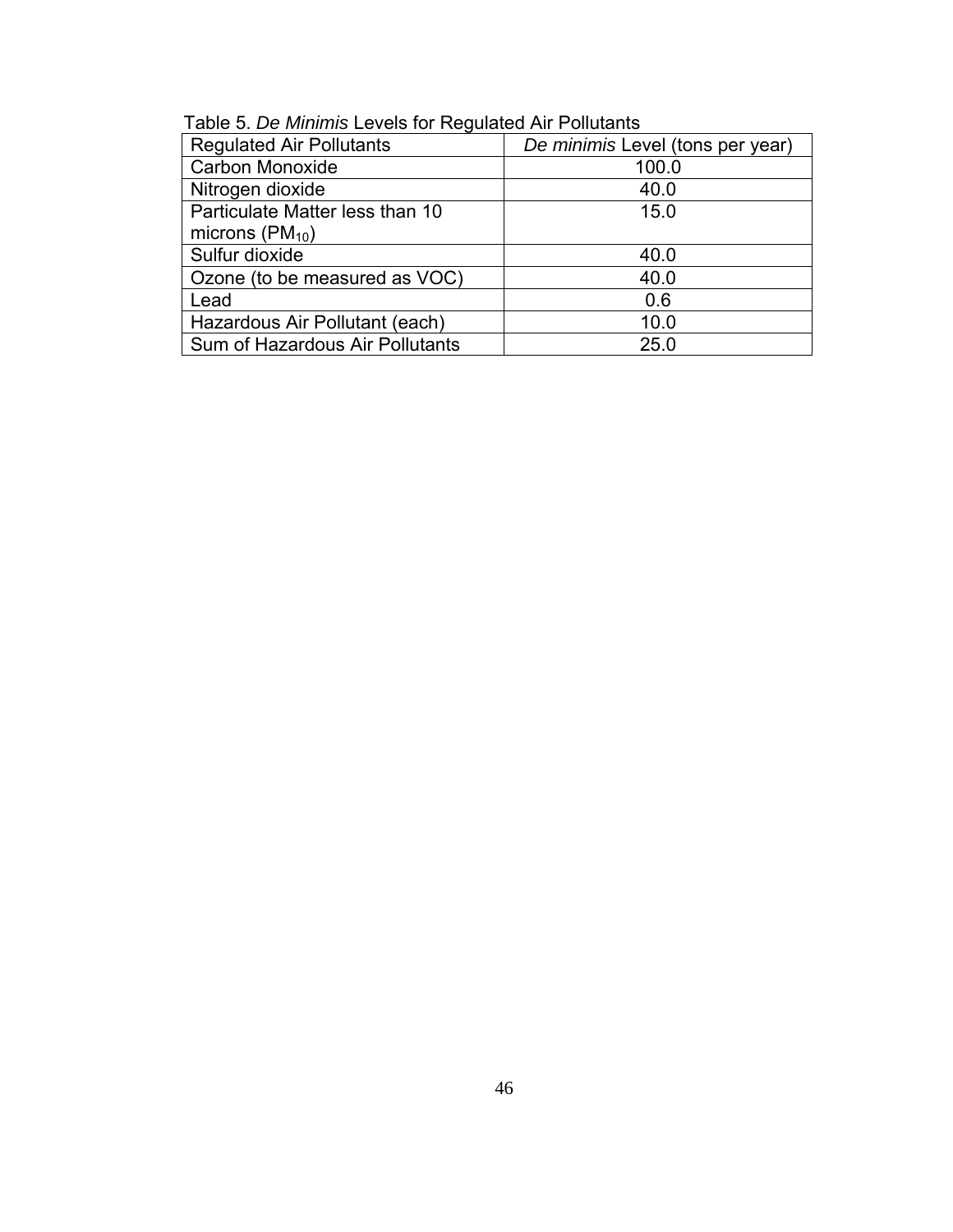Table 5. *De Minimis* Levels for Regulated Air Pollutants

| Regulated Air Pollutants | *De minimis* Level (tons per year) |
| --- | --- |
| Carbon Monoxide | 100.0 |
| Nitrogen dioxide | 40.0 |
| Particulate Matter less than 10 microns ($PM_{10}$) | 15.0 |
| Sulfur dioxide | 40.0 |
| Ozone (to be measured as VOC) | 40.0 |
| Lead | 0.6 |
| Hazardous Air Pollutant (each) | 10.0 |
| Sum of Hazardous Air Pollutants | 25.0 |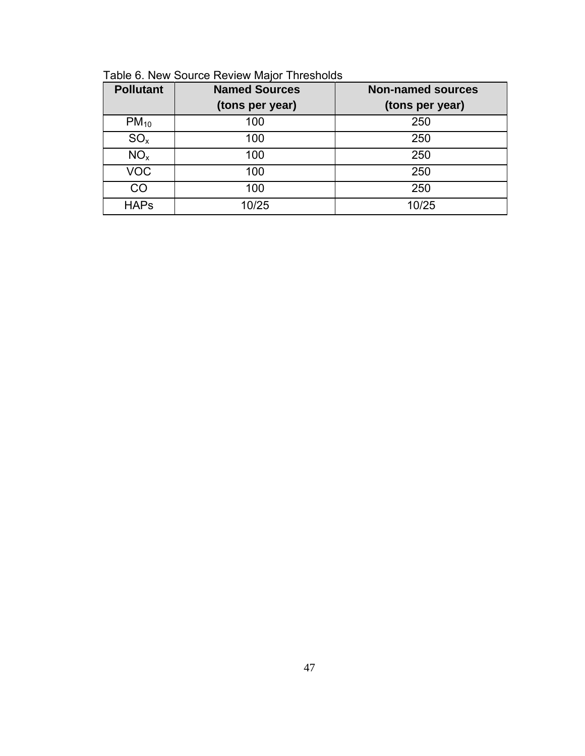Table 6. New Source Review Major Thresholds

| Pollutant | Named Sources (tons per year) | Non-named sources (tons per year) |
|---|---|---|
| $PM_{10}$ | 100 | 250 |
| $SO_x$ | 100 | 250 |
| $NO_x$ | 100 | 250 |
| VOC | 100 | 250 |
| CO | 100 | 250 |
| HAPs | 10/25 | 10/25 |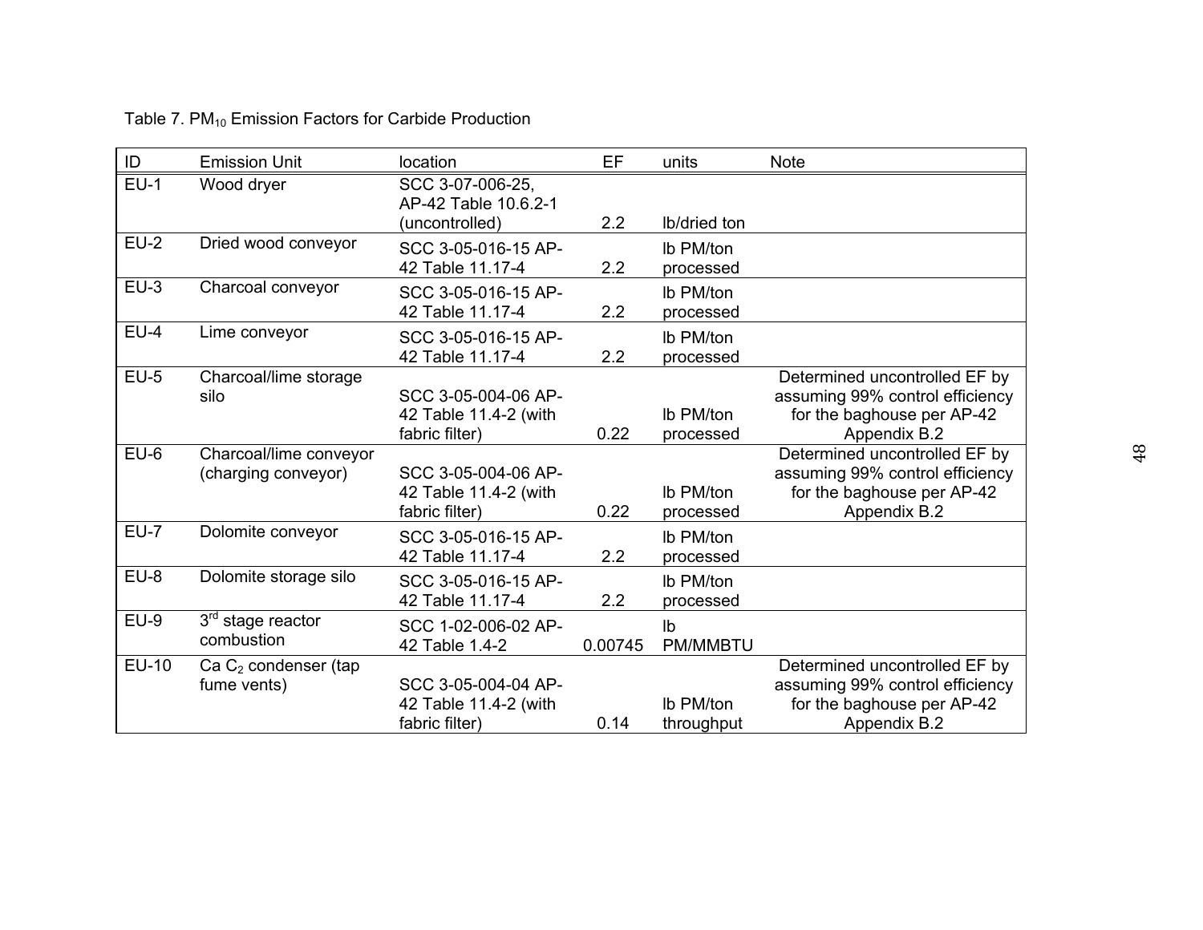Table 7. $PM_{10}$ Emission Factors for Carbide Production

| ID | Emission Unit | location | EF | units | Note |
|---|---|---|---|---|---|
| EU-1 | Wood dryer | SCC 3-07-006-25, AP-42 Table 10.6.2-1 (uncontrolled) | 2.2 | lb/dried ton | |
| EU-2 | Dried wood conveyor | SCC 3-05-016-15 AP-42 Table 11.17-4 | 2.2 | lb PM/ton processed | |
| EU-3 | Charcoal conveyor | SCC 3-05-016-15 AP-42 Table 11.17-4 | 2.2 | lb PM/ton processed | |
| EU-4 | Lime conveyor | SCC 3-05-016-15 AP-42 Table 11.17-4 | 2.2 | lb PM/ton processed | |
| EU-5 | Charcoal/lime storage silo | SCC 3-05-004-06 AP-42 Table 11.4-2 (with fabric filter) | 0.22 | lb PM/ton processed | Determined uncontrolled EF by assuming 99% control efficiency for the baghouse per AP-42 Appendix B.2 |
| EU-6 | Charcoal/lime conveyor (charging conveyor) | SCC 3-05-004-06 AP-42 Table 11.4-2 (with fabric filter) | 0.22 | lb PM/ton processed | Determined uncontrolled EF by assuming 99% control efficiency for the baghouse per AP-42 Appendix B.2 |
| EU-7 | Dolomite conveyor | SCC 3-05-016-15 AP-42 Table 11.17-4 | 2.2 | lb PM/ton processed | |
| EU-8 | Dolomite storage silo | SCC 3-05-016-15 AP-42 Table 11.17-4 | 2.2 | lb PM/ton processed | |
| EU-9 | 3rd stage reactor combustion | SCC 1-02-006-02 AP-42 Table 1.4-2 | 0.00745 | lb PM/MMBTU | |
| EU-10 | $CaC_2$ condenser (tap fume vents) | SCC 3-05-004-04 AP-42 Table 11.4-2 (with fabric filter) | 0.14 | lb PM/ton throughput | Determined uncontrolled EF by assuming 99% control efficiency for the baghouse per AP-42 Appendix B.2 |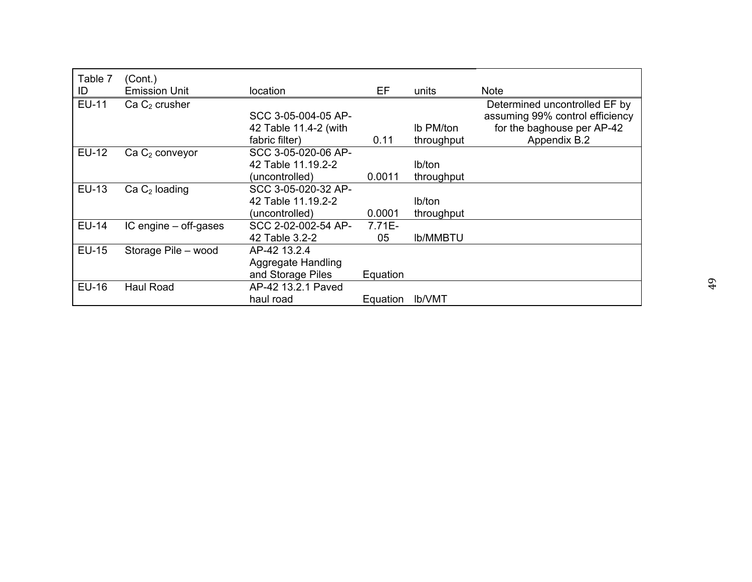| Table 7 ID | (Cont.) Emission Unit | location | EF | units | Note |
|---|---|---|---|---|---|
| EU-11 | Ca $C_2$ crusher | SCC 3-05-004-05 AP-42 Table 11.4-2 (with fabric filter) | 0.11 | lb PM/ton throughput | Determined uncontrolled EF by assuming 99% control efficiency for the baghouse per AP-42 Appendix B.2 |
| EU-12 | Ca $C_2$ conveyor | SCC 3-05-020-06 AP-42 Table 11.19.2-2 (uncontrolled) | 0.0011 | lb/ton throughput | |
| EU-13 | Ca $C_2$ loading | SCC 3-05-020-32 AP-42 Table 11.19.2-2 (uncontrolled) | 0.0001 | lb/ton throughput | |
| EU-14 | IC engine – off-gases | SCC 2-02-002-54 AP-42 Table 3.2-2 | 7.71E-05 | lb/MMBTU | |
| EU-15 | Storage Pile – wood | AP-42 13.2.4 Aggregate Handling and Storage Piles | Equation | | |
| EU-16 | Haul Road | AP-42 13.2.1 Paved haul road | Equation | lb/VMT | |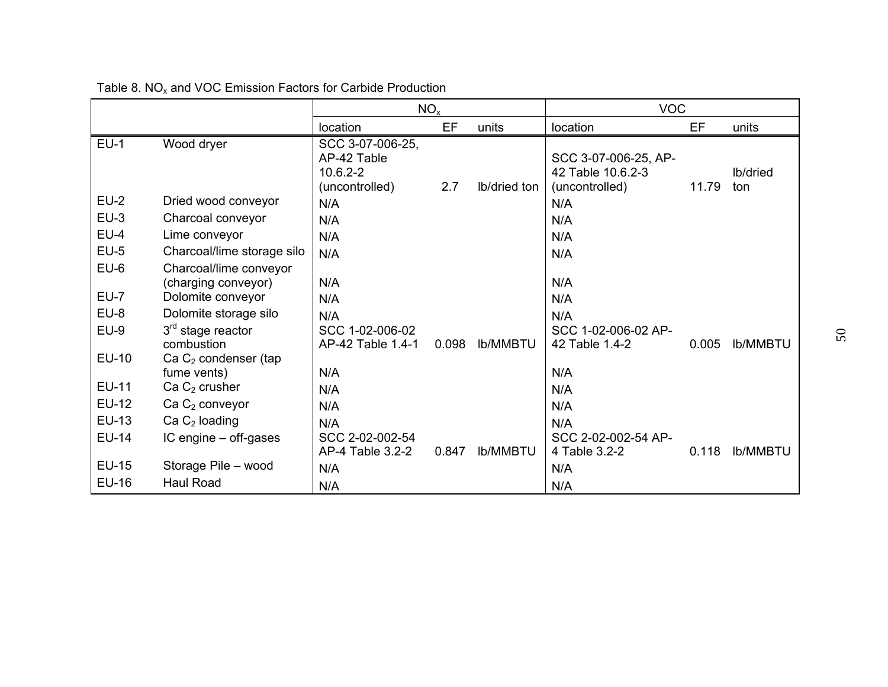Table 8. $NO_x$ and VOC Emission Factors for Carbide Production

| | | $NO_x$ | | | VOC | | |
|---|---|---|---|---|---|---|---|
| | | location | EF | units | location | EF | units |
| EU-1 | Wood dryer | SCC 3-07-006-25, AP-42 Table 10.6.2-2 (uncontrolled) | 2.7 | lb/dried ton | SCC 3-07-006-25, AP-42 Table 10.6.2-3 (uncontrolled) | 11.79 | lb/dried ton |
| EU-2 | Dried wood conveyor | N/A | | | N/A | | |
| EU-3 | Charcoal conveyor | N/A | | | N/A | | |
| EU-4 | Lime conveyor | N/A | | | N/A | | |
| EU-5 | Charcoal/lime storage silo | N/A | | | N/A | | |
| EU-6 | Charcoal/lime conveyor (charging conveyor) | N/A | | | N/A | | |
| EU-7 | Dolomite conveyor | N/A | | | N/A | | |
| EU-8 | Dolomite storage silo | N/A | | | N/A | | |
| EU-9 | 3rd stage reactor combustion | SCC 1-02-006-02 AP-42 Table 1.4-1 | 0.098 | lb/MMBTU | SCC 1-02-006-02 AP-42 Table 1.4-2 | 0.005 | lb/MMBTU |
| EU-10 | Ca $C_2$ condenser (tap fume vents) | N/A | | | N/A | | |
| EU-11 | Ca $C_2$ crusher | N/A | | | N/A | | |
| EU-12 | Ca $C_2$ conveyor | N/A | | | N/A | | |
| EU-13 | Ca $C_2$ loading | N/A | | | N/A | | |
| EU-14 | IC engine – off-gases | SCC 2-02-002-54 AP-4 Table 3.2-2 | 0.847 | lb/MMBTU | SCC 2-02-002-54 AP-4 Table 3.2-2 | 0.118 | lb/MMBTU |
| EU-15 | Storage Pile – wood | N/A | | | N/A | | |
| EU-16 | Haul Road | N/A | | | N/A | | |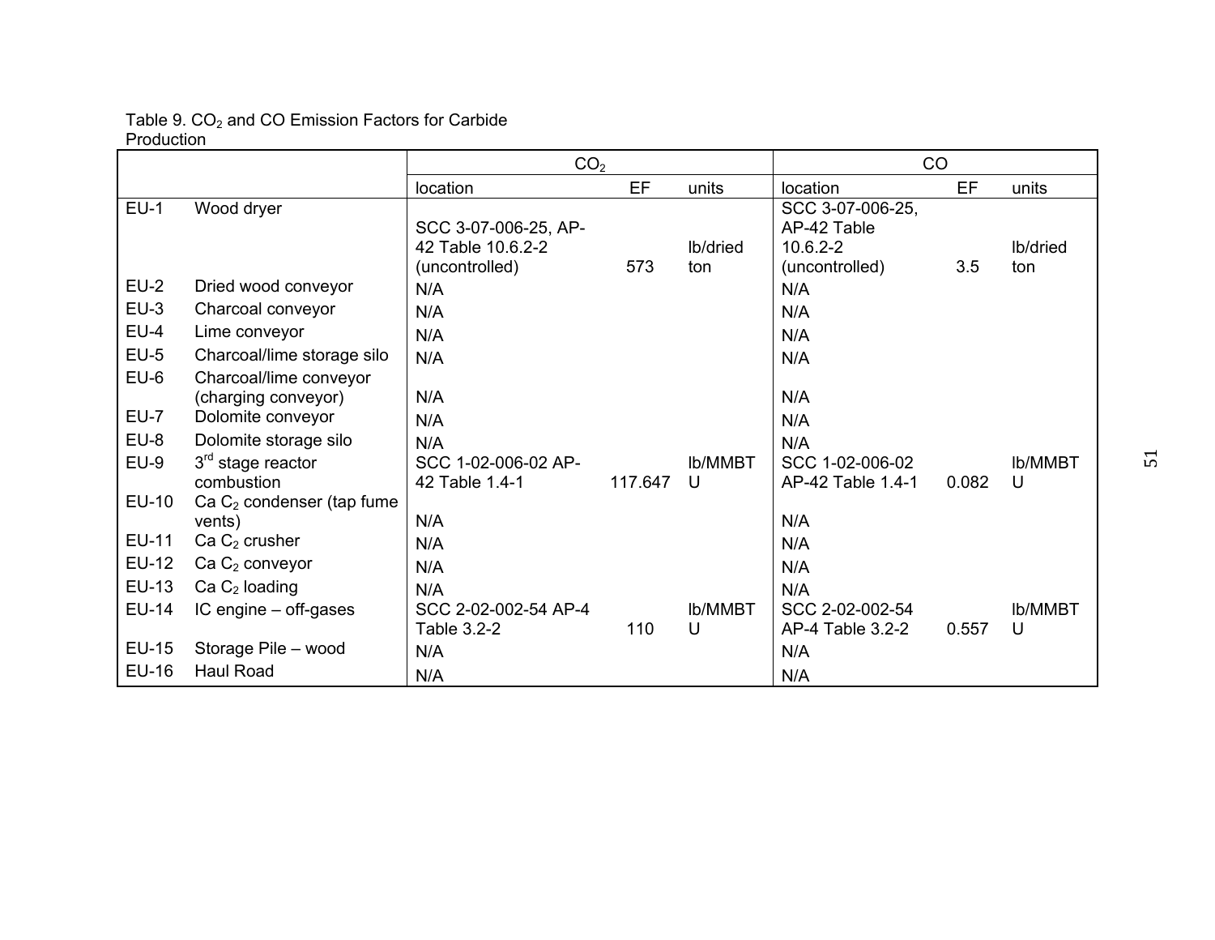Table 9. $CO_2$ and CO Emission Factors for Carbide Production

| | | $CO_2$ | | | CO | | |
|---|---|---|---|---|---|---|---|
| | | location | EF | units | location | EF | units |
| EU-1 | Wood dryer | SCC 3-07-006-25, AP-42 Table 10.6.2-2 (uncontrolled) | 573 | lb/dried ton | SCC 3-07-006-25, AP-42 Table 10.6.2-2 (uncontrolled) | 3.5 | lb/dried ton |
| EU-2 | Dried wood conveyor | N/A | | | N/A | | |
| EU-3 | Charcoal conveyor | N/A | | | N/A | | |
| EU-4 | Lime conveyor | N/A | | | N/A | | |
| EU-5 | Charcoal/lime storage silo | N/A | | | N/A | | |
| EU-6 | Charcoal/lime conveyor (charging conveyor) | N/A | | | N/A | | |
| EU-7 | Dolomite conveyor | N/A | | | N/A | | |
| EU-8 | Dolomite storage silo | N/A | | | N/A | | |
| EU-9 | 3rd stage reactor combustion | SCC 1-02-006-02 AP-42 Table 1.4-1 | 117.647 | lb/MMBTU | SCC 1-02-006-02 AP-42 Table 1.4-1 | 0.082 | lb/MMBTU |
| EU-10 | Ca $C_2$ condenser (tap fume vents) | N/A | | | N/A | | |
| EU-11 | Ca $C_2$ crusher | N/A | | | N/A | | |
| EU-12 | Ca $C_2$ conveyor | N/A | | | N/A | | |
| EU-13 | Ca $C_2$ loading | N/A | | | N/A | | |
| EU-14 | IC engine – off-gases | SCC 2-02-002-54 AP-4 Table 3.2-2 | 110 | lb/MMBTU | SCC 2-02-002-54 AP-4 Table 3.2-2 | 0.557 | lb/MMBTU |
| EU-15 | Storage Pile – wood | N/A | | | N/A | | |
| EU-16 | Haul Road | N/A | | | N/A | | |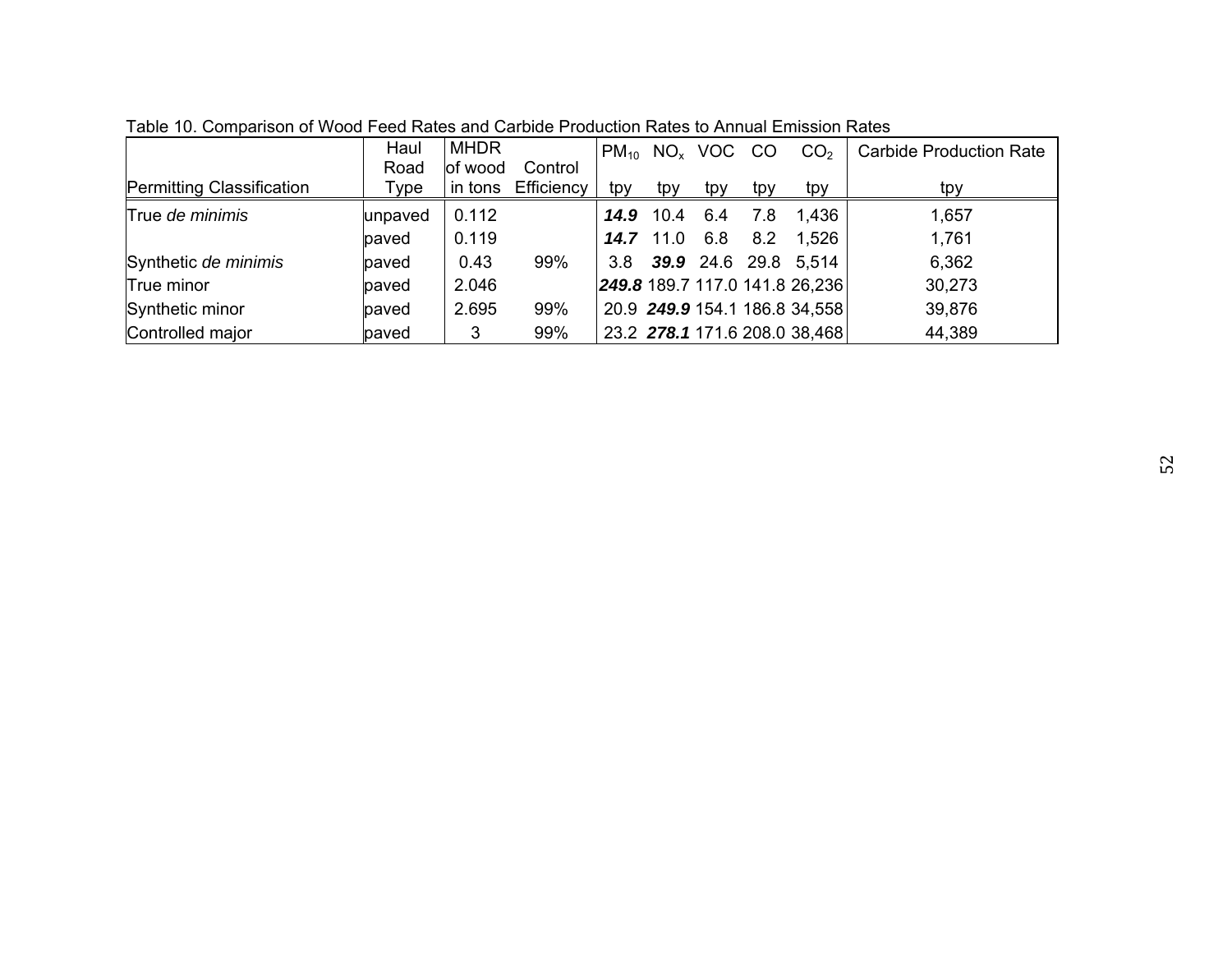Table 10. Comparison of Wood Feed Rates and Carbide Production Rates to Annual Emission Rates

| Permitting Classification | Haul Road Type | MHDR of wood in tons | Control Efficiency | $PM_{10}$ tpy | $NO_x$ tpy | VOC tpy | CO tpy | $CO_2$ tpy | Carbide Production Rate tpy |
|---|---|---|---|---|---|---|---|---|---|
| True *de minimis* | unpaved | 0.112 | | ***14.9*** | 10.4 | 6.4 | 7.8 | 1,436 | 1,657 |
| | paved | 0.119 | | ***14.7*** | 11.0 | 6.8 | 8.2 | 1,526 | 1,761 |
| Synthetic *de minimis* | paved | 0.43 | 99% | 3.8 | ***39.9*** | 24.6 | 29.8 | 5,514 | 6,362 |
| True minor | paved | 2.046 | | ***249.8*** | 189.7 | 117.0 | 141.8 | 26,236 | 30,273 |
| Synthetic minor | paved | 2.695 | 99% | 20.9 | ***249.9*** | 154.1 | 186.8 | 34,558 | 39,876 |
| Controlled major | paved | 3 | 99% | 23.2 | ***278.1*** | 171.6 | 208.0 | 38,468 | 44,389 |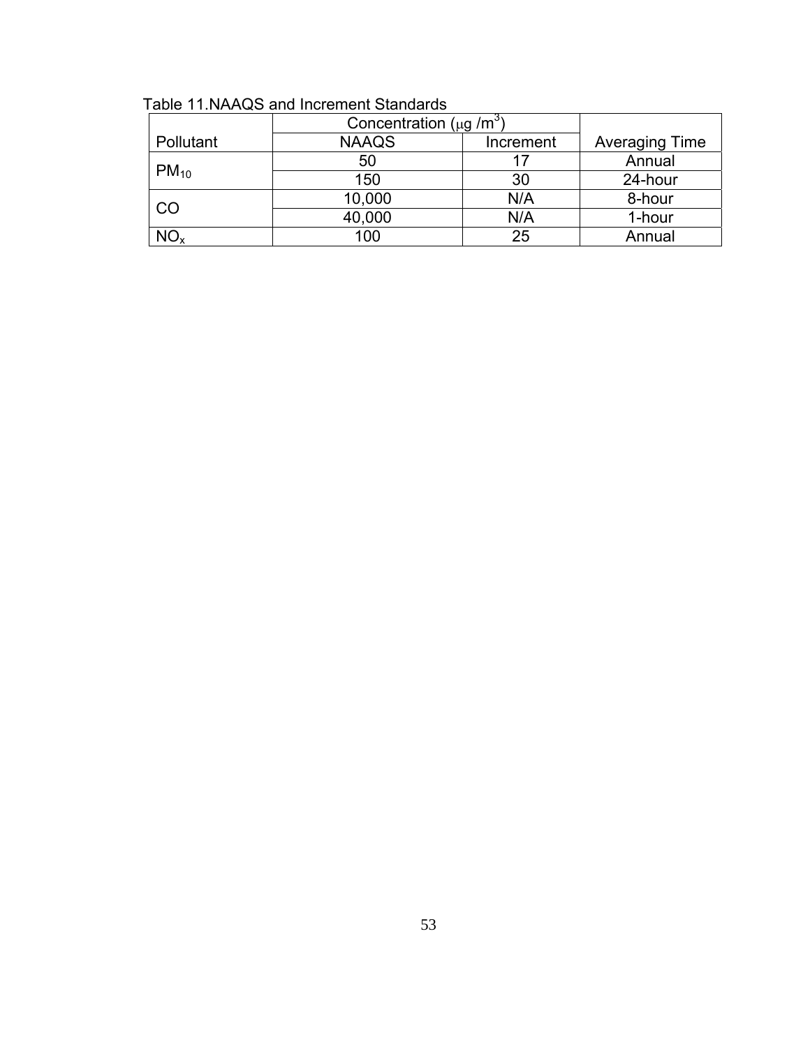Table 11.NAAQS and Increment Standards

| Pollutant | Concentration ($\mu g/m^3$) | | Averaging Time |
|---|---|---|---|
| | NAAQS | Increment | |
| $PM_{10}$ | 50 | 17 | Annual |
| | 150 | 30 | 24-hour |
| CO | 10,000 | N/A | 8-hour |
| | 40,000 | N/A | 1-hour |
| $NO_x$ | 100 | 25 | Annual |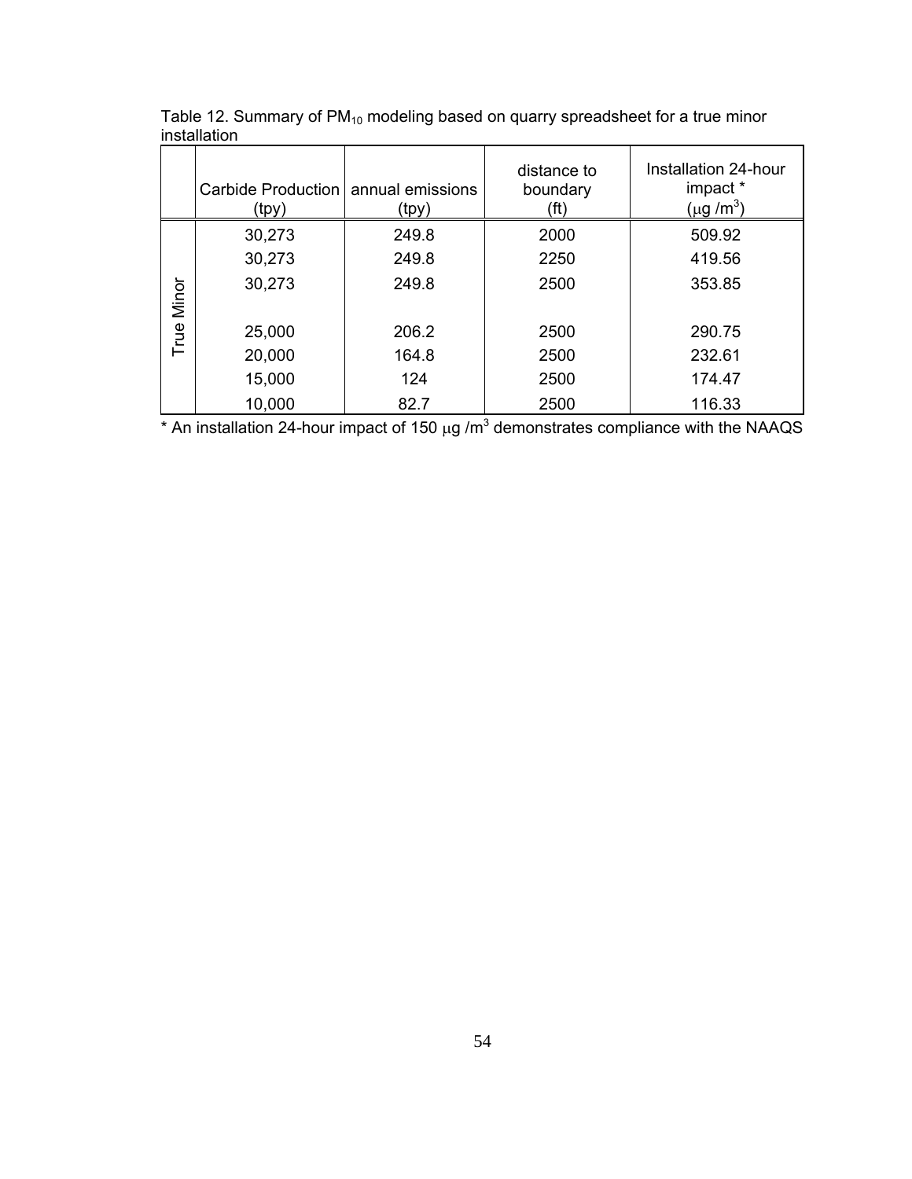Table 12. Summary of $PM_{10}$ modeling based on quarry spreadsheet for a true minor installation

| | Carbide Production (tpy) | annual emissions (tpy) | distance to boundary (ft) | Installation 24-hour impact * ($\mu g/m^3$) |
|---|---|---|---|---|
| True Minor | 30,273 | 249.8 | 2000 | 509.92 |
| | 30,273 | 249.8 | 2250 | 419.56 |
| | 30,273 | 249.8 | 2500 | 353.85 |
| | | | | |
| | 25,000 | 206.2 | 2500 | 290.75 |
| | 20,000 | 164.8 | 2500 | 232.61 |
| | 15,000 | 124 | 2500 | 174.47 |
| | 10,000 | 82.7 | 2500 | 116.33 |

* An installation 24-hour impact of 150 $\mu g/m^3$ demonstrates compliance with the NAAQS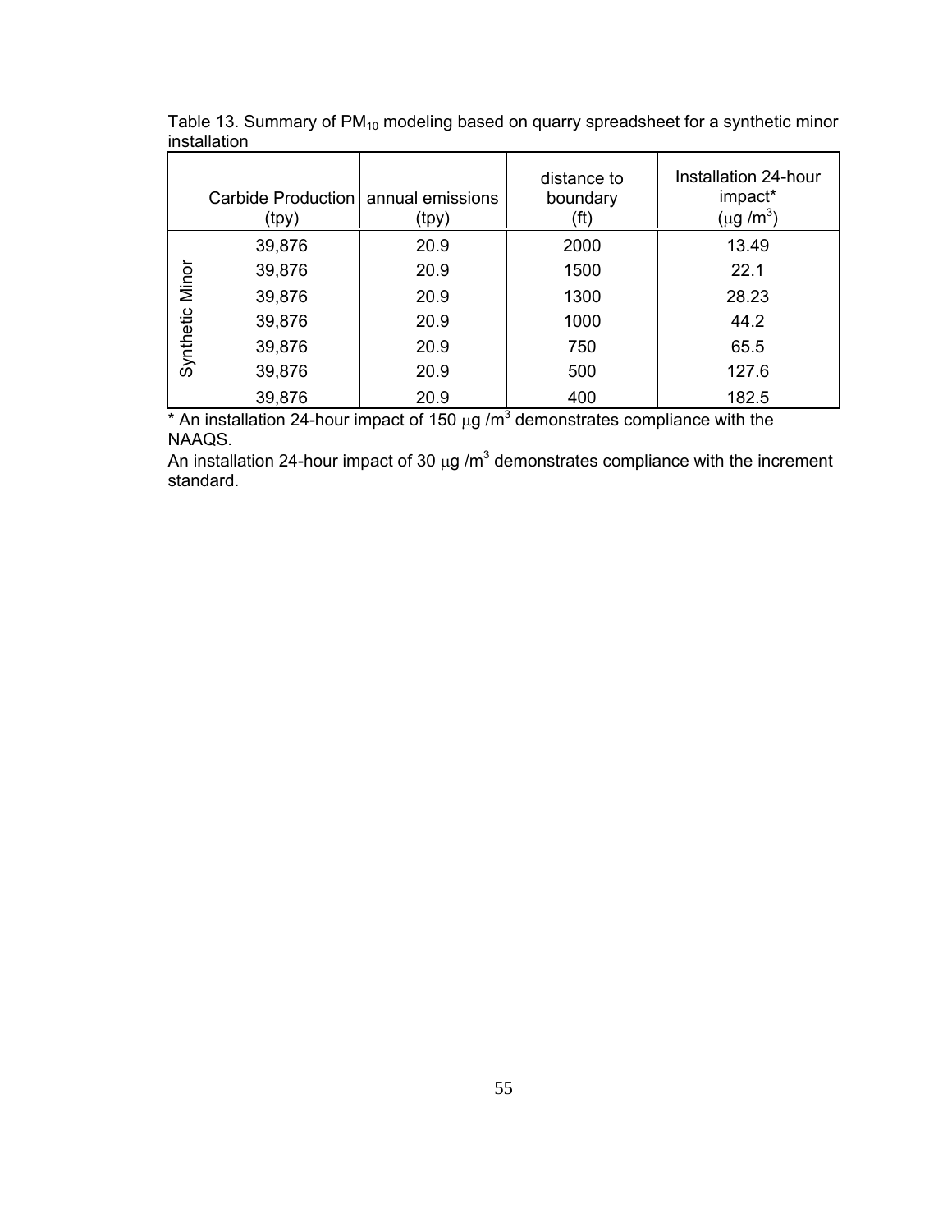Table 13. Summary of $PM_{10}$ modeling based on quarry spreadsheet for a synthetic minor installation

| | Carbide Production (tpy) | annual emissions (tpy) | distance to boundary (ft) | Installation 24-hour impact* ($\mu g/m^3$) |
|---|---|---|---|---|
| Synthetic Minor | 39,876 | 20.9 | 2000 | 13.49 |
| | 39,876 | 20.9 | 1500 | 22.1 |
| | 39,876 | 20.9 | 1300 | 28.23 |
| | 39,876 | 20.9 | 1000 | 44.2 |
| | 39,876 | 20.9 | 750 | 65.5 |
| | 39,876 | 20.9 | 500 | 127.6 |
| | 39,876 | 20.9 | 400 | 182.5 |

* An installation 24-hour impact of 150 $\mu g/m^3$ demonstrates compliance with the NAAQS.

An installation 24-hour impact of 30 $\mu g/m^3$ demonstrates compliance with the increment standard.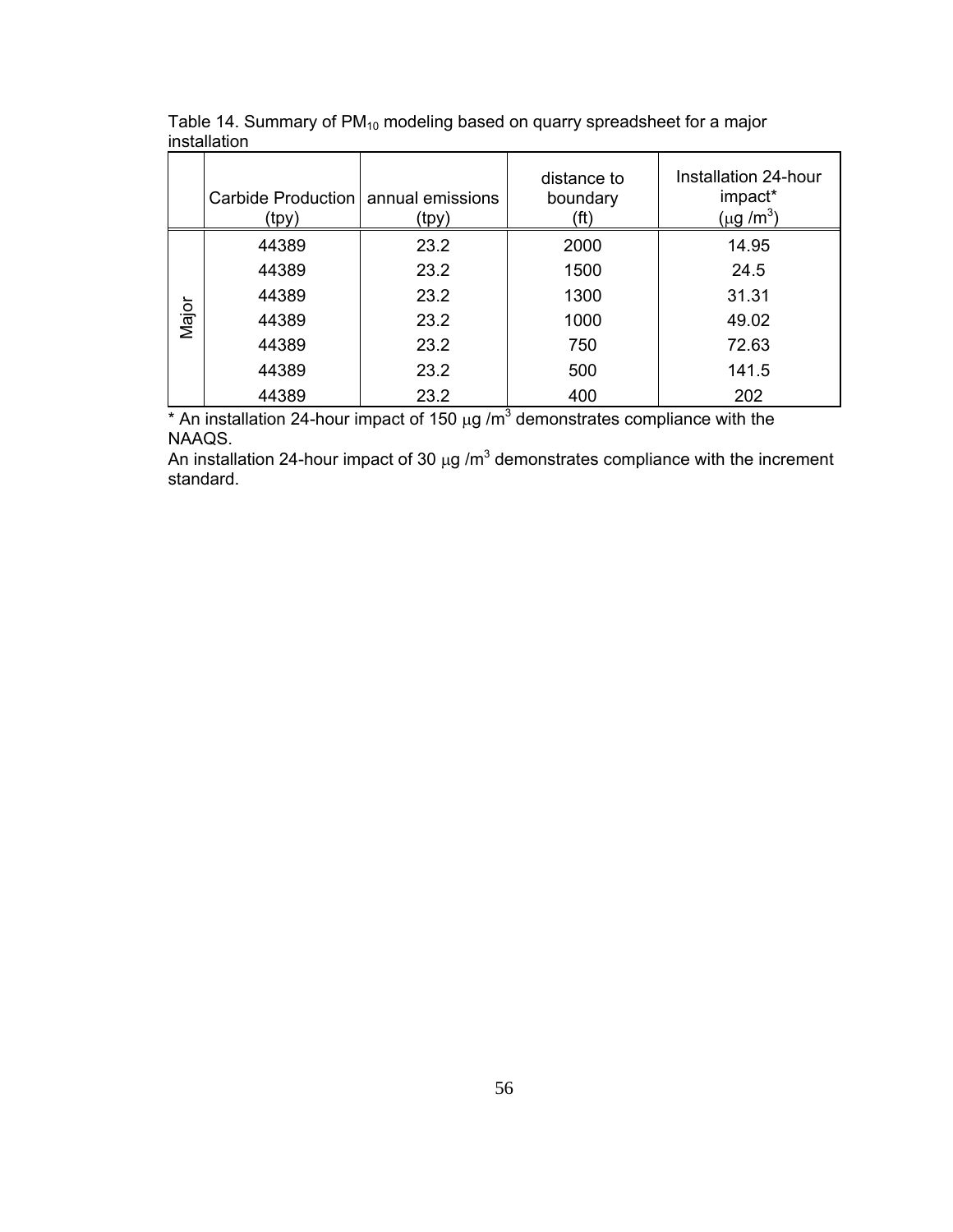Table 14. Summary of $PM_{10}$ modeling based on quarry spreadsheet for a major installation

| | Carbide Production (tpy) | annual emissions (tpy) | distance to boundary (ft) | Installation 24-hour impact* ($\mu g /m^3$) |
|---|---|---|---|---|
| Major | 44389 | 23.2 | 2000 | 14.95 |
| | 44389 | 23.2 | 1500 | 24.5 |
| | 44389 | 23.2 | 1300 | 31.31 |
| | 44389 | 23.2 | 1000 | 49.02 |
| | 44389 | 23.2 | 750 | 72.63 |
| | 44389 | 23.2 | 500 | 141.5 |
| | 44389 | 23.2 | 400 | 202 |

* An installation 24-hour impact of 150 $\mu g /m^3$ demonstrates compliance with the NAAQS.
An installation 24-hour impact of 30 $\mu g /m^3$ demonstrates compliance with the increment standard.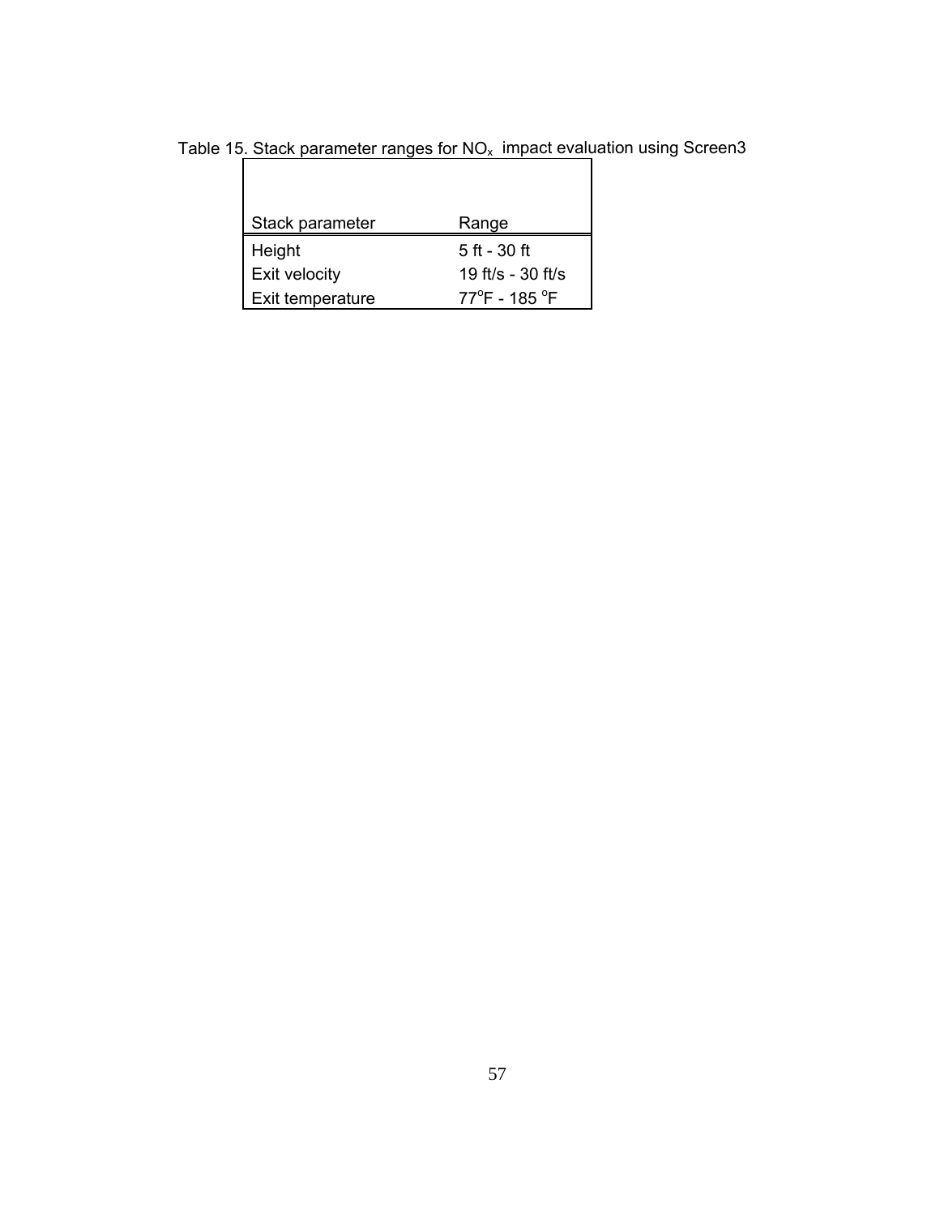Table 15. Stack parameter ranges for $NO_x$ impact evaluation using Screen3

| Stack parameter | Range |
|---|---|
| Height | 5 ft - 30 ft |
| Exit velocity | 19 ft/s - 30 ft/s |
| Exit temperature | 77°F - 185 °F |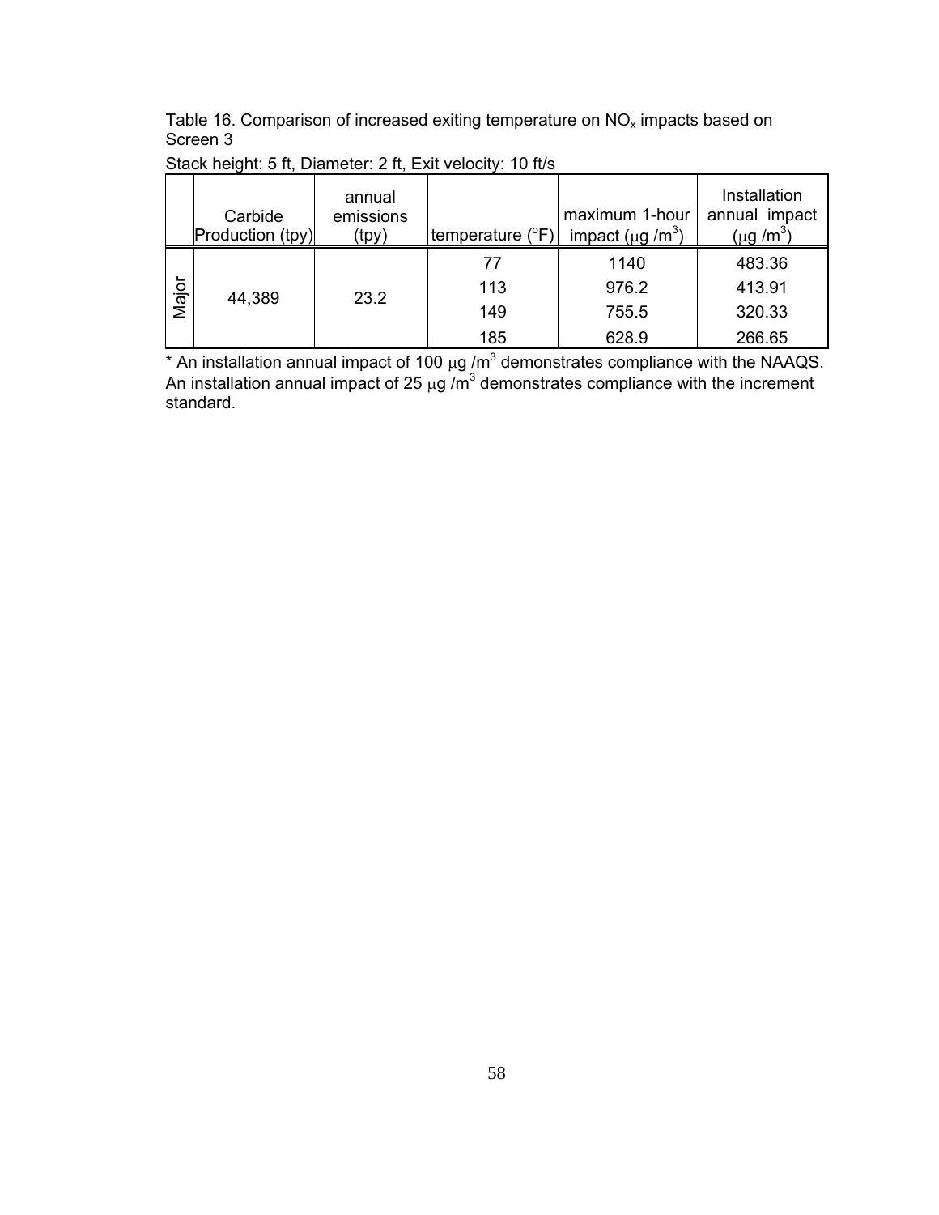Table 16. Comparison of increased exiting temperature on $NO_x$ impacts based on Screen 3

Stack height: 5 ft, Diameter: 2 ft, Exit velocity: 10 ft/s

| | Carbide Production (tpy) | annual emissions (tpy) | temperature (°F) | maximum 1-hour impact (μg /m$^3$) | Installation annual impact (μg /m$^3$) |
|---|---|---|---|---|---|
| Major | 44,389 | 23.2 | 77 | 1140 | 483.36 |
| | | | 113 | 976.2 | 413.91 |
| | | | 149 | 755.5 | 320.33 |
| | | | 185 | 628.9 | 266.65 |

* An installation annual impact of 100 μg /m$^3$ demonstrates compliance with the NAAQS. An installation annual impact of 25 μg /m$^3$ demonstrates compliance with the increment standard.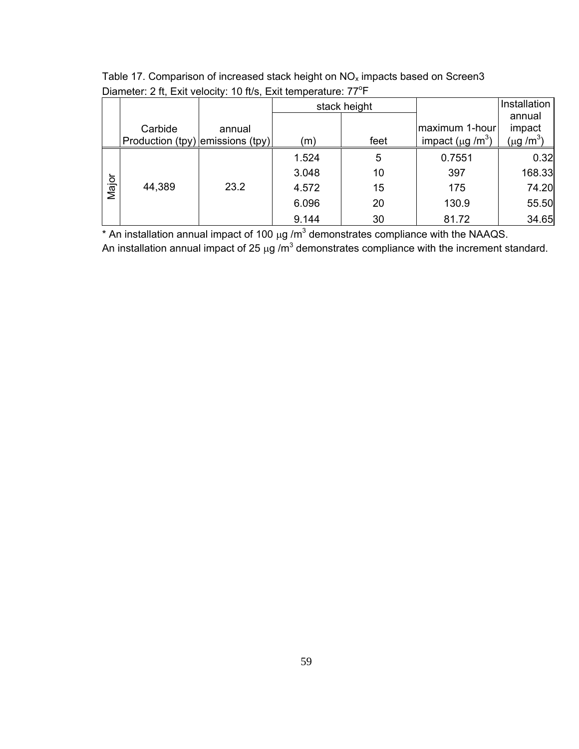Table 17. Comparison of increased stack height on $NO_x$ impacts based on Screen3
Diameter: 2 ft, Exit velocity: 10 ft/s, Exit temperature: 77°F

| | Carbide Production (tpy) | annual emissions (tpy) | stack height (m) | stack height feet | maximum 1-hour impact ($\mu g/m^3$) | Installation annual impact ($\mu g/m^3$) |
|---|---|---|---|---|---|---|
| Major | 44,389 | 23.2 | 1.524 | 5 | 0.7551 | 0.32 |
| | | | 3.048 | 10 | 397 | 168.33 |
| | | | 4.572 | 15 | 175 | 74.20 |
| | | | 6.096 | 20 | 130.9 | 55.50 |
| | | | 9.144 | 30 | 81.72 | 34.65 |

* An installation annual impact of 100 $\mu g/m^3$ demonstrates compliance with the NAAQS.
An installation annual impact of 25 $\mu g/m^3$ demonstrates compliance with the increment standard.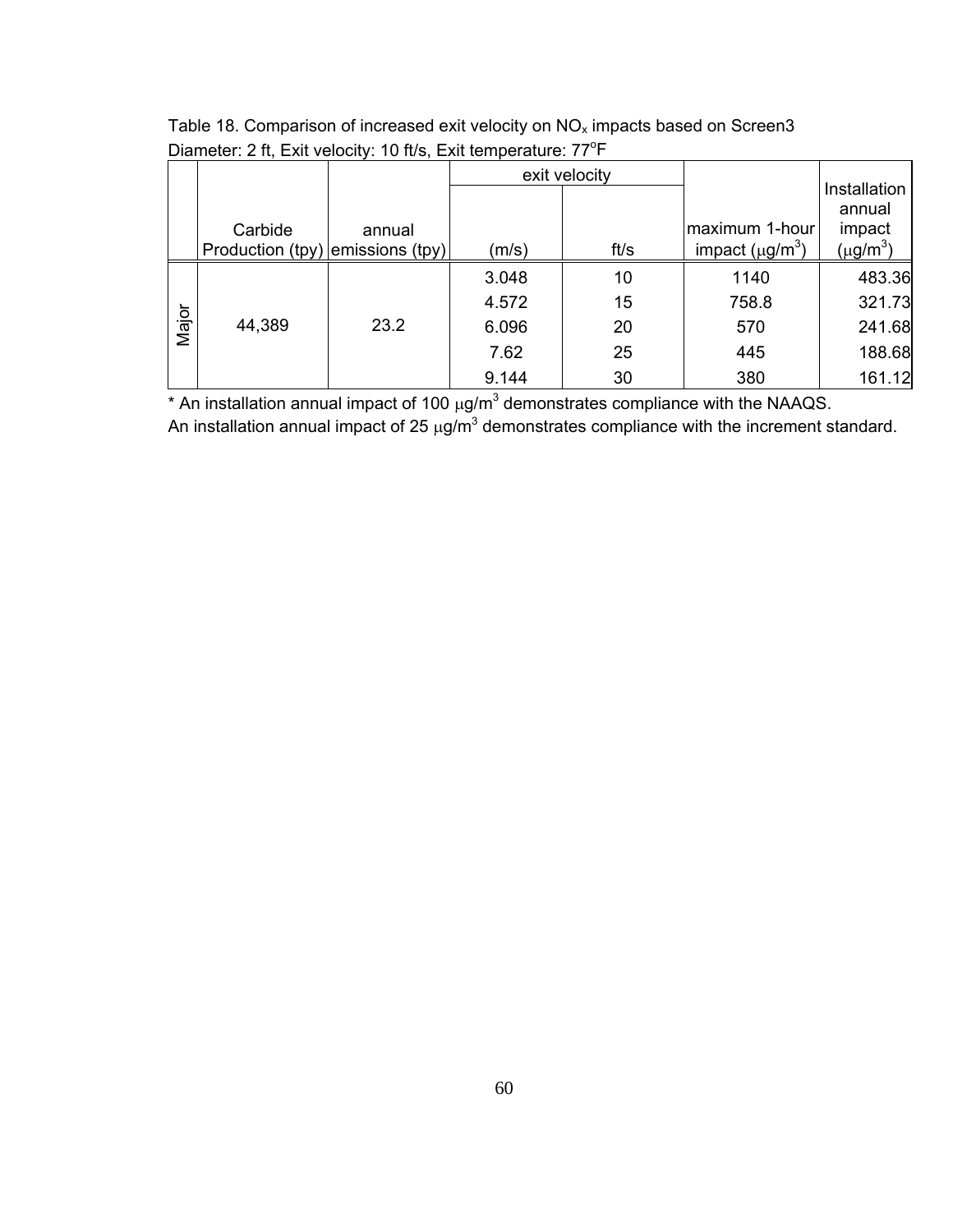Table 18. Comparison of increased exit velocity on $NO_x$ impacts based on Screen3
Diameter: 2 ft, Exit velocity: 10 ft/s, Exit temperature: 77°F

| | Carbide Production (tpy) | annual emissions (tpy) | exit velocity (m/s) | exit velocity ft/s | maximum 1-hour impact ($\mu g/m^3$) | Installation annual impact ($\mu g/m^3$) |
|---|---|---|---|---|---|---|
| Major | 44,389 | 23.2 | 3.048 | 10 | 1140 | 483.36 |
| | | | 4.572 | 15 | 758.8 | 321.73 |
| | | | 6.096 | 20 | 570 | 241.68 |
| | | | 7.62 | 25 | 445 | 188.68 |
| | | | 9.144 | 30 | 380 | 161.12 |

* An installation annual impact of 100 $\mu g/m^3$ demonstrates compliance with the NAAQS.
An installation annual impact of 25 $\mu g/m^3$ demonstrates compliance with the increment standard.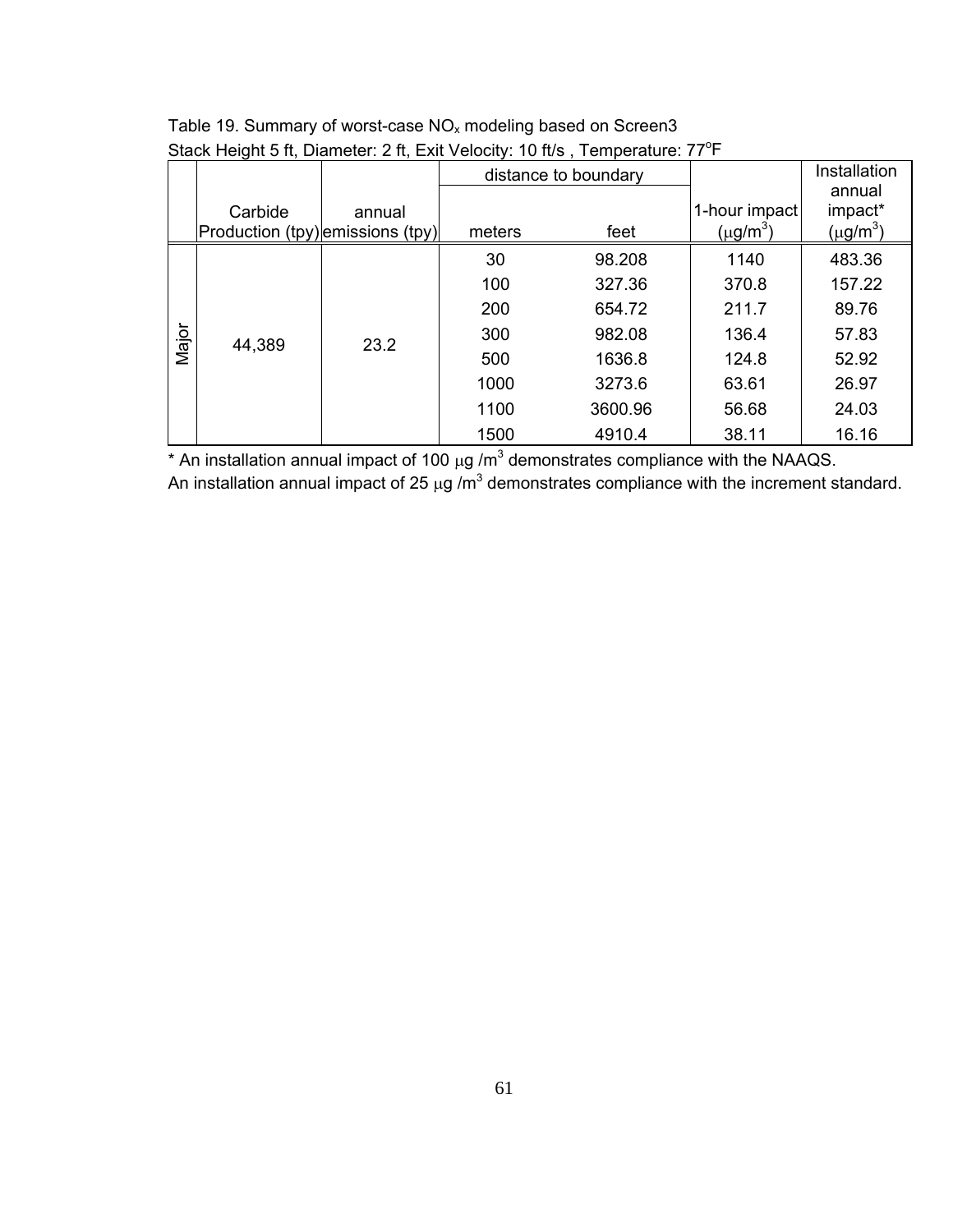Table 19. Summary of worst-case $NO_x$ modeling based on Screen3

Stack Height 5 ft, Diameter: 2 ft, Exit Velocity: 10 ft/s , Temperature: 77°F

| | Carbide Production (tpy) | annual emissions (tpy) | distance to boundary | | 1-hour impact ($\mu g/m^3$) | Installation annual impact* ($\mu g/m^3$) |
|---|---|---|---|---|---|---|
| | | | meters | feet | | |
| Major | 44,389 | 23.2 | 30 | 98.208 | 1140 | 483.36 |
| | | | 100 | 327.36 | 370.8 | 157.22 |
| | | | 200 | 654.72 | 211.7 | 89.76 |
| | | | 300 | 982.08 | 136.4 | 57.83 |
| | | | 500 | 1636.8 | 124.8 | 52.92 |
| | | | 1000 | 3273.6 | 63.61 | 26.97 |
| | | | 1100 | 3600.96 | 56.68 | 24.03 |
| | | | 1500 | 4910.4 | 38.11 | 16.16 |

* An installation annual impact of 100 $\mu g/m^3$ demonstrates compliance with the NAAQS.
An installation annual impact of 25 $\mu g/m^3$ demonstrates compliance with the increment standard.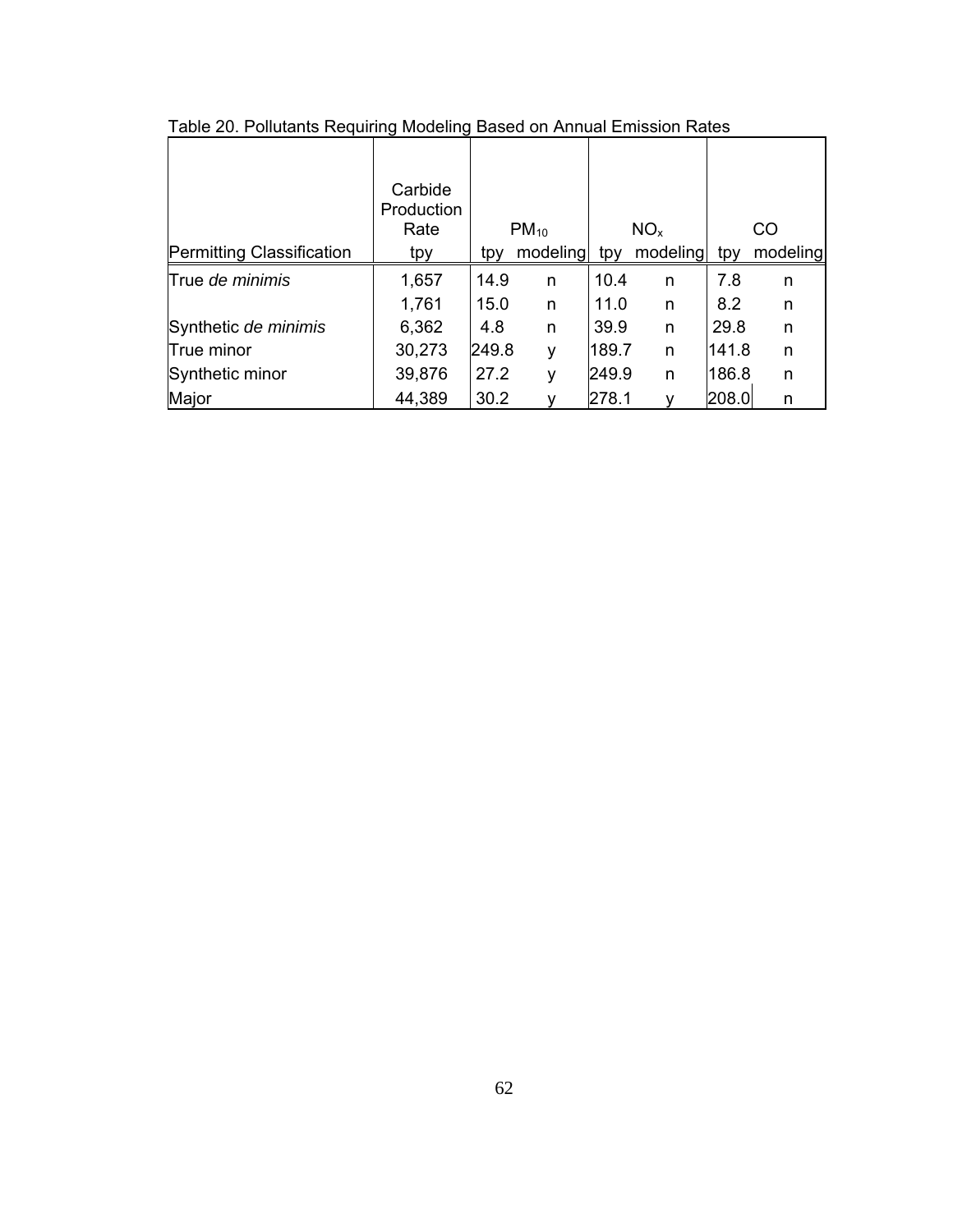Table 20. Pollutants Requiring Modeling Based on Annual Emission Rates

| Permitting Classification | Carbide Production Rate tpy | $PM_{10}$ tpy | $PM_{10}$ modeling | $NO_x$ tpy | $NO_x$ modeling | CO tpy | CO modeling |
|---|---|---|---|---|---|---|---|
| True *de minimis* | 1,657 | 14.9 | n | 10.4 | n | 7.8 | n |
| | 1,761 | 15.0 | n | 11.0 | n | 8.2 | n |
| Synthetic *de minimis* | 6,362 | 4.8 | n | 39.9 | n | 29.8 | n |
| True minor | 30,273 | 249.8 | y | 189.7 | n | 141.8 | n |
| Synthetic minor | 39,876 | 27.2 | y | 249.9 | n | 186.8 | n |
| Major | 44,389 | 30.2 | y | 278.1 | y | 208.0 | n |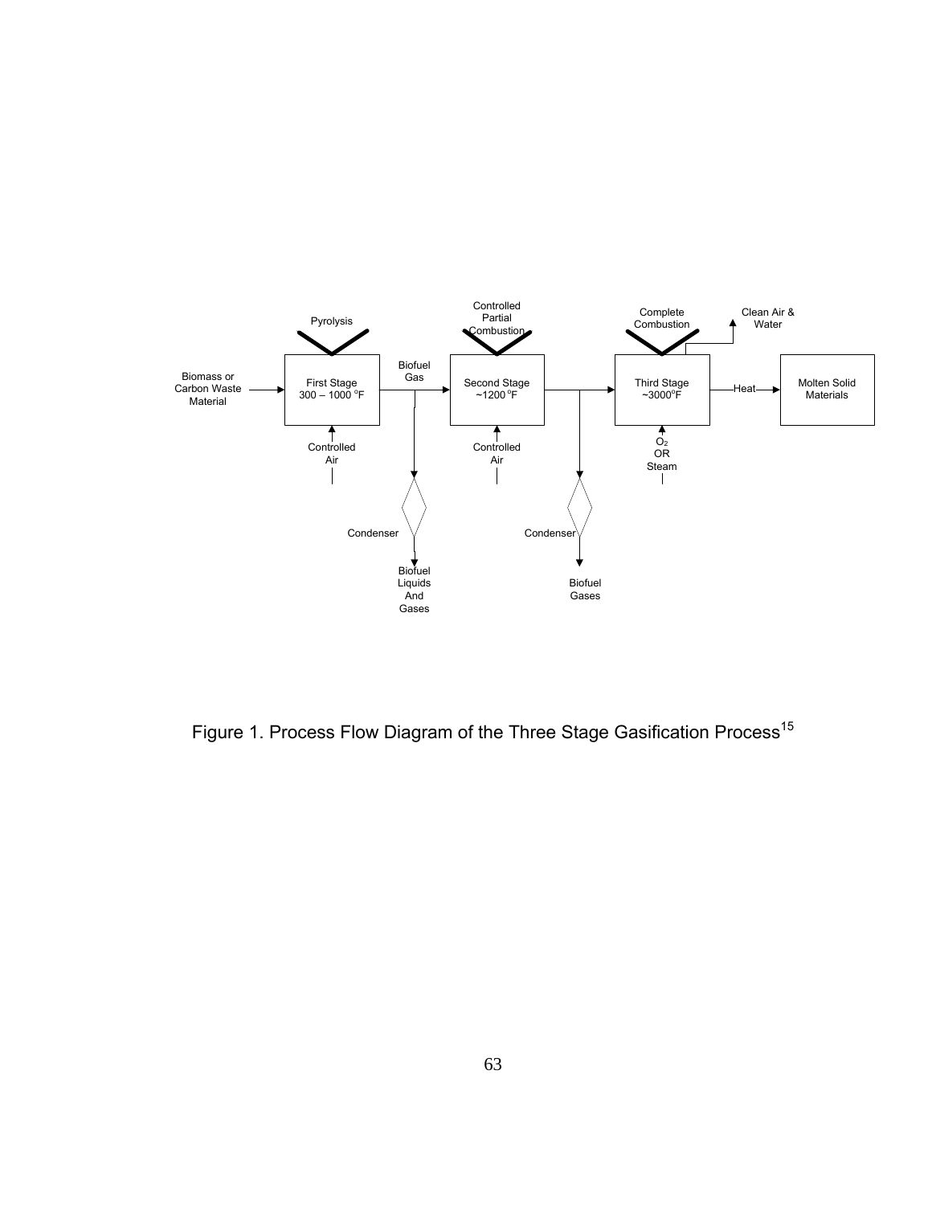Figure 1. Process Flow Diagram of the Three Stage Gasification Process[15]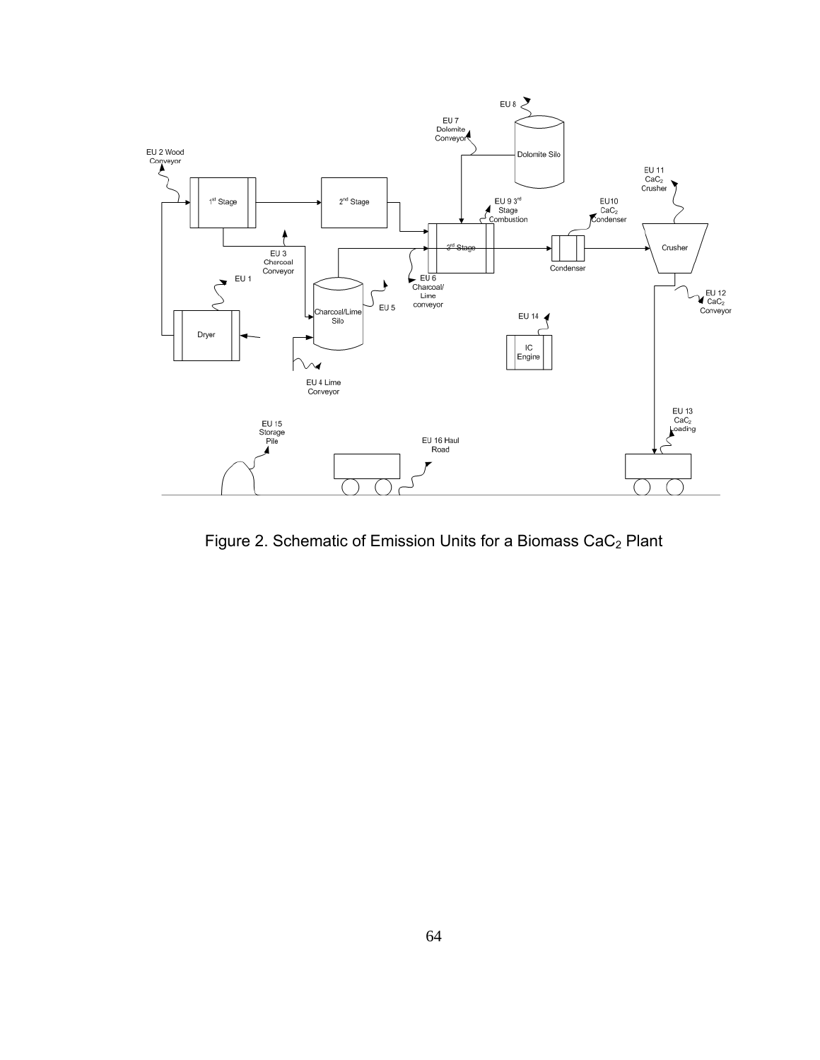Figure 2. Schematic of Emission Units for a Biomass $CaC_2$ Plant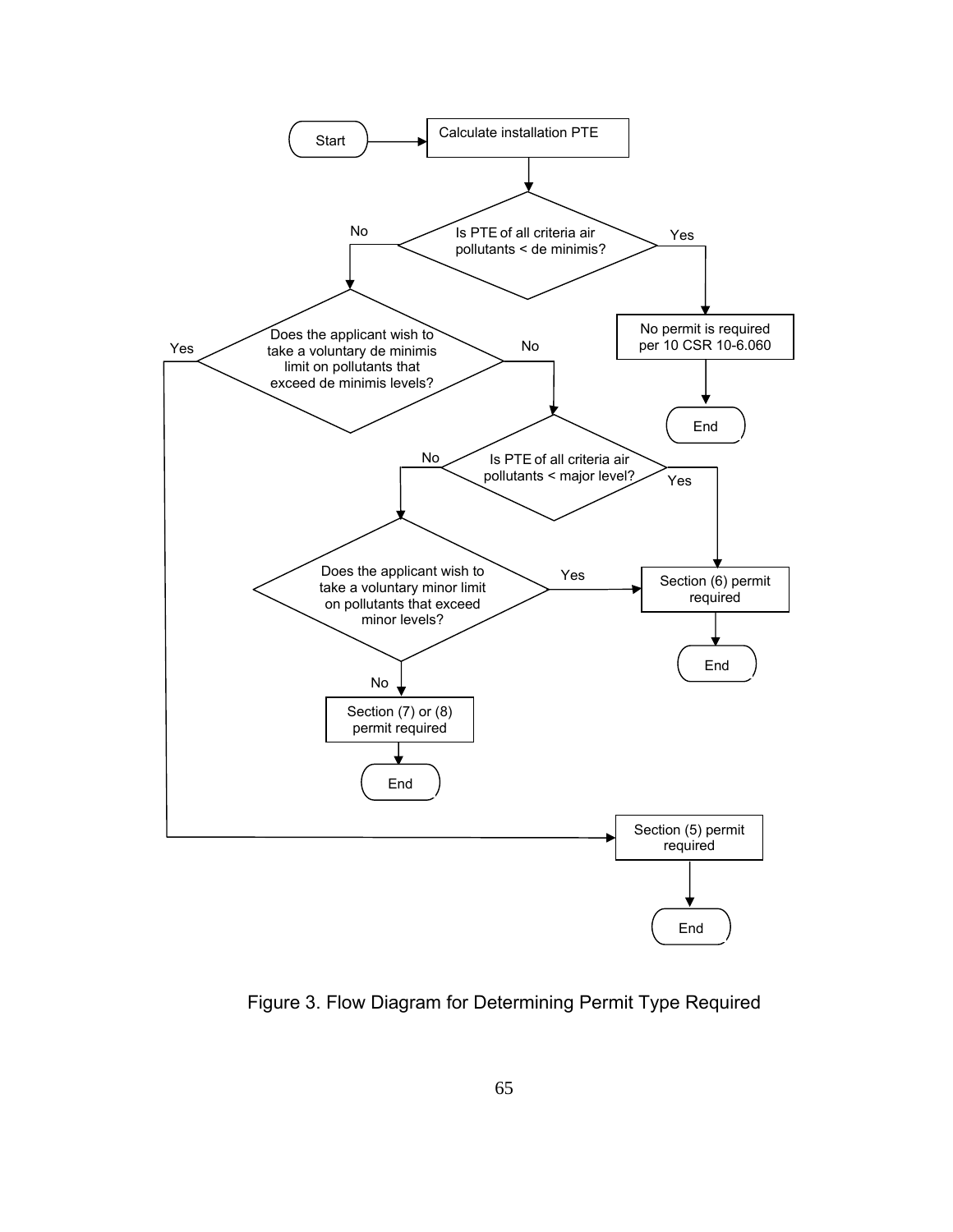Start

Calculate installation PTE

Is PTE of all criteria air pollutants < de minimis?

- Yes → No permit is required per 10 CSR 10-6.060 → End
- No → Does the applicant wish to take a voluntary de minimis limit on pollutants that exceed de minimis levels?
  - Yes → Section (5) permit required → End
  - No → Is PTE of all criteria air pollutants < major level?
    - Yes → Section (6) permit required → End
    - No → Does the applicant wish to take a voluntary minor limit on pollutants that exceed minor levels?
      - Yes → Section (6) permit required → End
      - No → Section (7) or (8) permit required → End

Figure 3. Flow Diagram for Determining Permit Type Required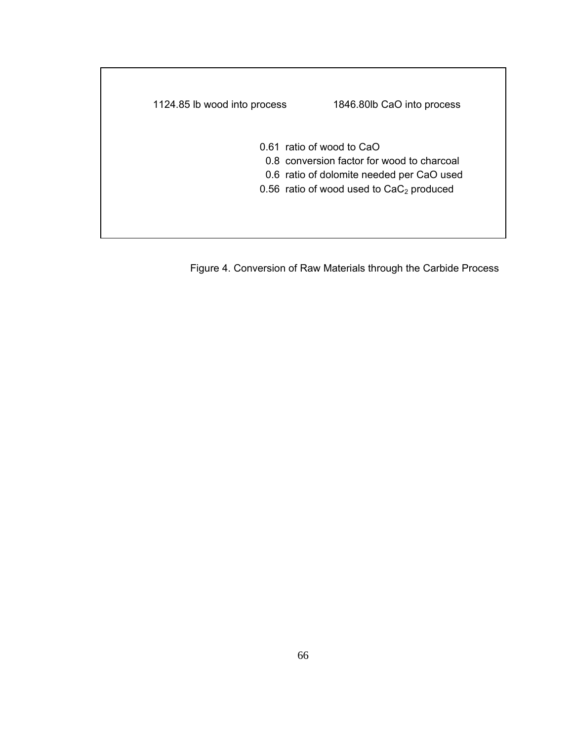1124.85 lb wood into process 1846.80lb CaO into process

0.61 ratio of wood to CaO
0.8 conversion factor for wood to charcoal
0.6 ratio of dolomite needed per CaO used
0.56 ratio of wood used to $CaC_2$ produced

Figure 4. Conversion of Raw Materials through the Carbide Process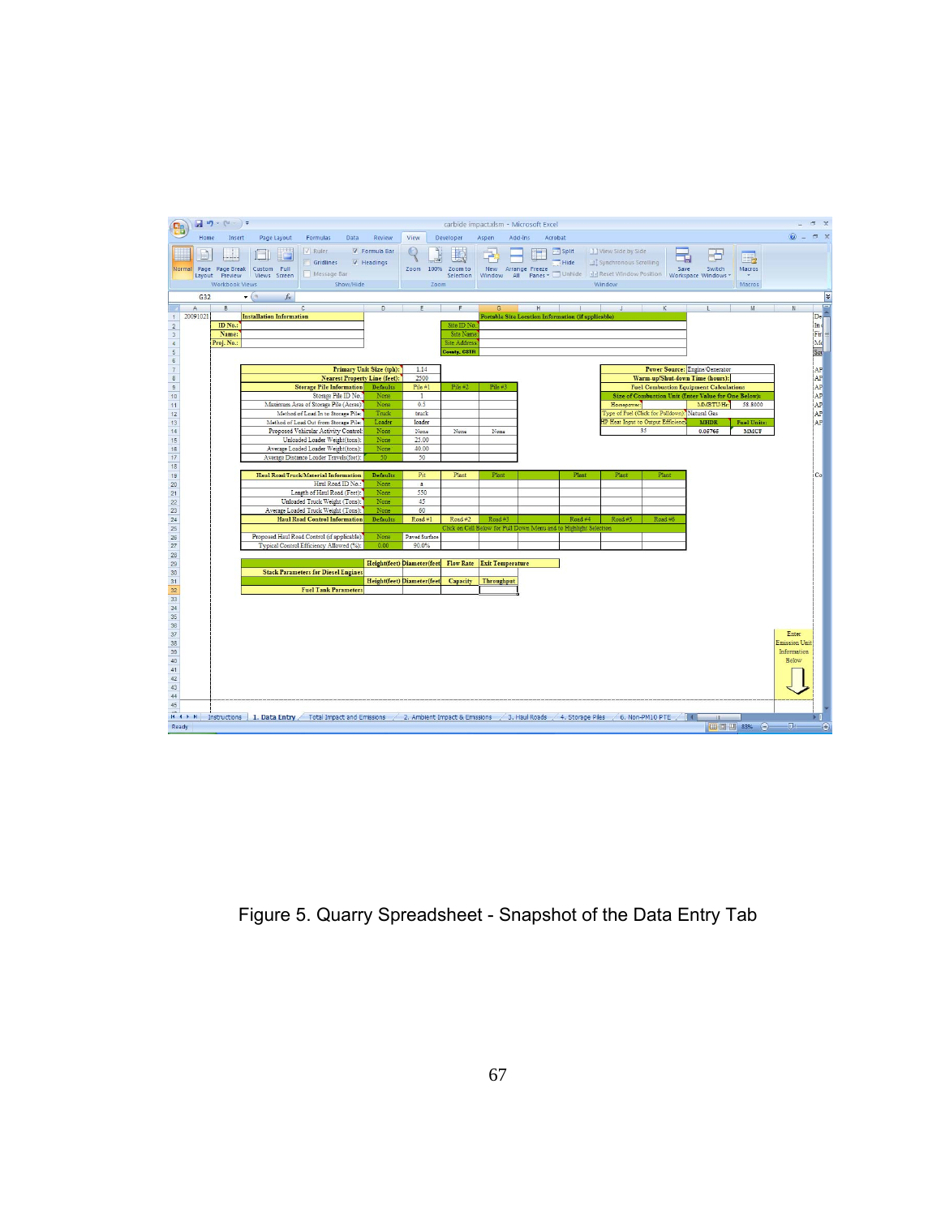Figure 5. Quarry Spreadsheet - Snapshot of the Data Entry Tab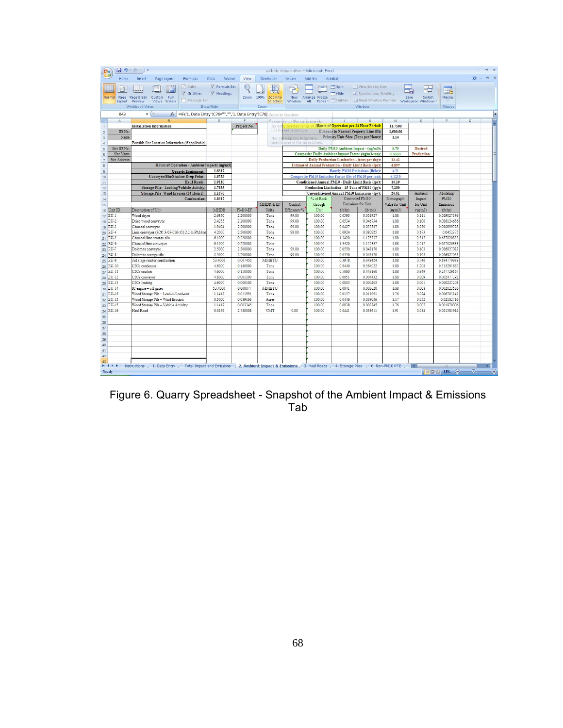Figure 6. Quarry Spreadsheet - Snapshot of the Ambient Impact & Emissions Tab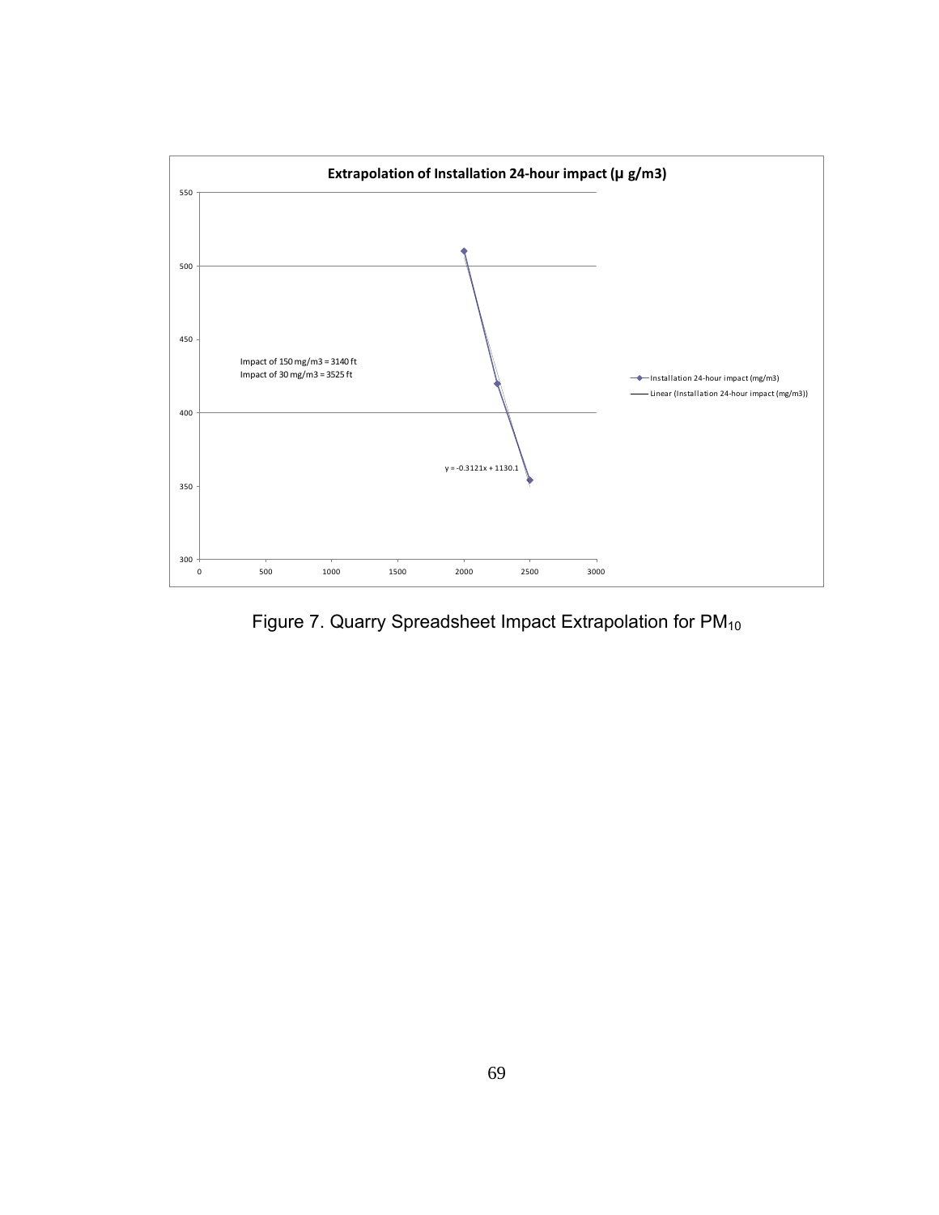**Extrapolation of Installation 24-hour impact (µ g/m3)**

Impact of 150 mg/m3 = 3140 ft
Impact of 30 mg/m3 = 3525 ft

y = -0.3121x + 1130.1

Installation 24-hour impact (mg/m3)

Linear (Installation 24-hour impact (mg/m3))

Figure 7. Quarry Spreadsheet Impact Extrapolation for $PM_{10}$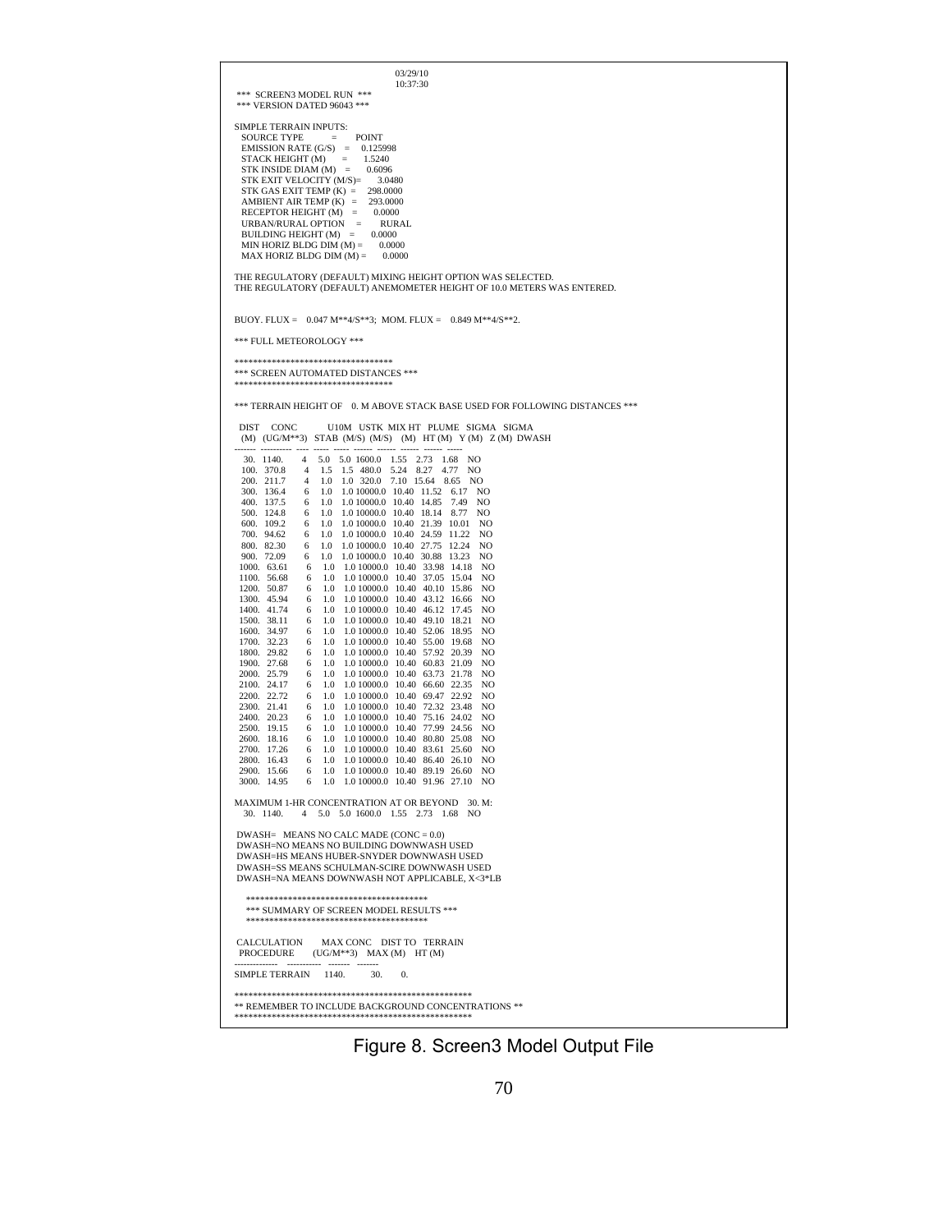```
                                        03/29/10
                                        10:37:30
 *** SCREEN3 MODEL RUN ***
 *** VERSION DATED 96043 ***

SIMPLE TERRAIN INPUTS:
   SOURCE TYPE            =        POINT
   EMISSION RATE (G/S)    =     0.125998
   STACK HEIGHT (M)       =       1.5240
   STK INSIDE DIAM (M)    =       0.6096
   STK EXIT VELOCITY (M/S)=       3.0480
   STK GAS EXIT TEMP (K)  =     298.0000
   AMBIENT AIR TEMP (K)   =     293.0000
   RECEPTOR HEIGHT (M)    =       0.0000
   URBAN/RURAL OPTION     =        RURAL
   BUILDING HEIGHT (M)    =       0.0000
   MIN HORIZ BLDG DIM (M) =       0.0000
   MAX HORIZ BLDG DIM (M) =       0.0000

THE REGULATORY (DEFAULT) MIXING HEIGHT OPTION WAS SELECTED.
THE REGULATORY (DEFAULT) ANEMOMETER HEIGHT OF 10.0 METERS WAS ENTERED.


BUOY. FLUX =    0.047 M**4/S**3;  MOM. FLUX =    0.849 M**4/S**2.

*** FULL METEOROLOGY ***

**********************************
*** SCREEN AUTOMATED DISTANCES ***
**********************************

*** TERRAIN HEIGHT OF    0. M ABOVE STACK BASE USED FOR FOLLOWING DISTANCES ***

   DIST     CONC              U10M   USTK  MIX HT   PLUME  SIGMA   SIGMA
   (M)   (UG/M**3)   STAB   (M/S)  (M/S)    (M)    HT (M)  Y (M)   Z (M)  DWASH
 -------  ----------  ----  -----  -----  ------  ------  ------  ------  -----
    30.   1140.        4     5.0    5.0  1600.0    1.55    2.73    1.68    NO
   100.   370.8        4     1.5    1.5   480.0    5.24    8.27    4.77    NO
   200.   211.7        4     1.0    1.0   320.0    7.10   15.64    8.65    NO
   300.   136.4        6     1.0    1.0 10000.0   10.40   11.52    6.17    NO
   400.   137.5        6     1.0    1.0 10000.0   10.40   14.85    7.49    NO
   500.   124.8        6     1.0    1.0 10000.0   10.40   18.14    8.77    NO
   600.   109.2        6     1.0    1.0 10000.0   10.40   21.39   10.01    NO
   700.   94.62        6     1.0    1.0 10000.0   10.40   24.59   11.22    NO
   800.   82.30        6     1.0    1.0 10000.0   10.40   27.75   12.24    NO
   900.   72.09        6     1.0    1.0 10000.0   10.40   30.88   13.23    NO
  1000.   63.61        6     1.0    1.0 10000.0   10.40   33.98   14.18    NO
  1100.   56.68        6     1.0    1.0 10000.0   10.40   37.05   15.04    NO
  1200.   50.87        6     1.0    1.0 10000.0   10.40   40.10   15.86    NO
  1300.   45.94        6     1.0    1.0 10000.0   10.40   43.12   16.66    NO
  1400.   41.74        6     1.0    1.0 10000.0   10.40   46.12   17.45    NO
  1500.   38.11        6     1.0    1.0 10000.0   10.40   49.10   18.21    NO
  1600.   34.97        6     1.0    1.0 10000.0   10.40   52.06   18.95    NO
  1700.   32.23        6     1.0    1.0 10000.0   10.40   55.00   19.68    NO
  1800.   29.82        6     1.0    1.0 10000.0   10.40   57.92   20.39    NO
  1900.   27.68        6     1.0    1.0 10000.0   10.40   60.83   21.09    NO
  2000.   25.79        6     1.0    1.0 10000.0   10.40   63.73   21.78    NO
  2100.   24.17        6     1.0    1.0 10000.0   10.40   66.60   22.35    NO
  2200.   22.72        6     1.0    1.0 10000.0   10.40   69.47   22.92    NO
  2300.   21.41        6     1.0    1.0 10000.0   10.40   72.32   23.48    NO
  2400.   20.23        6     1.0    1.0 10000.0   10.40   75.16   24.02    NO
  2500.   19.15        6     1.0    1.0 10000.0   10.40   77.99   24.56    NO
  2600.   18.16        6     1.0    1.0 10000.0   10.40   80.80   25.08    NO
  2700.   17.26        6     1.0    1.0 10000.0   10.40   83.61   25.60    NO
  2800.   16.43        6     1.0    1.0 10000.0   10.40   86.40   26.10    NO
  2900.   15.66        6     1.0    1.0 10000.0   10.40   89.19   26.60    NO
  3000.   14.95        6     1.0    1.0 10000.0   10.40   91.96   27.10    NO

MAXIMUM 1-HR CONCENTRATION AT OR BEYOND    30. M:
    30.   1140.        4     5.0    5.0  1600.0    1.55    2.73    1.68    NO

 DWASH=   MEANS NO CALC MADE (CONC = 0.0)
 DWASH=NO MEANS NO BUILDING DOWNWASH USED
 DWASH=HS MEANS HUBER-SNYDER DOWNWASH USED
 DWASH=SS MEANS SCHULMAN-SCIRE DOWNWASH USED
 DWASH=NA MEANS DOWNWASH NOT APPLICABLE, X<3*LB

    ***************************************
    *** SUMMARY OF SCREEN MODEL RESULTS ***
    ***************************************

 CALCULATION          MAX CONC      DIST TO    TERRAIN
  PROCEDURE          (UG/M**3)      MAX (M)     HT (M)
 --------------      -----------    -------    -------
SIMPLE TERRAIN         1140.           30.         0.

***************************************************
** REMEMBER TO INCLUDE BACKGROUND CONCENTRATIONS **
***************************************************
```

Figure 8. Screen3 Model Output File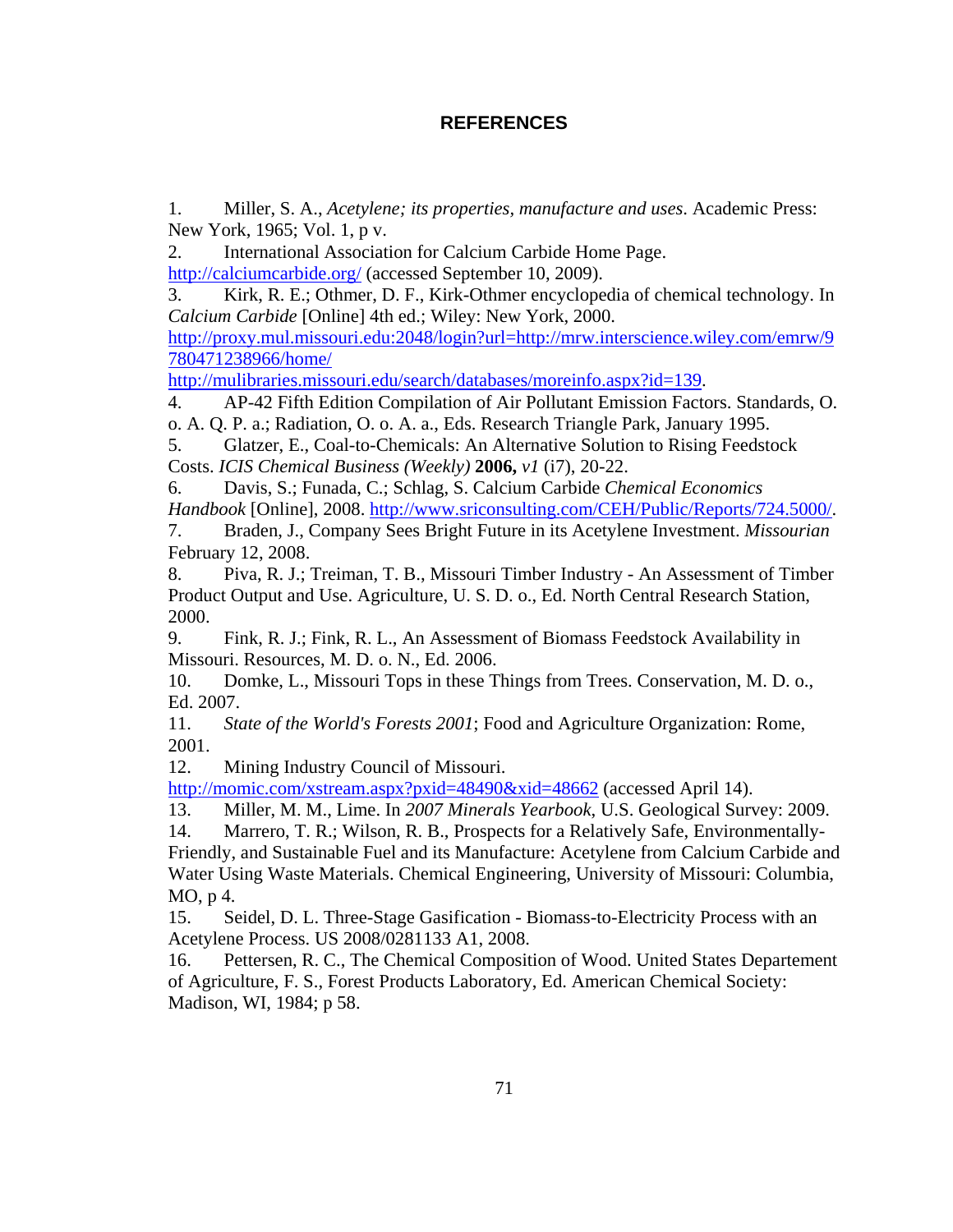# REFERENCES

1. Miller, S. A., *Acetylene; its properties, manufacture and uses*. Academic Press: New York, 1965; Vol. 1, p v.
2. International Association for Calcium Carbide Home Page. http://calciumcarbide.org/ (accessed September 10, 2009).
3. Kirk, R. E.; Othmer, D. F., Kirk-Othmer encyclopedia of chemical technology. In *Calcium Carbide* [Online] 4th ed.; Wiley: New York, 2000. http://proxy.mul.missouri.edu:2048/login?url=http://mrw.interscience.wiley.com/emrw/9780471238966/home/ http://mulibraries.missouri.edu/search/databases/moreinfo.aspx?id=139.
4. AP-42 Fifth Edition Compilation of Air Pollutant Emission Factors. Standards, O. o. A. Q. P. a.; Radiation, O. o. A. a., Eds. Research Triangle Park, January 1995.
5. Glatzer, E., Coal-to-Chemicals: An Alternative Solution to Rising Feedstock Costs. *ICIS Chemical Business (Weekly)* **2006,** *v1* (i7), 20-22.
6. Davis, S.; Funada, C.; Schlag, S. Calcium Carbide *Chemical Economics Handbook* [Online], 2008. http://www.sriconsulting.com/CEH/Public/Reports/724.5000/.
7. Braden, J., Company Sees Bright Future in its Acetylene Investment. *Missourian* February 12, 2008.
8. Piva, R. J.; Treiman, T. B., Missouri Timber Industry - An Assessment of Timber Product Output and Use. Agriculture, U. S. D. o., Ed. North Central Research Station, 2000.
9. Fink, R. J.; Fink, R. L., An Assessment of Biomass Feedstock Availability in Missouri. Resources, M. D. o. N., Ed. 2006.
10. Domke, L., Missouri Tops in these Things from Trees. Conservation, M. D. o., Ed. 2007.
11. *State of the World's Forests 2001*; Food and Agriculture Organization: Rome, 2001.
12. Mining Industry Council of Missouri. http://momic.com/xstream.aspx?pxid=48490&xid=48662 (accessed April 14).
13. Miller, M. M., Lime. In *2007 Minerals Yearbook*, U.S. Geological Survey: 2009.
14. Marrero, T. R.; Wilson, R. B., Prospects for a Relatively Safe, Environmentally-Friendly, and Sustainable Fuel and its Manufacture: Acetylene from Calcium Carbide and Water Using Waste Materials. Chemical Engineering, University of Missouri: Columbia, MO, p 4.
15. Seidel, D. L. Three-Stage Gasification - Biomass-to-Electricity Process with an Acetylene Process. US 2008/0281133 A1, 2008.
16. Pettersen, R. C., The Chemical Composition of Wood. United States Departement of Agriculture, F. S., Forest Products Laboratory, Ed. American Chemical Society: Madison, WI, 1984; p 58.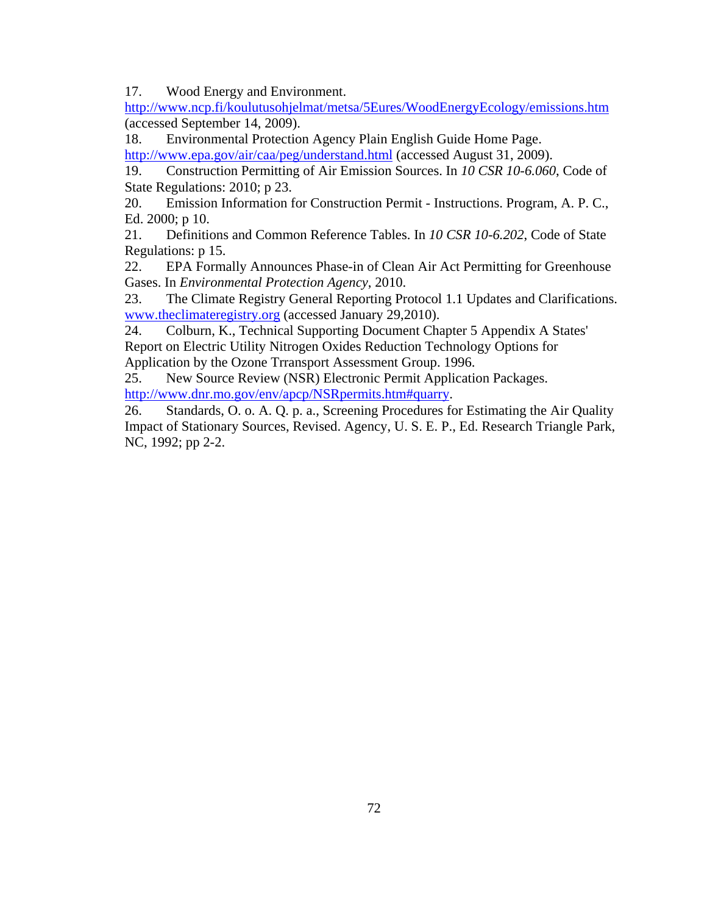17. Wood Energy and Environment. http://www.ncp.fi/koulutusohjelmat/metsa/5Eures/WoodEnergyEcology/emissions.htm (accessed September 14, 2009).

18. Environmental Protection Agency Plain English Guide Home Page. http://www.epa.gov/air/caa/peg/understand.html (accessed August 31, 2009).

19. Construction Permitting of Air Emission Sources. In *10 CSR 10-6.060*, Code of State Regulations: 2010; p 23.

20. Emission Information for Construction Permit - Instructions. Program, A. P. C., Ed. 2000; p 10.

21. Definitions and Common Reference Tables. In *10 CSR 10-6.202*, Code of State Regulations: p 15.

22. EPA Formally Announces Phase-in of Clean Air Act Permitting for Greenhouse Gases. In *Environmental Protection Agency*, 2010.

23. The Climate Registry General Reporting Protocol 1.1 Updates and Clarifications. www.theclimateregistry.org (accessed January 29,2010).

24. Colburn, K., Technical Supporting Document Chapter 5 Appendix A States' Report on Electric Utility Nitrogen Oxides Reduction Technology Options for Application by the Ozone Trransport Assessment Group. 1996.

25. New Source Review (NSR) Electronic Permit Application Packages. http://www.dnr.mo.gov/env/apcp/NSRpermits.htm#quarry.

26. Standards, O. o. A. Q. p. a., Screening Procedures for Estimating the Air Quality Impact of Stationary Sources, Revised. Agency, U. S. E. P., Ed. Research Triangle Park, NC, 1992; pp 2-2.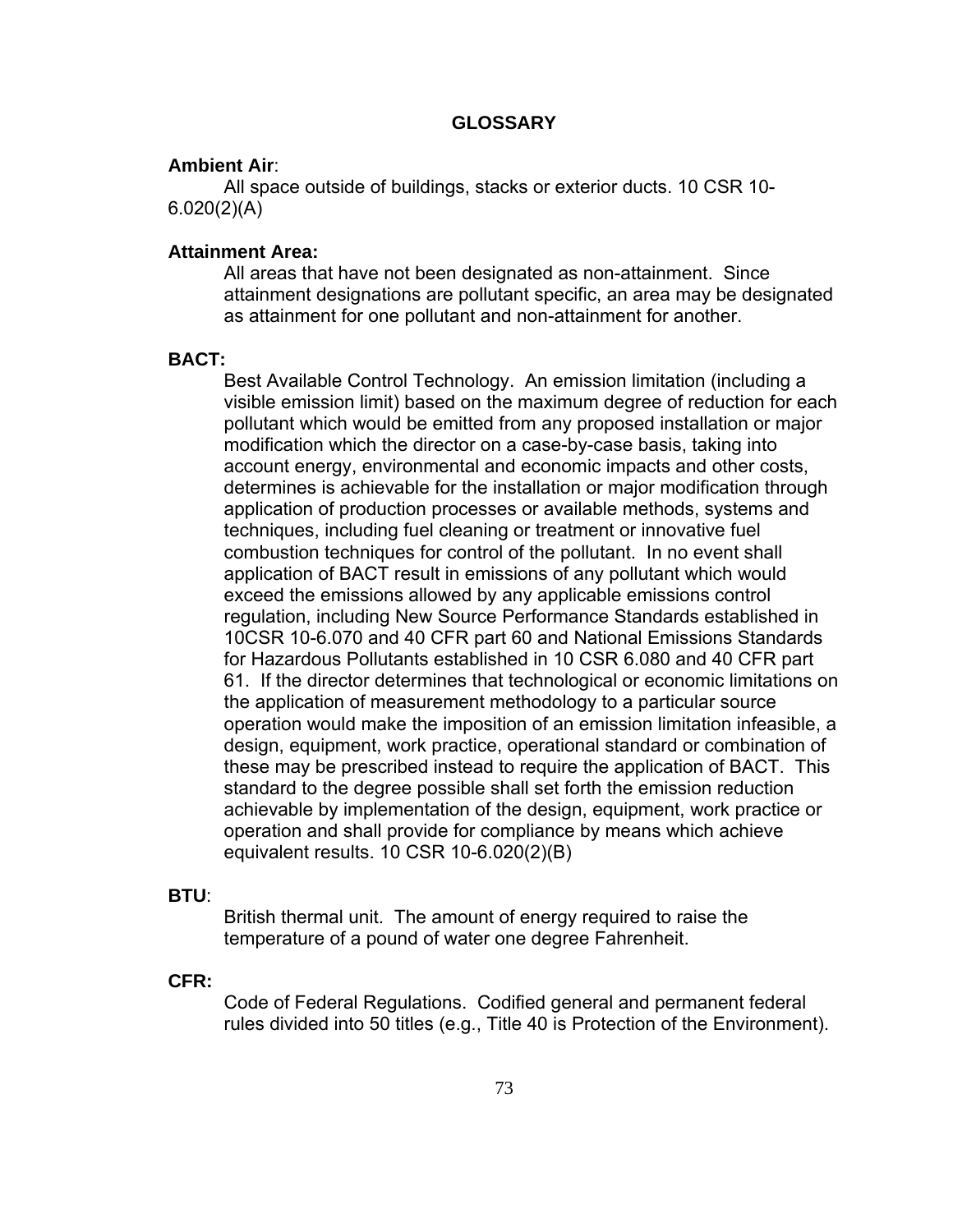## GLOSSARY

**Ambient Air**:

All space outside of buildings, stacks or exterior ducts. 10 CSR 10-6.020(2)(A)

**Attainment Area:**

All areas that have not been designated as non-attainment. Since attainment designations are pollutant specific, an area may be designated as attainment for one pollutant and non-attainment for another.

**BACT:**

Best Available Control Technology. An emission limitation (including a visible emission limit) based on the maximum degree of reduction for each pollutant which would be emitted from any proposed installation or major modification which the director on a case-by-case basis, taking into account energy, environmental and economic impacts and other costs, determines is achievable for the installation or major modification through application of production processes or available methods, systems and techniques, including fuel cleaning or treatment or innovative fuel combustion techniques for control of the pollutant. In no event shall application of BACT result in emissions of any pollutant which would exceed the emissions allowed by any applicable emissions control regulation, including New Source Performance Standards established in 10CSR 10-6.070 and 40 CFR part 60 and National Emissions Standards for Hazardous Pollutants established in 10 CSR 6.080 and 40 CFR part 61. If the director determines that technological or economic limitations on the application of measurement methodology to a particular source operation would make the imposition of an emission limitation infeasible, a design, equipment, work practice, operational standard or combination of these may be prescribed instead to require the application of BACT. This standard to the degree possible shall set forth the emission reduction achievable by implementation of the design, equipment, work practice or operation and shall provide for compliance by means which achieve equivalent results. 10 CSR 10-6.020(2)(B)

**BTU**:

British thermal unit. The amount of energy required to raise the temperature of a pound of water one degree Fahrenheit.

**CFR:**

Code of Federal Regulations. Codified general and permanent federal rules divided into 50 titles (e.g., Title 40 is Protection of the Environment).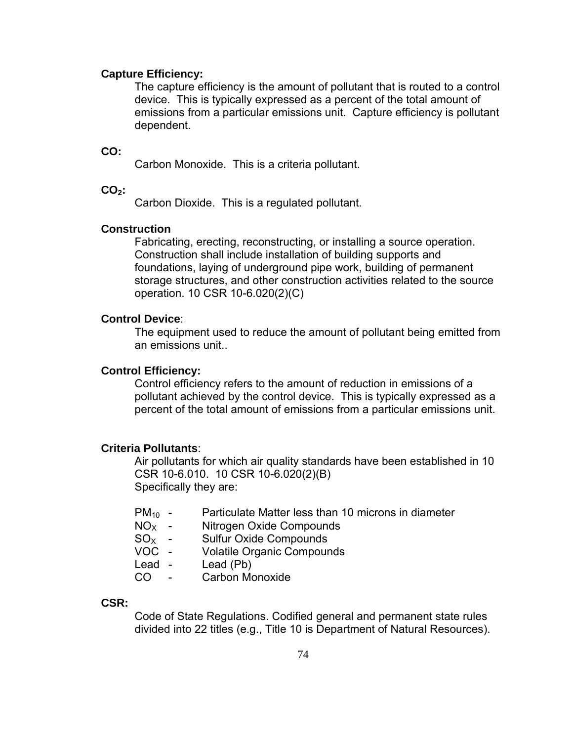**Capture Efficiency:**

The capture efficiency is the amount of pollutant that is routed to a control device. This is typically expressed as a percent of the total amount of emissions from a particular emissions unit. Capture efficiency is pollutant dependent.

**CO:**

Carbon Monoxide. This is a criteria pollutant.

**$CO_2$:**

Carbon Dioxide. This is a regulated pollutant.

**Construction**

Fabricating, erecting, reconstructing, or installing a source operation. Construction shall include installation of building supports and foundations, laying of underground pipe work, building of permanent storage structures, and other construction activities related to the source operation. 10 CSR 10-6.020(2)(C)

**Control Device**:

The equipment used to reduce the amount of pollutant being emitted from an emissions unit..

**Control Efficiency:**

Control efficiency refers to the amount of reduction in emissions of a pollutant achieved by the control device. This is typically expressed as a percent of the total amount of emissions from a particular emissions unit.

**Criteria Pollutants**:

Air pollutants for which air quality standards have been established in 10 CSR 10-6.010. 10 CSR 10-6.020(2)(B)
Specifically they are:

- $PM_{10}$ - Particulate Matter less than 10 microns in diameter
- $NO_X$ - Nitrogen Oxide Compounds
- $SO_X$ - Sulfur Oxide Compounds
- VOC - Volatile Organic Compounds
- Lead - Lead (Pb)
- CO - Carbon Monoxide

**CSR:**

Code of State Regulations. Codified general and permanent state rules divided into 22 titles (e.g., Title 10 is Department of Natural Resources).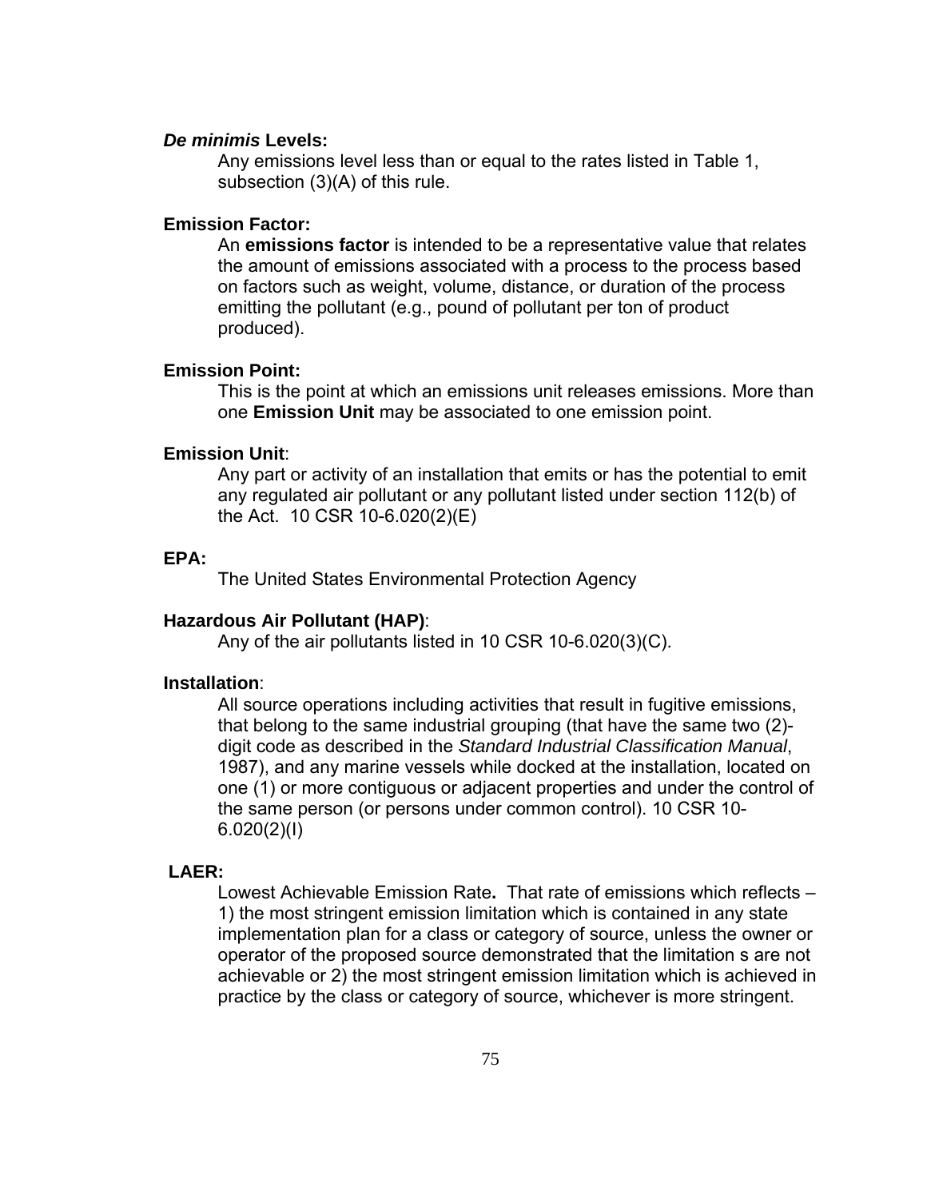***De minimis* Levels:**

Any emissions level less than or equal to the rates listed in Table 1, subsection (3)(A) of this rule.

**Emission Factor:**

An **emissions factor** is intended to be a representative value that relates the amount of emissions associated with a process to the process based on factors such as weight, volume, distance, or duration of the process emitting the pollutant (e.g., pound of pollutant per ton of product produced).

**Emission Point:**

This is the point at which an emissions unit releases emissions. More than one **Emission Unit** may be associated to one emission point.

**Emission Unit**:

Any part or activity of an installation that emits or has the potential to emit any regulated air pollutant or any pollutant listed under section 112(b) of the Act. 10 CSR 10-6.020(2)(E)

**EPA:**

The United States Environmental Protection Agency

**Hazardous Air Pollutant (HAP)**:

Any of the air pollutants listed in 10 CSR 10-6.020(3)(C).

**Installation**:

All source operations including activities that result in fugitive emissions, that belong to the same industrial grouping (that have the same two (2)-digit code as described in the *Standard Industrial Classification Manual*, 1987), and any marine vessels while docked at the installation, located on one (1) or more contiguous or adjacent properties and under the control of the same person (or persons under common control). 10 CSR 10-6.020(2)(I)

**LAER:**

Lowest Achievable Emission Rate**.** That rate of emissions which reflects – 1) the most stringent emission limitation which is contained in any state implementation plan for a class or category of source, unless the owner or operator of the proposed source demonstrated that the limitation s are not achievable or 2) the most stringent emission limitation which is achieved in practice by the class or category of source, whichever is more stringent.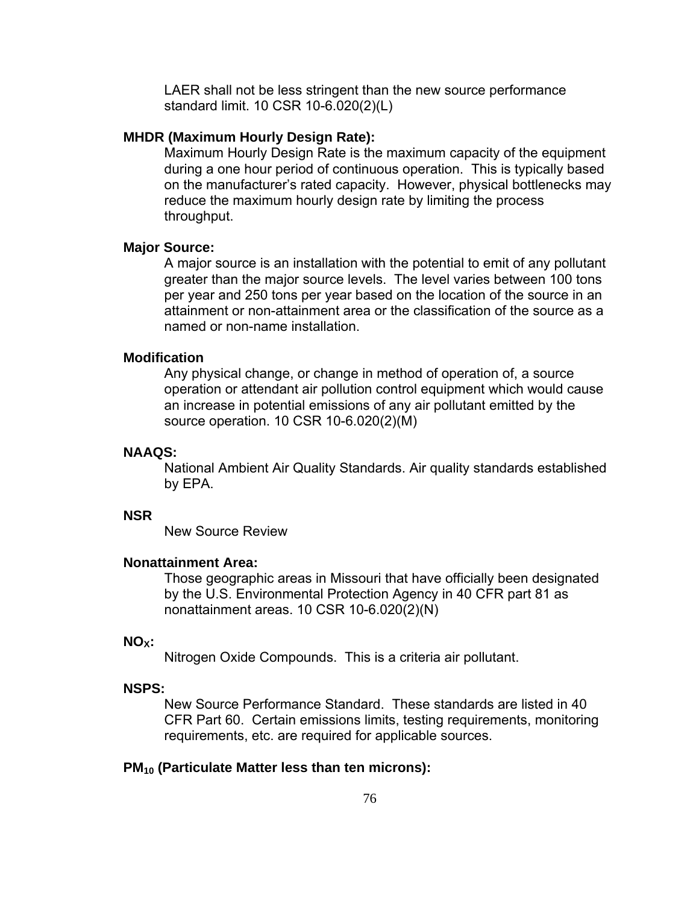LAER shall not be less stringent than the new source performance standard limit. 10 CSR 10-6.020(2)(L)

**MHDR (Maximum Hourly Design Rate):**

Maximum Hourly Design Rate is the maximum capacity of the equipment during a one hour period of continuous operation. This is typically based on the manufacturer's rated capacity. However, physical bottlenecks may reduce the maximum hourly design rate by limiting the process throughput.

**Major Source:**

A major source is an installation with the potential to emit of any pollutant greater than the major source levels. The level varies between 100 tons per year and 250 tons per year based on the location of the source in an attainment or non-attainment area or the classification of the source as a named or non-name installation.

**Modification**

Any physical change, or change in method of operation of, a source operation or attendant air pollution control equipment which would cause an increase in potential emissions of any air pollutant emitted by the source operation. 10 CSR 10-6.020(2)(M)

**NAAQS:**

National Ambient Air Quality Standards. Air quality standards established by EPA.

**NSR**

New Source Review

**Nonattainment Area:**

Those geographic areas in Missouri that have officially been designated by the U.S. Environmental Protection Agency in 40 CFR part 81 as nonattainment areas. 10 CSR 10-6.020(2)(N)

**$NO_X$:**

Nitrogen Oxide Compounds. This is a criteria air pollutant.

**NSPS:**

New Source Performance Standard. These standards are listed in 40 CFR Part 60. Certain emissions limits, testing requirements, monitoring requirements, etc. are required for applicable sources.

**$PM_{10}$ (Particulate Matter less than ten microns):**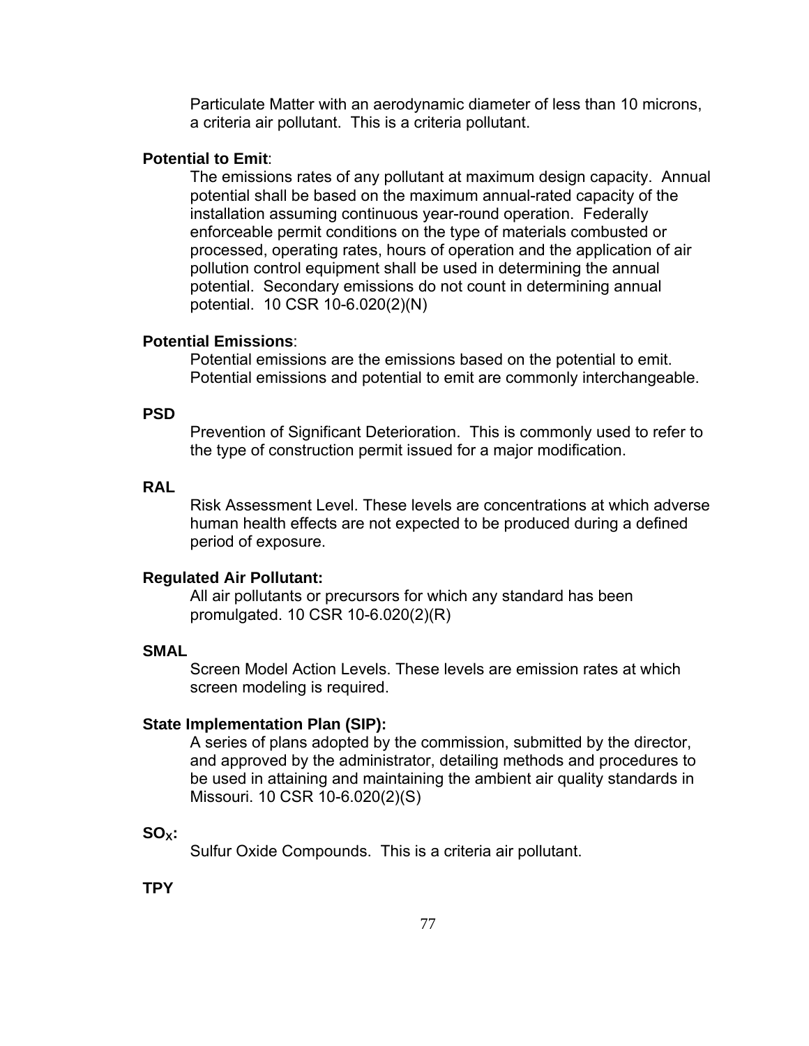Particulate Matter with an aerodynamic diameter of less than 10 microns, a criteria air pollutant. This is a criteria pollutant.

**Potential to Emit**:

The emissions rates of any pollutant at maximum design capacity. Annual potential shall be based on the maximum annual-rated capacity of the installation assuming continuous year-round operation. Federally enforceable permit conditions on the type of materials combusted or processed, operating rates, hours of operation and the application of air pollution control equipment shall be used in determining the annual potential. Secondary emissions do not count in determining annual potential. 10 CSR 10-6.020(2)(N)

**Potential Emissions**:

Potential emissions are the emissions based on the potential to emit. Potential emissions and potential to emit are commonly interchangeable.

**PSD**

Prevention of Significant Deterioration. This is commonly used to refer to the type of construction permit issued for a major modification.

**RAL**

Risk Assessment Level. These levels are concentrations at which adverse human health effects are not expected to be produced during a defined period of exposure.

**Regulated Air Pollutant:**

All air pollutants or precursors for which any standard has been promulgated. 10 CSR 10-6.020(2)(R)

**SMAL**

Screen Model Action Levels. These levels are emission rates at which screen modeling is required.

**State Implementation Plan (SIP):**

A series of plans adopted by the commission, submitted by the director, and approved by the administrator, detailing methods and procedures to be used in attaining and maintaining the ambient air quality standards in Missouri. 10 CSR 10-6.020(2)(S)

**$SO_X$:**

Sulfur Oxide Compounds. This is a criteria air pollutant.

**TPY**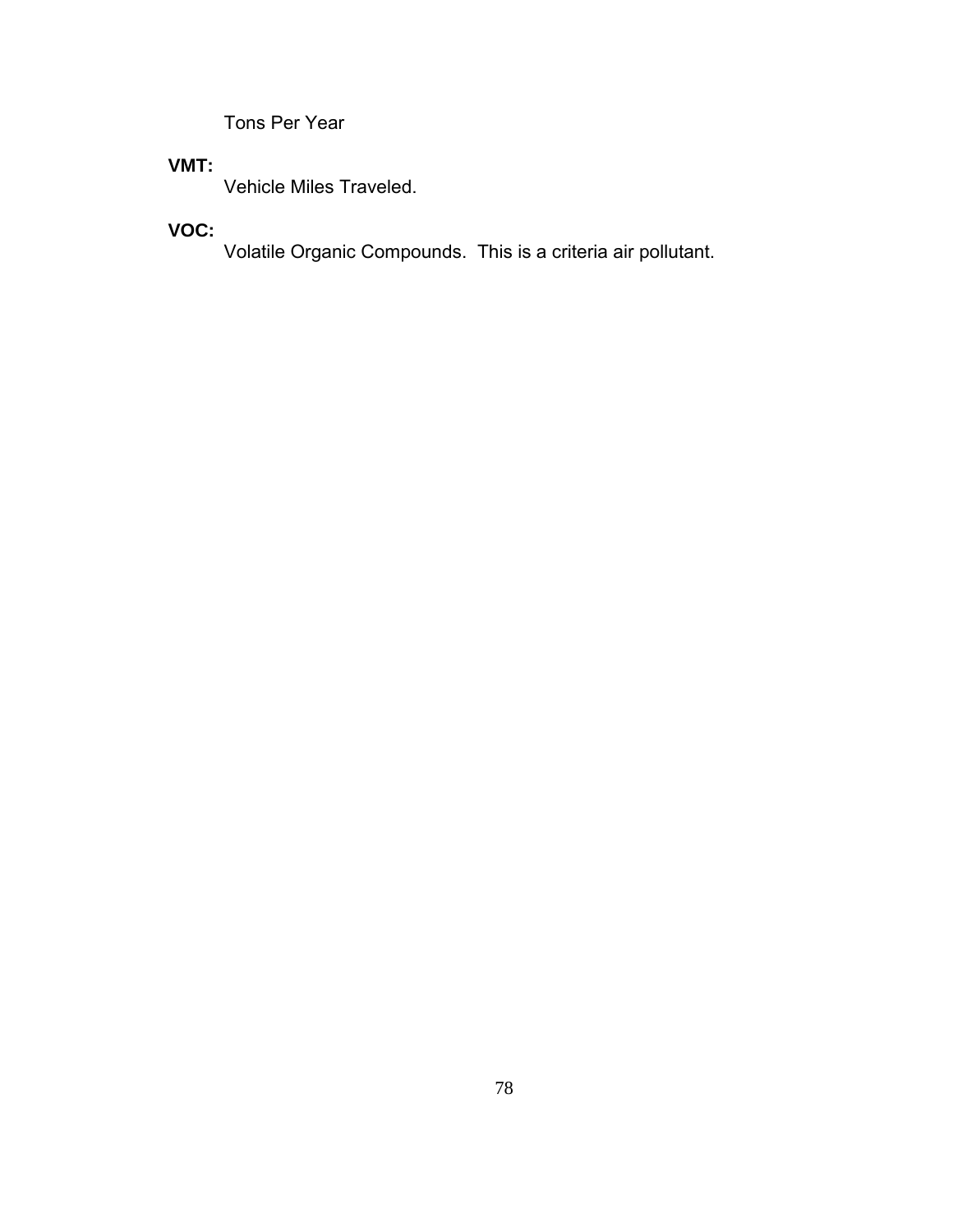Tons Per Year

**VMT:**

Vehicle Miles Traveled.

**VOC:**

Volatile Organic Compounds. This is a criteria air pollutant.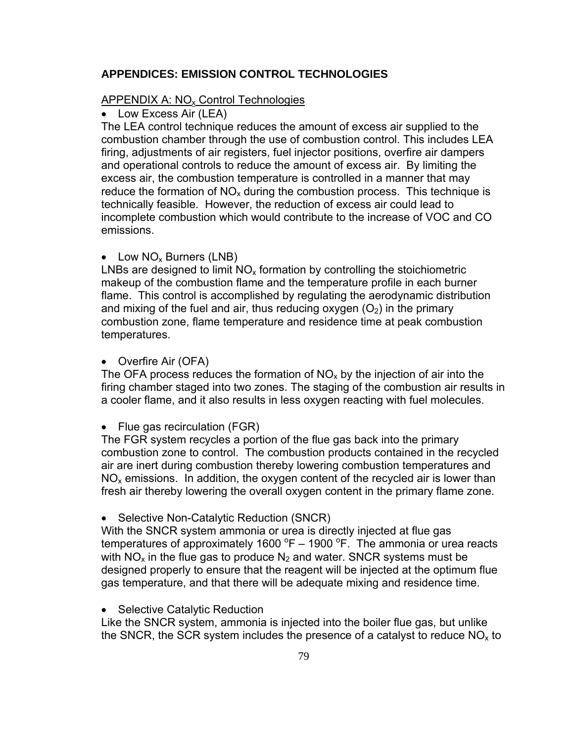# APPENDICES: EMISSION CONTROL TECHNOLOGIES

## APPENDIX A: $NO_x$ Control Technologies

- Low Excess Air (LEA)

The LEA control technique reduces the amount of excess air supplied to the combustion chamber through the use of combustion control. This includes LEA firing, adjustments of air registers, fuel injector positions, overfire air dampers and operational controls to reduce the amount of excess air. By limiting the excess air, the combustion temperature is controlled in a manner that may reduce the formation of $NO_x$ during the combustion process. This technique is technically feasible. However, the reduction of excess air could lead to incomplete combustion which would contribute to the increase of VOC and CO emissions.

- Low $NO_x$ Burners (LNB)

LNBs are designed to limit $NO_x$ formation by controlling the stoichiometric makeup of the combustion flame and the temperature profile in each burner flame. This control is accomplished by regulating the aerodynamic distribution and mixing of the fuel and air, thus reducing oxygen ($O_2$) in the primary combustion zone, flame temperature and residence time at peak combustion temperatures.

- Overfire Air (OFA)

The OFA process reduces the formation of $NO_x$ by the injection of air into the firing chamber staged into two zones. The staging of the combustion air results in a cooler flame, and it also results in less oxygen reacting with fuel molecules.

- Flue gas recirculation (FGR)

The FGR system recycles a portion of the flue gas back into the primary combustion zone to control. The combustion products contained in the recycled air are inert during combustion thereby lowering combustion temperatures and $NO_x$ emissions. In addition, the oxygen content of the recycled air is lower than fresh air thereby lowering the overall oxygen content in the primary flame zone.

- Selective Non-Catalytic Reduction (SNCR)

With the SNCR system ammonia or urea is directly injected at flue gas temperatures of approximately 1600 $^{o}$F – 1900 $^{o}$F. The ammonia or urea reacts with $NO_x$ in the flue gas to produce $N_2$ and water. SNCR systems must be designed properly to ensure that the reagent will be injected at the optimum flue gas temperature, and that there will be adequate mixing and residence time.

- Selective Catalytic Reduction

Like the SNCR system, ammonia is injected into the boiler flue gas, but unlike the SNCR, the SCR system includes the presence of a catalyst to reduce $NO_x$ to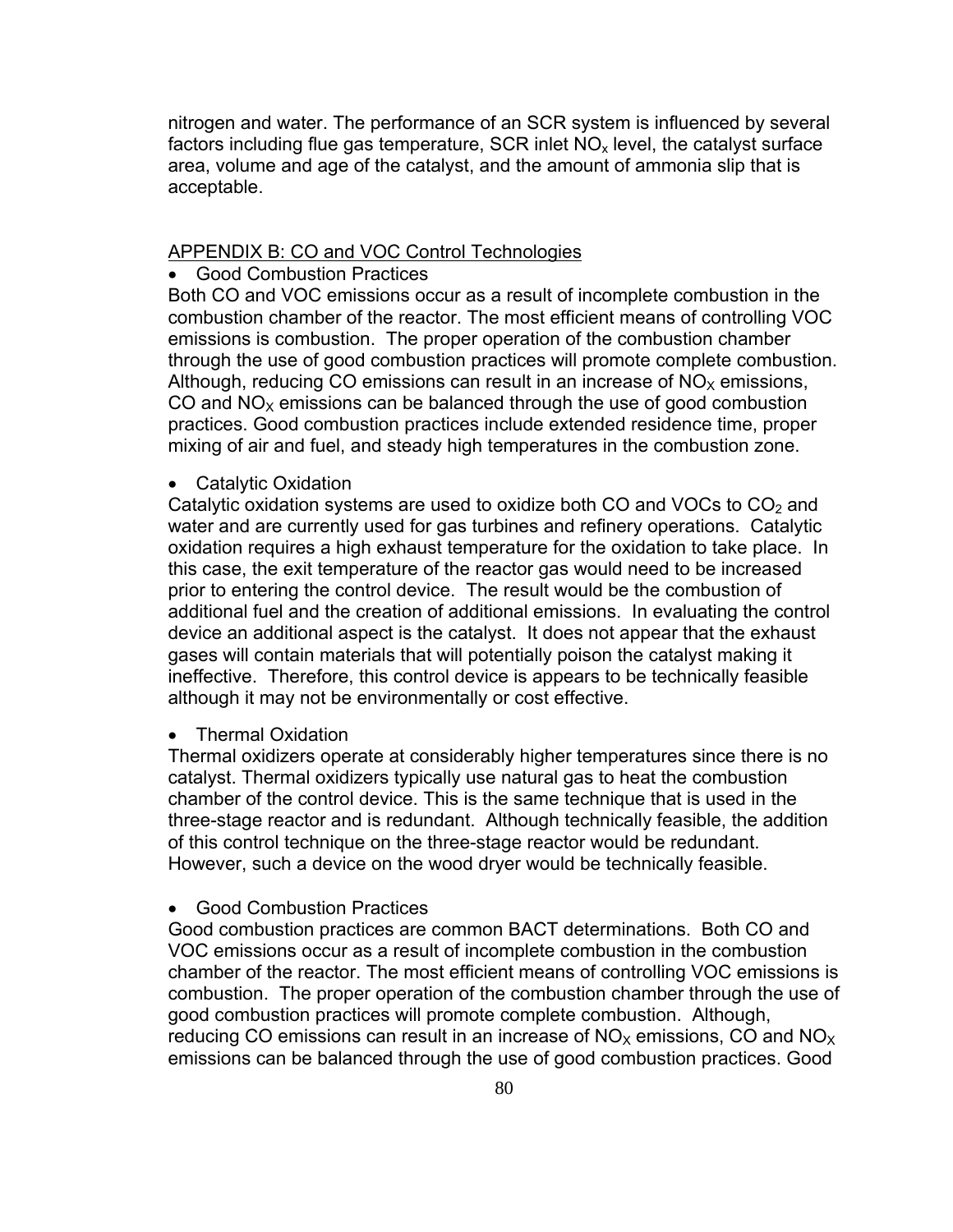nitrogen and water. The performance of an SCR system is influenced by several factors including flue gas temperature, SCR inlet $NO_x$ level, the catalyst surface area, volume and age of the catalyst, and the amount of ammonia slip that is acceptable.

## APPENDIX B: CO and VOC Control Technologies

- Good Combustion Practices

Both CO and VOC emissions occur as a result of incomplete combustion in the combustion chamber of the reactor. The most efficient means of controlling VOC emissions is combustion. The proper operation of the combustion chamber through the use of good combustion practices will promote complete combustion. Although, reducing CO emissions can result in an increase of $NO_X$ emissions, CO and $NO_X$ emissions can be balanced through the use of good combustion practices. Good combustion practices include extended residence time, proper mixing of air and fuel, and steady high temperatures in the combustion zone.

- Catalytic Oxidation

Catalytic oxidation systems are used to oxidize both CO and VOCs to $CO_2$ and water and are currently used for gas turbines and refinery operations. Catalytic oxidation requires a high exhaust temperature for the oxidation to take place. In this case, the exit temperature of the reactor gas would need to be increased prior to entering the control device. The result would be the combustion of additional fuel and the creation of additional emissions. In evaluating the control device an additional aspect is the catalyst. It does not appear that the exhaust gases will contain materials that will potentially poison the catalyst making it ineffective. Therefore, this control device is appears to be technically feasible although it may not be environmentally or cost effective.

- Thermal Oxidation

Thermal oxidizers operate at considerably higher temperatures since there is no catalyst. Thermal oxidizers typically use natural gas to heat the combustion chamber of the control device. This is the same technique that is used in the three-stage reactor and is redundant. Although technically feasible, the addition of this control technique on the three-stage reactor would be redundant. However, such a device on the wood dryer would be technically feasible.

- Good Combustion Practices

Good combustion practices are common BACT determinations. Both CO and VOC emissions occur as a result of incomplete combustion in the combustion chamber of the reactor. The most efficient means of controlling VOC emissions is combustion. The proper operation of the combustion chamber through the use of good combustion practices will promote complete combustion. Although, reducing CO emissions can result in an increase of $NO_X$ emissions, CO and $NO_X$ emissions can be balanced through the use of good combustion practices. Good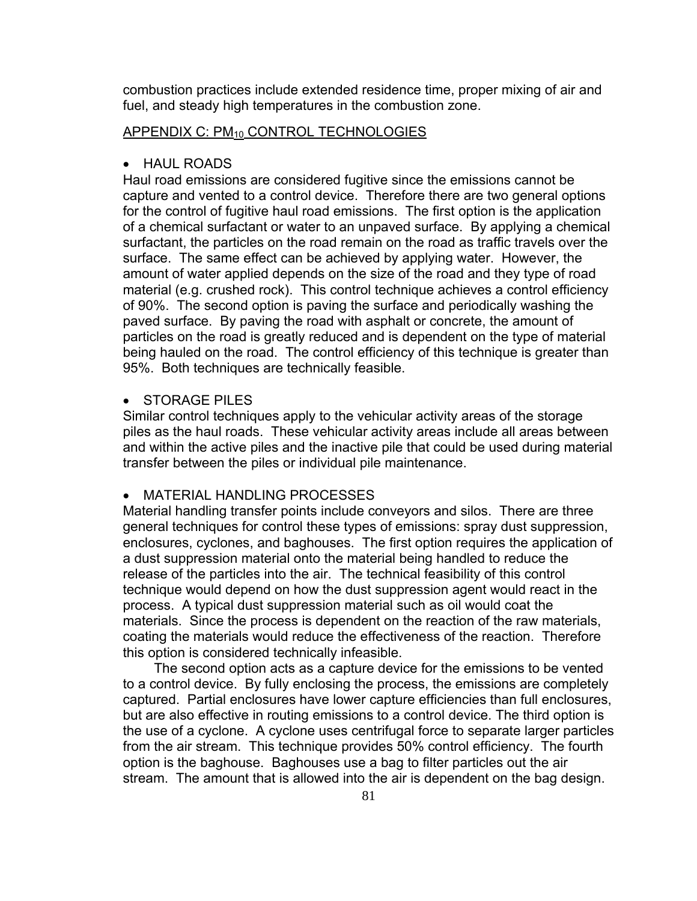combustion practices include extended residence time, proper mixing of air and fuel, and steady high temperatures in the combustion zone.

## APPENDIX C: $PM_{10}$ CONTROL TECHNOLOGIES

- HAUL ROADS

Haul road emissions are considered fugitive since the emissions cannot be capture and vented to a control device. Therefore there are two general options for the control of fugitive haul road emissions. The first option is the application of a chemical surfactant or water to an unpaved surface. By applying a chemical surfactant, the particles on the road remain on the road as traffic travels over the surface. The same effect can be achieved by applying water. However, the amount of water applied depends on the size of the road and they type of road material (e.g. crushed rock). This control technique achieves a control efficiency of 90%. The second option is paving the surface and periodically washing the paved surface. By paving the road with asphalt or concrete, the amount of particles on the road is greatly reduced and is dependent on the type of material being hauled on the road. The control efficiency of this technique is greater than 95%. Both techniques are technically feasible.

- STORAGE PILES

Similar control techniques apply to the vehicular activity areas of the storage piles as the haul roads. These vehicular activity areas include all areas between and within the active piles and the inactive pile that could be used during material transfer between the piles or individual pile maintenance.

- MATERIAL HANDLING PROCESSES

Material handling transfer points include conveyors and silos. There are three general techniques for control these types of emissions: spray dust suppression, enclosures, cyclones, and baghouses. The first option requires the application of a dust suppression material onto the material being handled to reduce the release of the particles into the air. The technical feasibility of this control technique would depend on how the dust suppression agent would react in the process. A typical dust suppression material such as oil would coat the materials. Since the process is dependent on the reaction of the raw materials, coating the materials would reduce the effectiveness of the reaction. Therefore this option is considered technically infeasible.

The second option acts as a capture device for the emissions to be vented to a control device. By fully enclosing the process, the emissions are completely captured. Partial enclosures have lower capture efficiencies than full enclosures, but are also effective in routing emissions to a control device. The third option is the use of a cyclone. A cyclone uses centrifugal force to separate larger particles from the air stream. This technique provides 50% control efficiency. The fourth option is the baghouse. Baghouses use a bag to filter particles out the air stream. The amount that is allowed into the air is dependent on the bag design.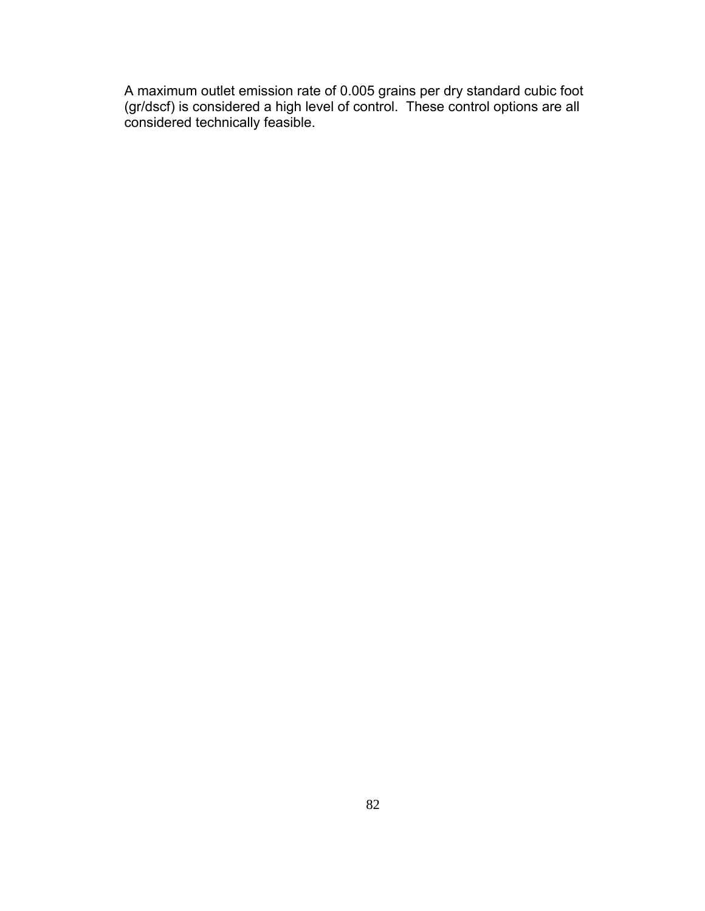A maximum outlet emission rate of 0.005 grains per dry standard cubic foot (gr/dscf) is considered a high level of control. These control options are all considered technically feasible.